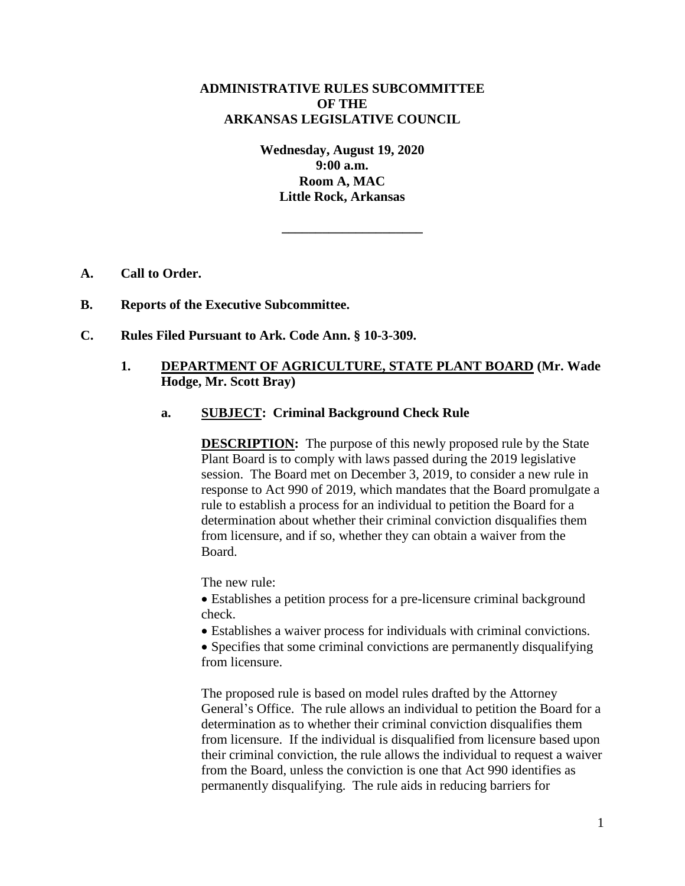**ADMINISTRATIVE RULES SUBCOMMITTEE**
**OF THE**
**ARKANSAS LEGISLATIVE COUNCIL**

**Wednesday, August 19, 2020**
**9:00 a.m.**
**Room A, MAC**
**Little Rock, Arkansas**

---

**A. Call to Order.**

**B. Reports of the Executive Subcommittee.**

**C. Rules Filed Pursuant to Ark. Code Ann. § 10-3-309.**

**1. DEPARTMENT OF AGRICULTURE, STATE PLANT BOARD (Mr. Wade Hodge, Mr. Scott Bray)**

**a. SUBJECT: Criminal Background Check Rule**

**DESCRIPTION:** The purpose of this newly proposed rule by the State Plant Board is to comply with laws passed during the 2019 legislative session. The Board met on December 3, 2019, to consider a new rule in response to Act 990 of 2019, which mandates that the Board promulgate a rule to establish a process for an individual to petition the Board for a determination about whether their criminal conviction disqualifies them from licensure, and if so, whether they can obtain a waiver from the Board.

The new rule:

- Establishes a petition process for a pre-licensure criminal background check.
- Establishes a waiver process for individuals with criminal convictions.
- Specifies that some criminal convictions are permanently disqualifying from licensure.

The proposed rule is based on model rules drafted by the Attorney General's Office. The rule allows an individual to petition the Board for a determination as to whether their criminal conviction disqualifies them from licensure. If the individual is disqualified from licensure based upon their criminal conviction, the rule allows the individual to request a waiver from the Board, unless the conviction is one that Act 990 identifies as permanently disqualifying. The rule aids in reducing barriers for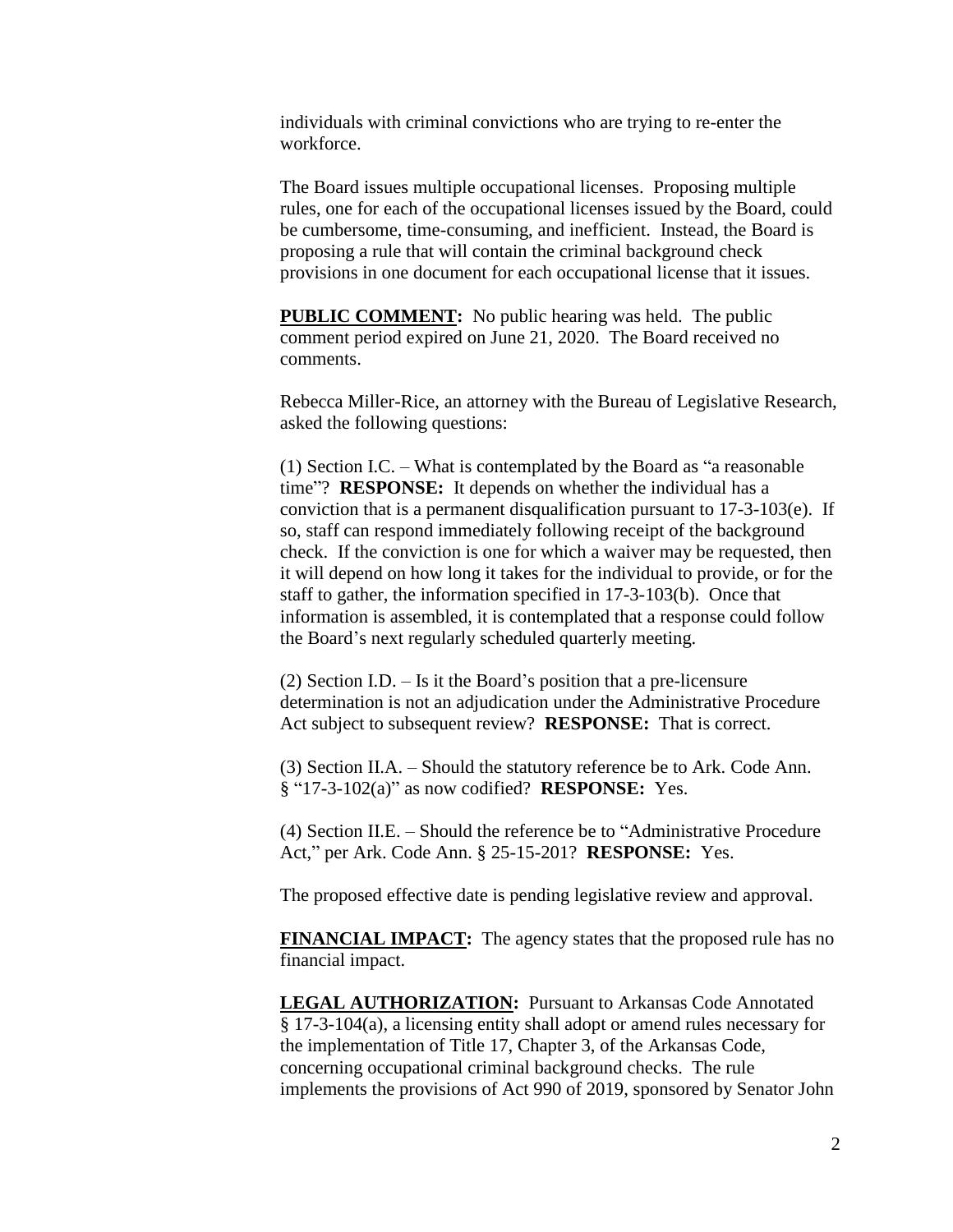individuals with criminal convictions who are trying to re-enter the workforce.

The Board issues multiple occupational licenses. Proposing multiple rules, one for each of the occupational licenses issued by the Board, could be cumbersome, time-consuming, and inefficient. Instead, the Board is proposing a rule that will contain the criminal background check provisions in one document for each occupational license that it issues.

**PUBLIC COMMENT:** No public hearing was held. The public comment period expired on June 21, 2020. The Board received no comments.

Rebecca Miller-Rice, an attorney with the Bureau of Legislative Research, asked the following questions:

(1) Section I.C. – What is contemplated by the Board as "a reasonable time"? **RESPONSE:** It depends on whether the individual has a conviction that is a permanent disqualification pursuant to 17-3-103(e). If so, staff can respond immediately following receipt of the background check. If the conviction is one for which a waiver may be requested, then it will depend on how long it takes for the individual to provide, or for the staff to gather, the information specified in 17-3-103(b). Once that information is assembled, it is contemplated that a response could follow the Board's next regularly scheduled quarterly meeting.

(2) Section I.D. – Is it the Board's position that a pre-licensure determination is not an adjudication under the Administrative Procedure Act subject to subsequent review? **RESPONSE:** That is correct.

(3) Section II.A. – Should the statutory reference be to Ark. Code Ann. § "17-3-102(a)" as now codified? **RESPONSE:** Yes.

(4) Section II.E. – Should the reference be to "Administrative Procedure Act," per Ark. Code Ann. § 25-15-201? **RESPONSE:** Yes.

The proposed effective date is pending legislative review and approval.

**FINANCIAL IMPACT:** The agency states that the proposed rule has no financial impact.

**LEGAL AUTHORIZATION:** Pursuant to Arkansas Code Annotated § 17-3-104(a), a licensing entity shall adopt or amend rules necessary for the implementation of Title 17, Chapter 3, of the Arkansas Code, concerning occupational criminal background checks. The rule implements the provisions of Act 990 of 2019, sponsored by Senator John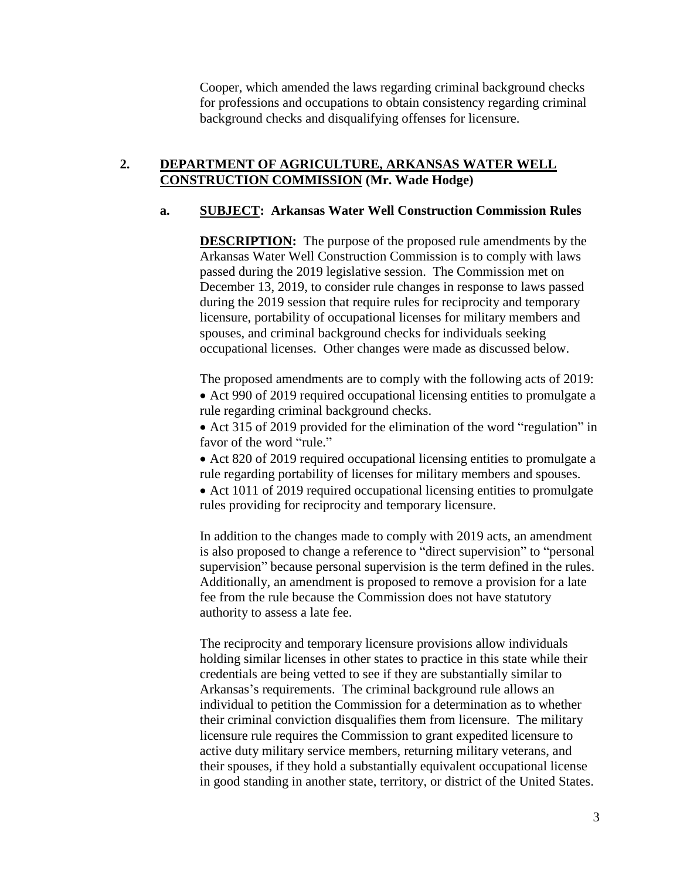Cooper, which amended the laws regarding criminal background checks for professions and occupations to obtain consistency regarding criminal background checks and disqualifying offenses for licensure.

**2. <u>DEPARTMENT OF AGRICULTURE, ARKANSAS WATER WELL CONSTRUCTION COMMISSION</u> (Mr. Wade Hodge)**

**a. <u>SUBJECT</u>: Arkansas Water Well Construction Commission Rules**

**<u>DESCRIPTION</u>:** The purpose of the proposed rule amendments by the Arkansas Water Well Construction Commission is to comply with laws passed during the 2019 legislative session. The Commission met on December 13, 2019, to consider rule changes in response to laws passed during the 2019 session that require rules for reciprocity and temporary licensure, portability of occupational licenses for military members and spouses, and criminal background checks for individuals seeking occupational licenses. Other changes were made as discussed below.

The proposed amendments are to comply with the following acts of 2019:

- Act 990 of 2019 required occupational licensing entities to promulgate a rule regarding criminal background checks.
- Act 315 of 2019 provided for the elimination of the word "regulation" in favor of the word "rule."
- Act 820 of 2019 required occupational licensing entities to promulgate a rule regarding portability of licenses for military members and spouses.
- Act 1011 of 2019 required occupational licensing entities to promulgate rules providing for reciprocity and temporary licensure.

In addition to the changes made to comply with 2019 acts, an amendment is also proposed to change a reference to "direct supervision" to "personal supervision" because personal supervision is the term defined in the rules. Additionally, an amendment is proposed to remove a provision for a late fee from the rule because the Commission does not have statutory authority to assess a late fee.

The reciprocity and temporary licensure provisions allow individuals holding similar licenses in other states to practice in this state while their credentials are being vetted to see if they are substantially similar to Arkansas's requirements. The criminal background rule allows an individual to petition the Commission for a determination as to whether their criminal conviction disqualifies them from licensure. The military licensure rule requires the Commission to grant expedited licensure to active duty military service members, returning military veterans, and their spouses, if they hold a substantially equivalent occupational license in good standing in another state, territory, or district of the United States.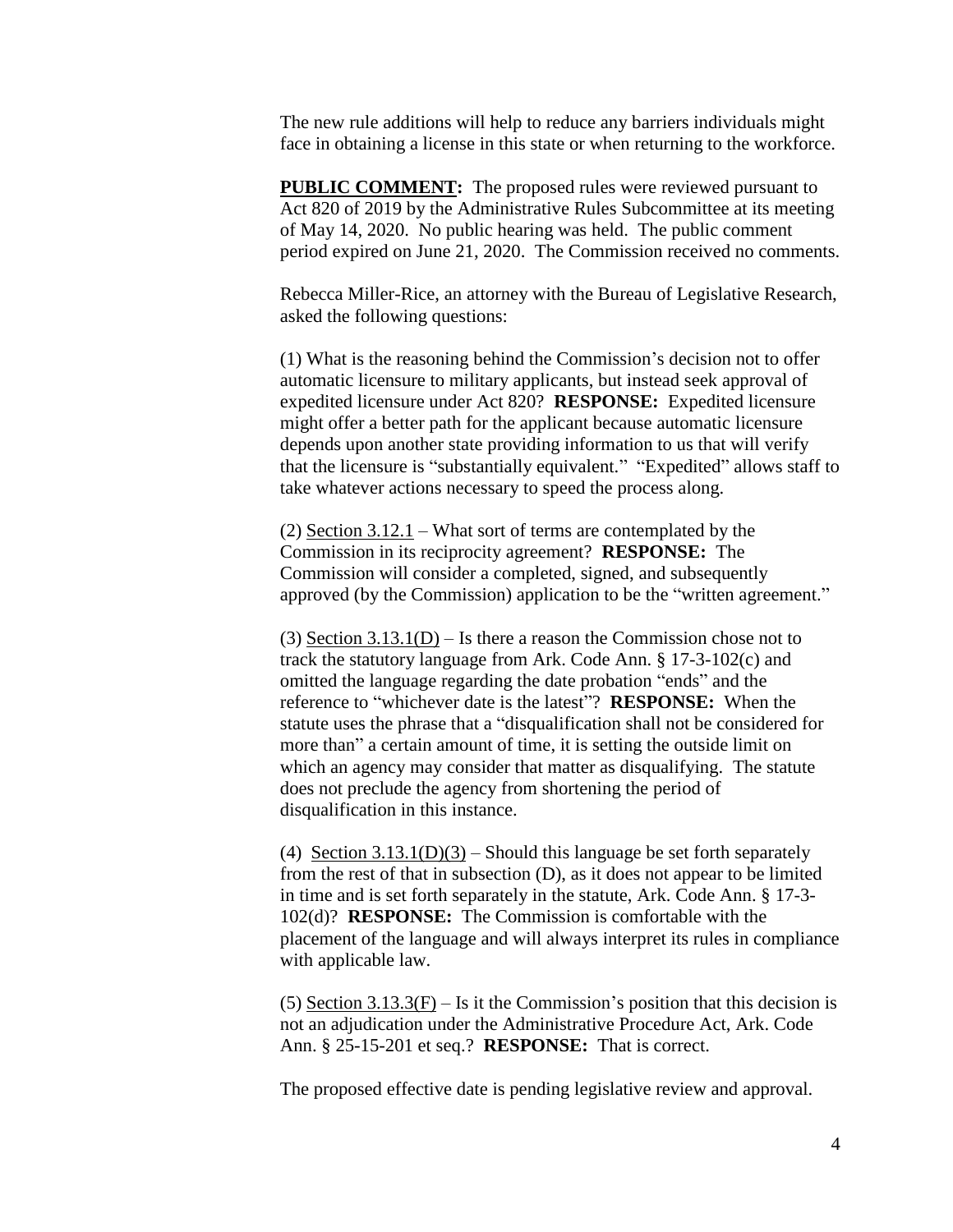The new rule additions will help to reduce any barriers individuals might face in obtaining a license in this state or when returning to the workforce.

**PUBLIC COMMENT:** The proposed rules were reviewed pursuant to Act 820 of 2019 by the Administrative Rules Subcommittee at its meeting of May 14, 2020. No public hearing was held. The public comment period expired on June 21, 2020. The Commission received no comments.

Rebecca Miller-Rice, an attorney with the Bureau of Legislative Research, asked the following questions:

(1) What is the reasoning behind the Commission's decision not to offer automatic licensure to military applicants, but instead seek approval of expedited licensure under Act 820? **RESPONSE:** Expedited licensure might offer a better path for the applicant because automatic licensure depends upon another state providing information to us that will verify that the licensure is "substantially equivalent." "Expedited" allows staff to take whatever actions necessary to speed the process along.

(2) Section 3.12.1 – What sort of terms are contemplated by the Commission in its reciprocity agreement? **RESPONSE:** The Commission will consider a completed, signed, and subsequently approved (by the Commission) application to be the "written agreement."

(3) Section 3.13.1(D) – Is there a reason the Commission chose not to track the statutory language from Ark. Code Ann. § 17-3-102(c) and omitted the language regarding the date probation "ends" and the reference to "whichever date is the latest"? **RESPONSE:** When the statute uses the phrase that a "disqualification shall not be considered for more than" a certain amount of time, it is setting the outside limit on which an agency may consider that matter as disqualifying. The statute does not preclude the agency from shortening the period of disqualification in this instance.

(4) Section 3.13.1(D)(3) – Should this language be set forth separately from the rest of that in subsection (D), as it does not appear to be limited in time and is set forth separately in the statute, Ark. Code Ann. § 17-3-102(d)? **RESPONSE:** The Commission is comfortable with the placement of the language and will always interpret its rules in compliance with applicable law.

(5) Section 3.13.3(F) – Is it the Commission's position that this decision is not an adjudication under the Administrative Procedure Act, Ark. Code Ann. § 25-15-201 et seq.? **RESPONSE:** That is correct.

The proposed effective date is pending legislative review and approval.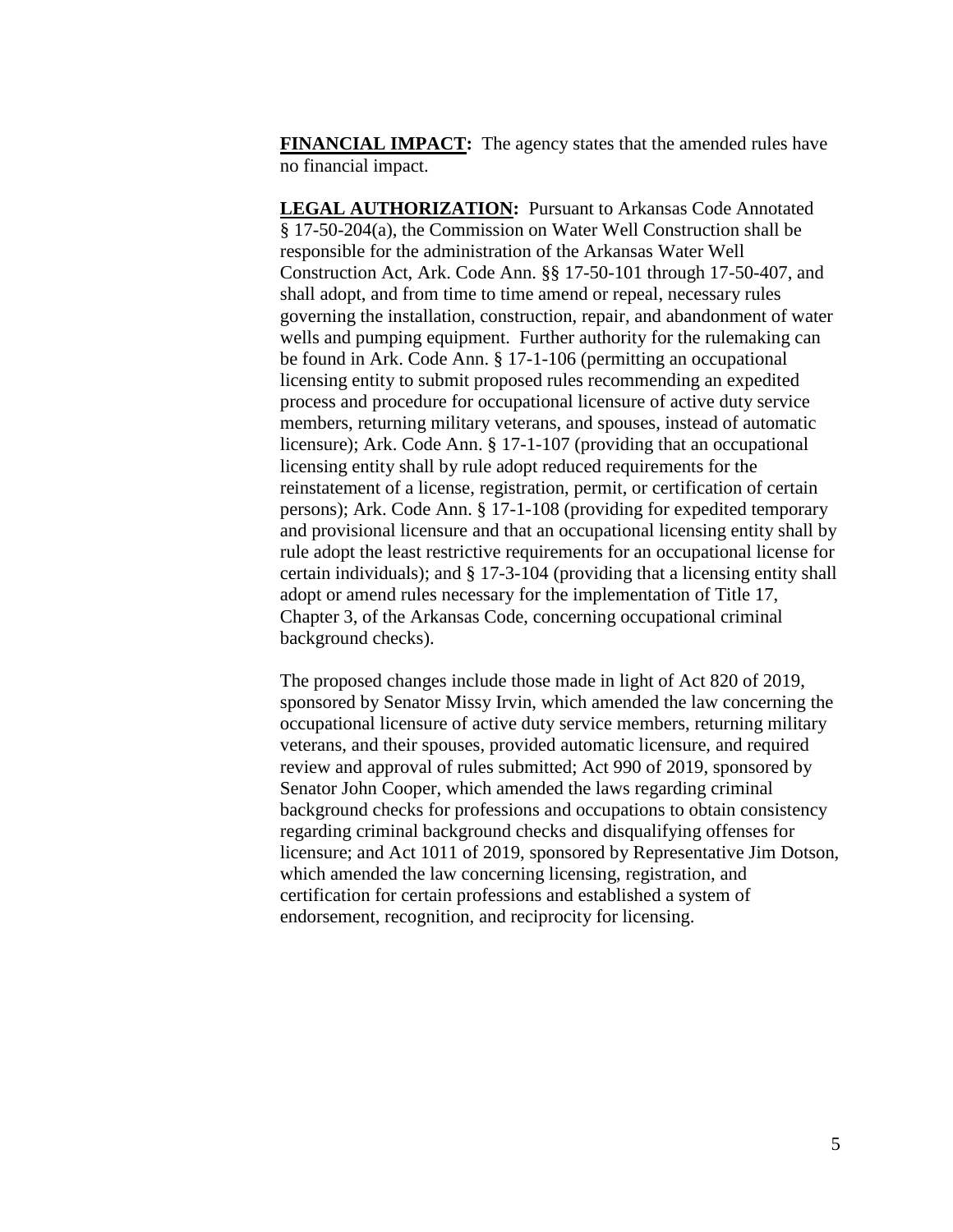**FINANCIAL IMPACT:** The agency states that the amended rules have no financial impact.

**LEGAL AUTHORIZATION:** Pursuant to Arkansas Code Annotated § 17-50-204(a), the Commission on Water Well Construction shall be responsible for the administration of the Arkansas Water Well Construction Act, Ark. Code Ann. §§ 17-50-101 through 17-50-407, and shall adopt, and from time to time amend or repeal, necessary rules governing the installation, construction, repair, and abandonment of water wells and pumping equipment. Further authority for the rulemaking can be found in Ark. Code Ann. § 17-1-106 (permitting an occupational licensing entity to submit proposed rules recommending an expedited process and procedure for occupational licensure of active duty service members, returning military veterans, and spouses, instead of automatic licensure); Ark. Code Ann. § 17-1-107 (providing that an occupational licensing entity shall by rule adopt reduced requirements for the reinstatement of a license, registration, permit, or certification of certain persons); Ark. Code Ann. § 17-1-108 (providing for expedited temporary and provisional licensure and that an occupational licensing entity shall by rule adopt the least restrictive requirements for an occupational license for certain individuals); and § 17-3-104 (providing that a licensing entity shall adopt or amend rules necessary for the implementation of Title 17, Chapter 3, of the Arkansas Code, concerning occupational criminal background checks).

The proposed changes include those made in light of Act 820 of 2019, sponsored by Senator Missy Irvin, which amended the law concerning the occupational licensure of active duty service members, returning military veterans, and their spouses, provided automatic licensure, and required review and approval of rules submitted; Act 990 of 2019, sponsored by Senator John Cooper, which amended the laws regarding criminal background checks for professions and occupations to obtain consistency regarding criminal background checks and disqualifying offenses for licensure; and Act 1011 of 2019, sponsored by Representative Jim Dotson, which amended the law concerning licensing, registration, and certification for certain professions and established a system of endorsement, recognition, and reciprocity for licensing.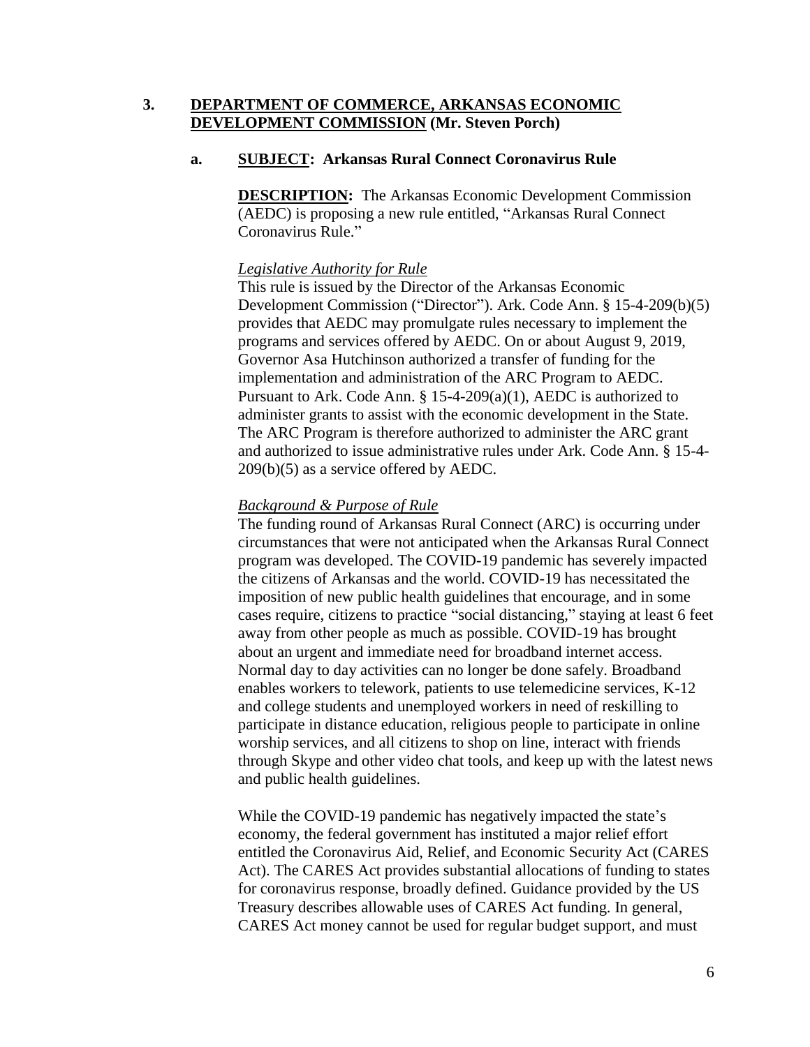## 3. **DEPARTMENT OF COMMERCE, ARKANSAS ECONOMIC DEVELOPMENT COMMISSION** (Mr. Steven Porch)

### a. **SUBJECT: Arkansas Rural Connect Coronavirus Rule**

**DESCRIPTION:** The Arkansas Economic Development Commission (AEDC) is proposing a new rule entitled, "Arkansas Rural Connect Coronavirus Rule."

*Legislative Authority for Rule*

This rule is issued by the Director of the Arkansas Economic Development Commission ("Director"). Ark. Code Ann. § 15-4-209(b)(5) provides that AEDC may promulgate rules necessary to implement the programs and services offered by AEDC. On or about August 9, 2019, Governor Asa Hutchinson authorized a transfer of funding for the implementation and administration of the ARC Program to AEDC. Pursuant to Ark. Code Ann. § 15-4-209(a)(1), AEDC is authorized to administer grants to assist with the economic development in the State. The ARC Program is therefore authorized to administer the ARC grant and authorized to issue administrative rules under Ark. Code Ann. § 15-4-209(b)(5) as a service offered by AEDC.

*Background & Purpose of Rule*

The funding round of Arkansas Rural Connect (ARC) is occurring under circumstances that were not anticipated when the Arkansas Rural Connect program was developed. The COVID-19 pandemic has severely impacted the citizens of Arkansas and the world. COVID-19 has necessitated the imposition of new public health guidelines that encourage, and in some cases require, citizens to practice "social distancing," staying at least 6 feet away from other people as much as possible. COVID-19 has brought about an urgent and immediate need for broadband internet access. Normal day to day activities can no longer be done safely. Broadband enables workers to telework, patients to use telemedicine services, K-12 and college students and unemployed workers in need of reskilling to participate in distance education, religious people to participate in online worship services, and all citizens to shop on line, interact with friends through Skype and other video chat tools, and keep up with the latest news and public health guidelines.

While the COVID-19 pandemic has negatively impacted the state's economy, the federal government has instituted a major relief effort entitled the Coronavirus Aid, Relief, and Economic Security Act (CARES Act). The CARES Act provides substantial allocations of funding to states for coronavirus response, broadly defined. Guidance provided by the US Treasury describes allowable uses of CARES Act funding. In general, CARES Act money cannot be used for regular budget support, and must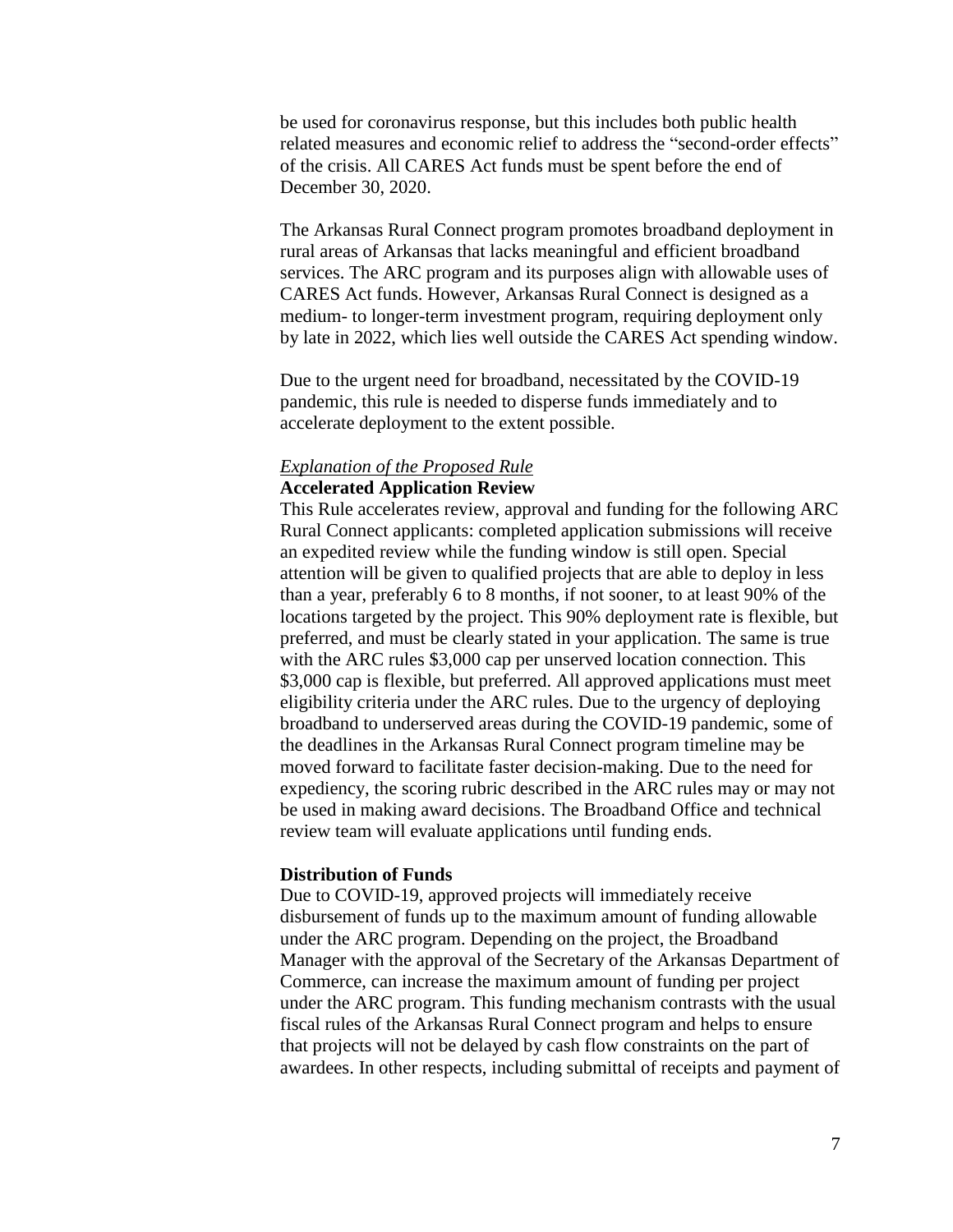be used for coronavirus response, but this includes both public health related measures and economic relief to address the "second-order effects" of the crisis. All CARES Act funds must be spent before the end of December 30, 2020.

The Arkansas Rural Connect program promotes broadband deployment in rural areas of Arkansas that lacks meaningful and efficient broadband services. The ARC program and its purposes align with allowable uses of CARES Act funds. However, Arkansas Rural Connect is designed as a medium- to longer-term investment program, requiring deployment only by late in 2022, which lies well outside the CARES Act spending window.

Due to the urgent need for broadband, necessitated by the COVID-19 pandemic, this rule is needed to disperse funds immediately and to accelerate deployment to the extent possible.

*Explanation of the Proposed Rule*

**Accelerated Application Review**

This Rule accelerates review, approval and funding for the following ARC Rural Connect applicants: completed application submissions will receive an expedited review while the funding window is still open. Special attention will be given to qualified projects that are able to deploy in less than a year, preferably 6 to 8 months, if not sooner, to at least 90% of the locations targeted by the project. This 90% deployment rate is flexible, but preferred, and must be clearly stated in your application. The same is true with the ARC rules $3,000 cap per unserved location connection. This $3,000 cap is flexible, but preferred. All approved applications must meet eligibility criteria under the ARC rules. Due to the urgency of deploying broadband to underserved areas during the COVID-19 pandemic, some of the deadlines in the Arkansas Rural Connect program timeline may be moved forward to facilitate faster decision-making. Due to the need for expediency, the scoring rubric described in the ARC rules may or may not be used in making award decisions. The Broadband Office and technical review team will evaluate applications until funding ends.

**Distribution of Funds**

Due to COVID-19, approved projects will immediately receive disbursement of funds up to the maximum amount of funding allowable under the ARC program. Depending on the project, the Broadband Manager with the approval of the Secretary of the Arkansas Department of Commerce, can increase the maximum amount of funding per project under the ARC program. This funding mechanism contrasts with the usual fiscal rules of the Arkansas Rural Connect program and helps to ensure that projects will not be delayed by cash flow constraints on the part of awardees. In other respects, including submittal of receipts and payment of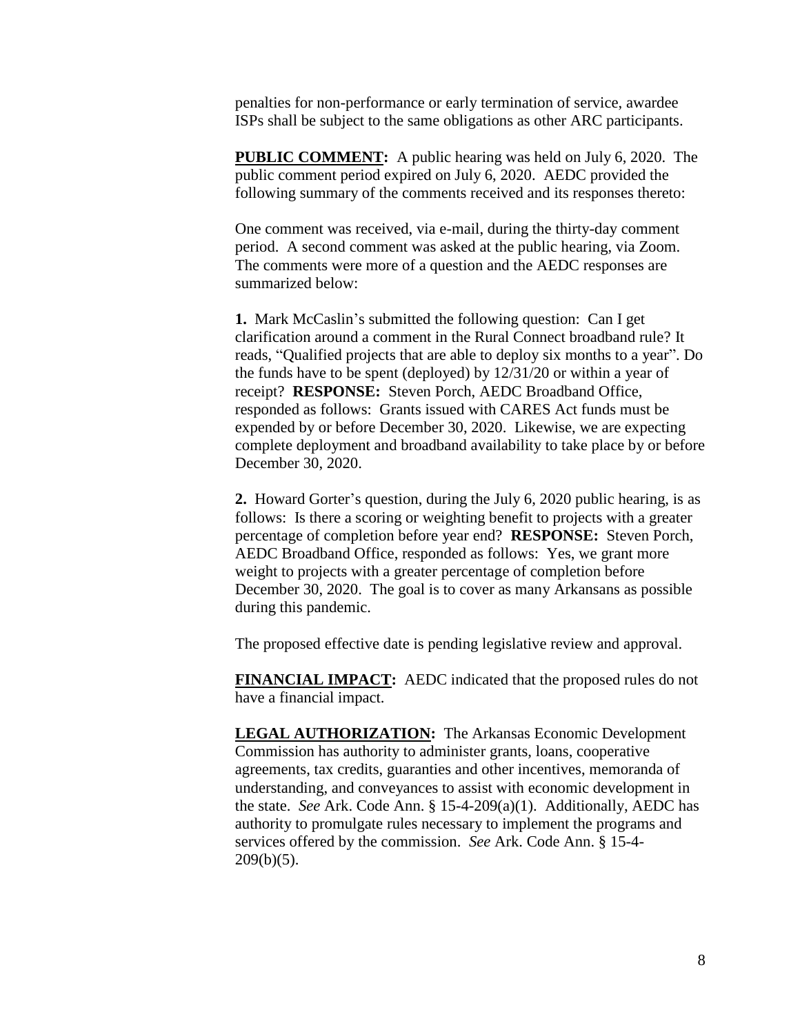penalties for non-performance or early termination of service, awardee ISPs shall be subject to the same obligations as other ARC participants.

**PUBLIC COMMENT:** A public hearing was held on July 6, 2020. The public comment period expired on July 6, 2020. AEDC provided the following summary of the comments received and its responses thereto:

One comment was received, via e-mail, during the thirty-day comment period. A second comment was asked at the public hearing, via Zoom. The comments were more of a question and the AEDC responses are summarized below:

**1.** Mark McCaslin's submitted the following question: Can I get clarification around a comment in the Rural Connect broadband rule? It reads, "Qualified projects that are able to deploy six months to a year". Do the funds have to be spent (deployed) by 12/31/20 or within a year of receipt? **RESPONSE:** Steven Porch, AEDC Broadband Office, responded as follows: Grants issued with CARES Act funds must be expended by or before December 30, 2020. Likewise, we are expecting complete deployment and broadband availability to take place by or before December 30, 2020.

**2.** Howard Gorter's question, during the July 6, 2020 public hearing, is as follows: Is there a scoring or weighting benefit to projects with a greater percentage of completion before year end? **RESPONSE:** Steven Porch, AEDC Broadband Office, responded as follows: Yes, we grant more weight to projects with a greater percentage of completion before December 30, 2020. The goal is to cover as many Arkansans as possible during this pandemic.

The proposed effective date is pending legislative review and approval.

**FINANCIAL IMPACT:** AEDC indicated that the proposed rules do not have a financial impact.

**LEGAL AUTHORIZATION:** The Arkansas Economic Development Commission has authority to administer grants, loans, cooperative agreements, tax credits, guaranties and other incentives, memoranda of understanding, and conveyances to assist with economic development in the state. *See* Ark. Code Ann. § 15-4-209(a)(1). Additionally, AEDC has authority to promulgate rules necessary to implement the programs and services offered by the commission. *See* Ark. Code Ann. § 15-4-209(b)(5).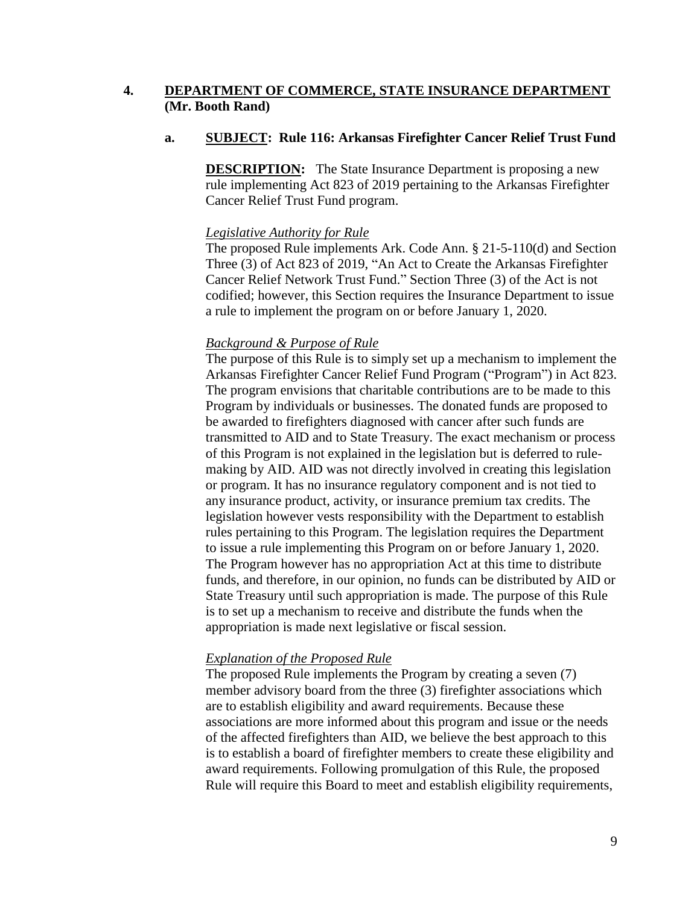**4. DEPARTMENT OF COMMERCE, STATE INSURANCE DEPARTMENT (Mr. Booth Rand)**

**a. SUBJECT: Rule 116: Arkansas Firefighter Cancer Relief Trust Fund**

**DESCRIPTION:** The State Insurance Department is proposing a new rule implementing Act 823 of 2019 pertaining to the Arkansas Firefighter Cancer Relief Trust Fund program.

*Legislative Authority for Rule*

The proposed Rule implements Ark. Code Ann. § 21-5-110(d) and Section Three (3) of Act 823 of 2019, "An Act to Create the Arkansas Firefighter Cancer Relief Network Trust Fund." Section Three (3) of the Act is not codified; however, this Section requires the Insurance Department to issue a rule to implement the program on or before January 1, 2020.

*Background & Purpose of Rule*

The purpose of this Rule is to simply set up a mechanism to implement the Arkansas Firefighter Cancer Relief Fund Program ("Program") in Act 823. The program envisions that charitable contributions are to be made to this Program by individuals or businesses. The donated funds are proposed to be awarded to firefighters diagnosed with cancer after such funds are transmitted to AID and to State Treasury. The exact mechanism or process of this Program is not explained in the legislation but is deferred to rule-making by AID. AID was not directly involved in creating this legislation or program. It has no insurance regulatory component and is not tied to any insurance product, activity, or insurance premium tax credits. The legislation however vests responsibility with the Department to establish rules pertaining to this Program. The legislation requires the Department to issue a rule implementing this Program on or before January 1, 2020. The Program however has no appropriation Act at this time to distribute funds, and therefore, in our opinion, no funds can be distributed by AID or State Treasury until such appropriation is made. The purpose of this Rule is to set up a mechanism to receive and distribute the funds when the appropriation is made next legislative or fiscal session.

*Explanation of the Proposed Rule*

The proposed Rule implements the Program by creating a seven (7) member advisory board from the three (3) firefighter associations which are to establish eligibility and award requirements. Because these associations are more informed about this program and issue or the needs of the affected firefighters than AID, we believe the best approach to this is to establish a board of firefighter members to create these eligibility and award requirements. Following promulgation of this Rule, the proposed Rule will require this Board to meet and establish eligibility requirements,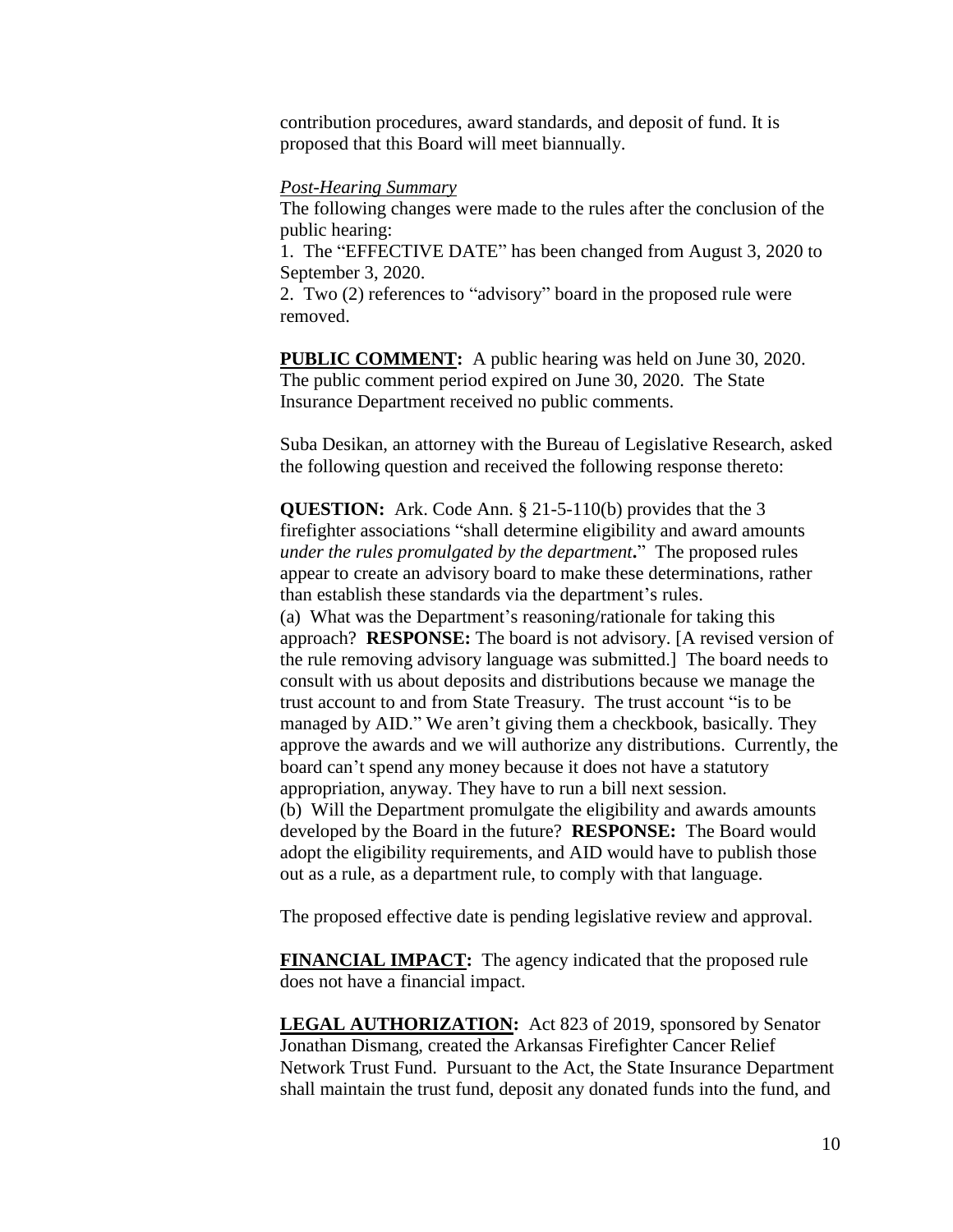contribution procedures, award standards, and deposit of fund. It is proposed that this Board will meet biannually.

*Post-Hearing Summary*

The following changes were made to the rules after the conclusion of the public hearing:

1. The "EFFECTIVE DATE" has been changed from August 3, 2020 to September 3, 2020.
2. Two (2) references to "advisory" board in the proposed rule were removed.

**PUBLIC COMMENT:** A public hearing was held on June 30, 2020. The public comment period expired on June 30, 2020. The State Insurance Department received no public comments.

Suba Desikan, an attorney with the Bureau of Legislative Research, asked the following question and received the following response thereto:

**QUESTION:** Ark. Code Ann. § 21-5-110(b) provides that the 3 firefighter associations "shall determine eligibility and award amounts *under the rules promulgated by the department***.**" The proposed rules appear to create an advisory board to make these determinations, rather than establish these standards via the department's rules.
(a) What was the Department's reasoning/rationale for taking this approach? **RESPONSE:** The board is not advisory. [A revised version of the rule removing advisory language was submitted.] The board needs to consult with us about deposits and distributions because we manage the trust account to and from State Treasury. The trust account "is to be managed by AID." We aren't giving them a checkbook, basically. They approve the awards and we will authorize any distributions. Currently, the board can't spend any money because it does not have a statutory appropriation, anyway. They have to run a bill next session.
(b) Will the Department promulgate the eligibility and awards amounts developed by the Board in the future? **RESPONSE:** The Board would adopt the eligibility requirements, and AID would have to publish those out as a rule, as a department rule, to comply with that language.

The proposed effective date is pending legislative review and approval.

**FINANCIAL IMPACT:** The agency indicated that the proposed rule does not have a financial impact.

**LEGAL AUTHORIZATION:** Act 823 of 2019, sponsored by Senator Jonathan Dismang, created the Arkansas Firefighter Cancer Relief Network Trust Fund. Pursuant to the Act, the State Insurance Department shall maintain the trust fund, deposit any donated funds into the fund, and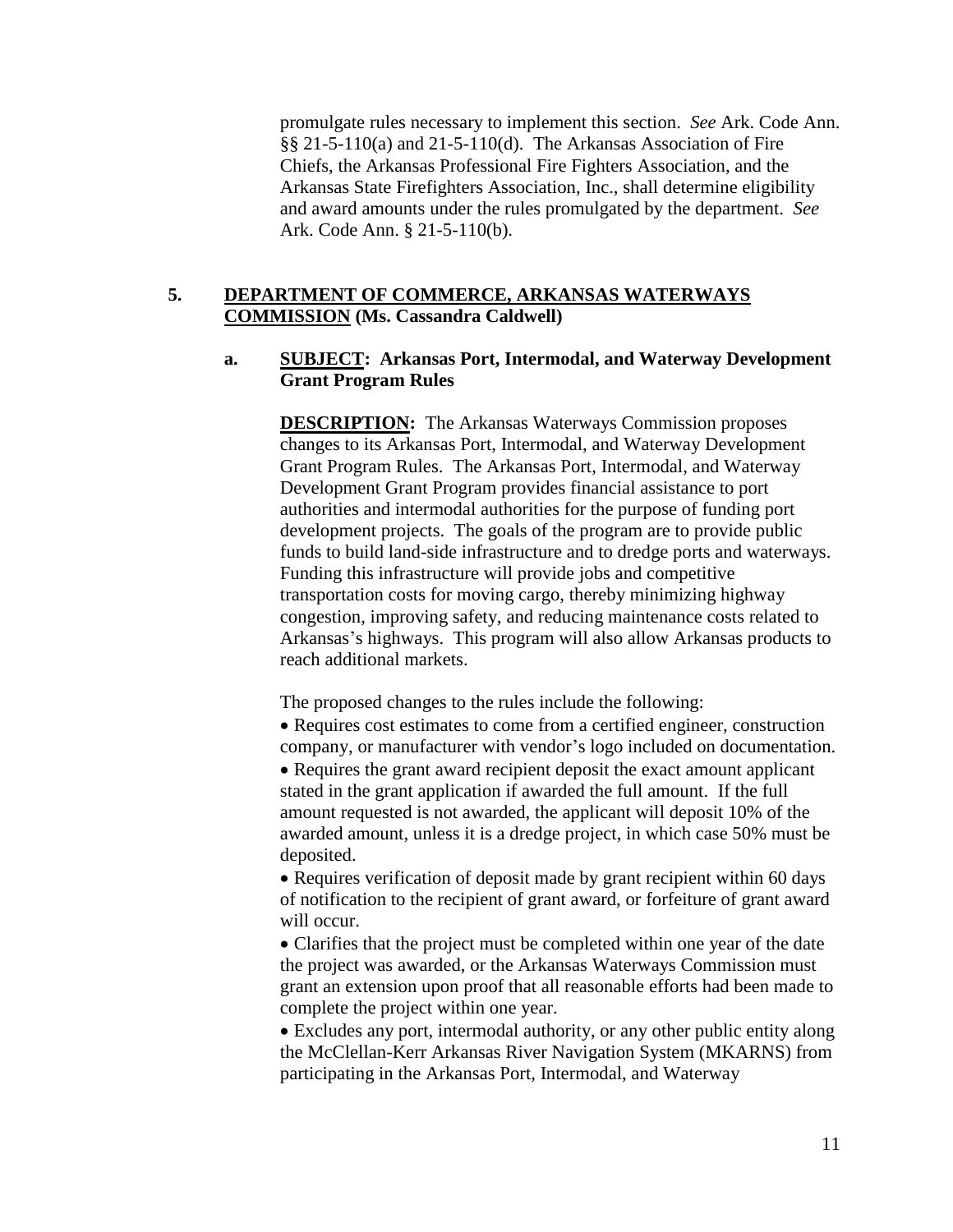promulgate rules necessary to implement this section. *See* Ark. Code Ann. §§ 21-5-110(a) and 21-5-110(d). The Arkansas Association of Fire Chiefs, the Arkansas Professional Fire Fighters Association, and the Arkansas State Firefighters Association, Inc., shall determine eligibility and award amounts under the rules promulgated by the department. *See* Ark. Code Ann. § 21-5-110(b).

**5. <u>DEPARTMENT OF COMMERCE, ARKANSAS WATERWAYS COMMISSION</u> (Ms. Cassandra Caldwell)**

**a. <u>SUBJECT</u>: Arkansas Port, Intermodal, and Waterway Development Grant Program Rules**

**<u>DESCRIPTION</u>:** The Arkansas Waterways Commission proposes changes to its Arkansas Port, Intermodal, and Waterway Development Grant Program Rules. The Arkansas Port, Intermodal, and Waterway Development Grant Program provides financial assistance to port authorities and intermodal authorities for the purpose of funding port development projects. The goals of the program are to provide public funds to build land-side infrastructure and to dredge ports and waterways. Funding this infrastructure will provide jobs and competitive transportation costs for moving cargo, thereby minimizing highway congestion, improving safety, and reducing maintenance costs related to Arkansas's highways. This program will also allow Arkansas products to reach additional markets.

The proposed changes to the rules include the following:

- Requires cost estimates to come from a certified engineer, construction company, or manufacturer with vendor's logo included on documentation.
- Requires the grant award recipient deposit the exact amount applicant stated in the grant application if awarded the full amount. If the full amount requested is not awarded, the applicant will deposit 10% of the awarded amount, unless it is a dredge project, in which case 50% must be deposited.
- Requires verification of deposit made by grant recipient within 60 days of notification to the recipient of grant award, or forfeiture of grant award will occur.
- Clarifies that the project must be completed within one year of the date the project was awarded, or the Arkansas Waterways Commission must grant an extension upon proof that all reasonable efforts had been made to complete the project within one year.
- Excludes any port, intermodal authority, or any other public entity along the McClellan-Kerr Arkansas River Navigation System (MKARNS) from participating in the Arkansas Port, Intermodal, and Waterway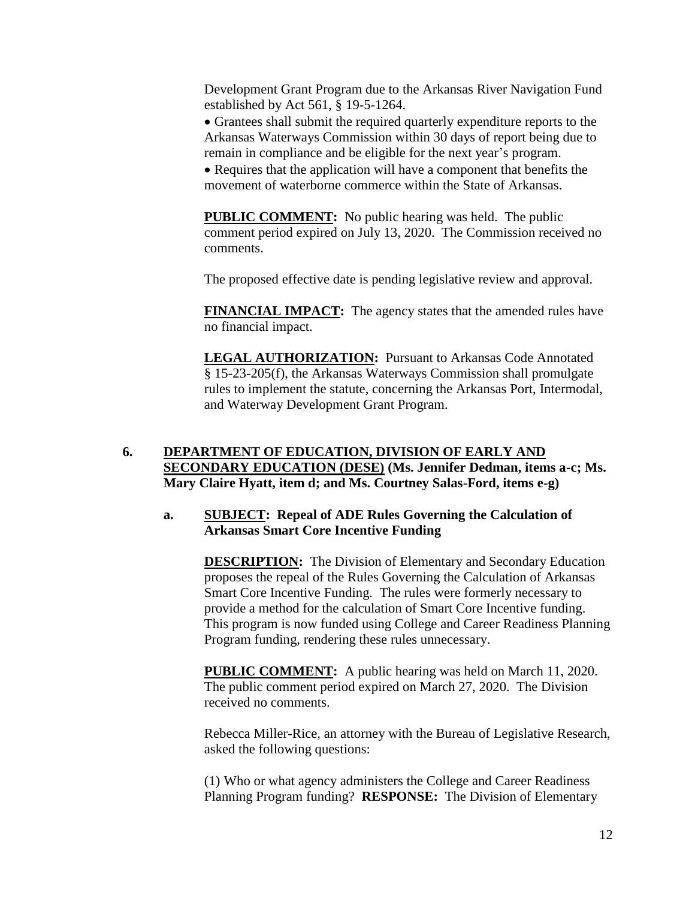Development Grant Program due to the Arkansas River Navigation Fund established by Act 561, § 19-5-1264.

- Grantees shall submit the required quarterly expenditure reports to the Arkansas Waterways Commission within 30 days of report being due to remain in compliance and be eligible for the next year's program.
- Requires that the application will have a component that benefits the movement of waterborne commerce within the State of Arkansas.

**PUBLIC COMMENT:** No public hearing was held. The public comment period expired on July 13, 2020. The Commission received no comments.

The proposed effective date is pending legislative review and approval.

**FINANCIAL IMPACT:** The agency states that the amended rules have no financial impact.

**LEGAL AUTHORIZATION:** Pursuant to Arkansas Code Annotated § 15-23-205(f), the Arkansas Waterways Commission shall promulgate rules to implement the statute, concerning the Arkansas Port, Intermodal, and Waterway Development Grant Program.

## 6. DEPARTMENT OF EDUCATION, DIVISION OF EARLY AND SECONDARY EDUCATION (DESE) (Ms. Jennifer Dedman, items a-c; Ms. Mary Claire Hyatt, item d; and Ms. Courtney Salas-Ford, items e-g)

### a. SUBJECT: Repeal of ADE Rules Governing the Calculation of Arkansas Smart Core Incentive Funding

**DESCRIPTION:** The Division of Elementary and Secondary Education proposes the repeal of the Rules Governing the Calculation of Arkansas Smart Core Incentive Funding. The rules were formerly necessary to provide a method for the calculation of Smart Core Incentive funding. This program is now funded using College and Career Readiness Planning Program funding, rendering these rules unnecessary.

**PUBLIC COMMENT:** A public hearing was held on March 11, 2020. The public comment period expired on March 27, 2020. The Division received no comments.

Rebecca Miller-Rice, an attorney with the Bureau of Legislative Research, asked the following questions:

(1) Who or what agency administers the College and Career Readiness Planning Program funding? **RESPONSE:** The Division of Elementary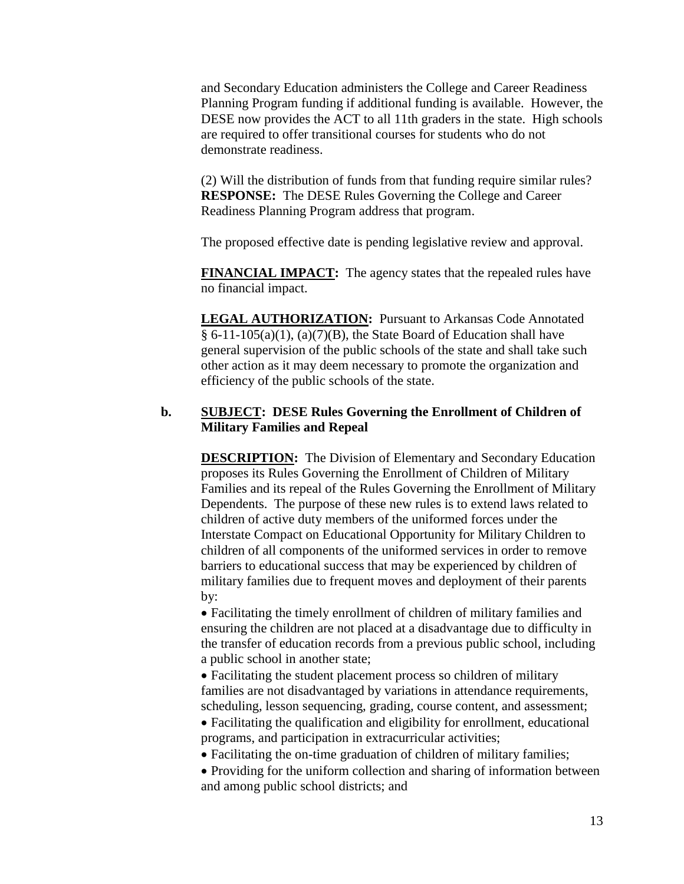and Secondary Education administers the College and Career Readiness Planning Program funding if additional funding is available. However, the DESE now provides the ACT to all 11th graders in the state. High schools are required to offer transitional courses for students who do not demonstrate readiness.

(2) Will the distribution of funds from that funding require similar rules?
**RESPONSE:** The DESE Rules Governing the College and Career Readiness Planning Program address that program.

The proposed effective date is pending legislative review and approval.

**FINANCIAL IMPACT:** The agency states that the repealed rules have no financial impact.

**LEGAL AUTHORIZATION:** Pursuant to Arkansas Code Annotated § 6-11-105(a)(1), (a)(7)(B), the State Board of Education shall have general supervision of the public schools of the state and shall take such other action as it may deem necessary to promote the organization and efficiency of the public schools of the state.

**b. SUBJECT: DESE Rules Governing the Enrollment of Children of Military Families and Repeal**

**DESCRIPTION:** The Division of Elementary and Secondary Education proposes its Rules Governing the Enrollment of Children of Military Families and its repeal of the Rules Governing the Enrollment of Military Dependents. The purpose of these new rules is to extend laws related to children of active duty members of the uniformed forces under the Interstate Compact on Educational Opportunity for Military Children to children of all components of the uniformed services in order to remove barriers to educational success that may be experienced by children of military families due to frequent moves and deployment of their parents by:

- Facilitating the timely enrollment of children of military families and ensuring the children are not placed at a disadvantage due to difficulty in the transfer of education records from a previous public school, including a public school in another state;
- Facilitating the student placement process so children of military families are not disadvantaged by variations in attendance requirements, scheduling, lesson sequencing, grading, course content, and assessment;
- Facilitating the qualification and eligibility for enrollment, educational programs, and participation in extracurricular activities;
- Facilitating the on-time graduation of children of military families;
- Providing for the uniform collection and sharing of information between and among public school districts; and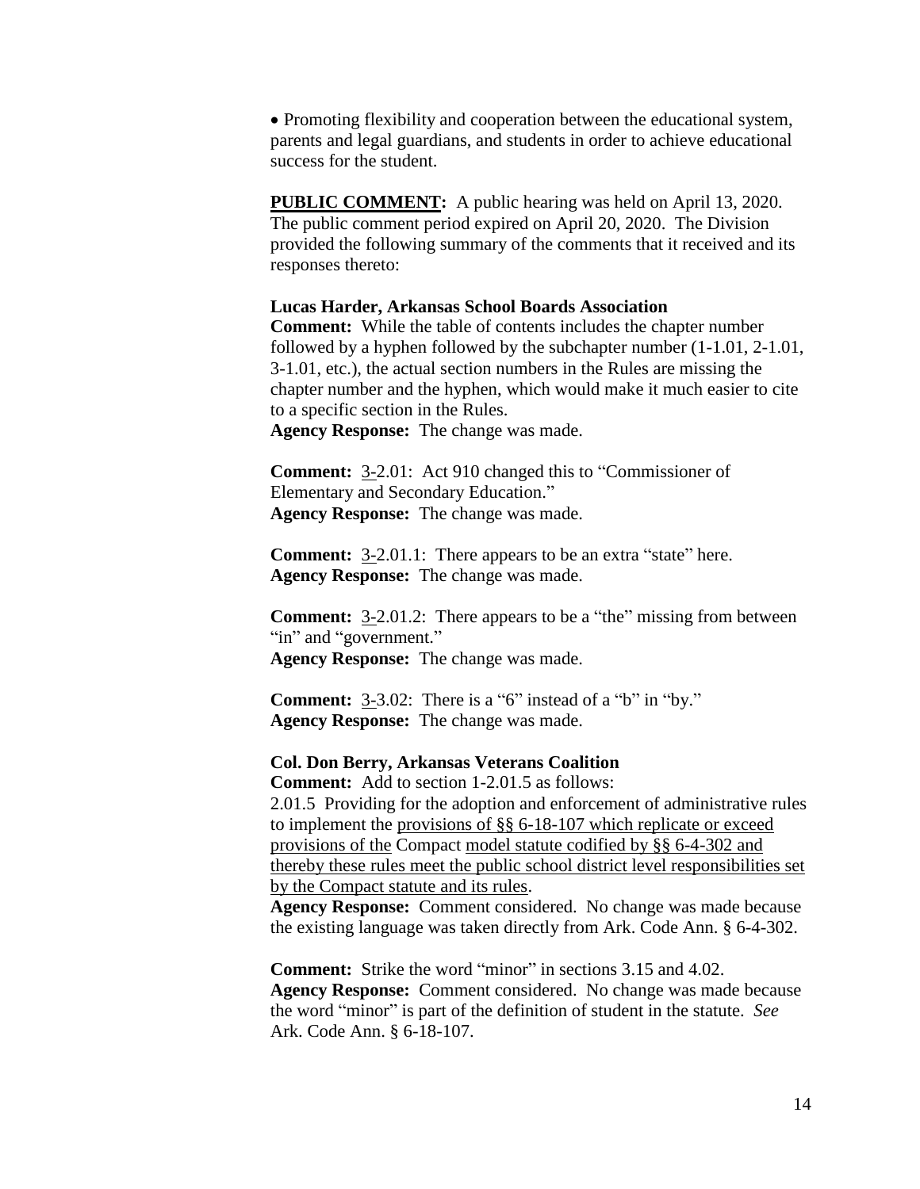- Promoting flexibility and cooperation between the educational system, parents and legal guardians, and students in order to achieve educational success for the student.

**PUBLIC COMMENT:** A public hearing was held on April 13, 2020. The public comment period expired on April 20, 2020. The Division provided the following summary of the comments that it received and its responses thereto:

**Lucas Harder, Arkansas School Boards Association**

**Comment:** While the table of contents includes the chapter number followed by a hyphen followed by the subchapter number (1-1.01, 2-1.01, 3-1.01, etc.), the actual section numbers in the Rules are missing the chapter number and the hyphen, which would make it much easier to cite to a specific section in the Rules.

**Agency Response:** The change was made.

**Comment:** 3-2.01: Act 910 changed this to "Commissioner of Elementary and Secondary Education."

**Agency Response:** The change was made.

**Comment:** 3-2.01.1: There appears to be an extra "state" here.

**Agency Response:** The change was made.

**Comment:** 3-2.01.2: There appears to be a "the" missing from between "in" and "government."

**Agency Response:** The change was made.

**Comment:** 3-3.02: There is a "6" instead of a "b" in "by."

**Agency Response:** The change was made.

**Col. Don Berry, Arkansas Veterans Coalition**

**Comment:** Add to section 1-2.01.5 as follows:

2.01.5 Providing for the adoption and enforcement of administrative rules to implement the provisions of §§ 6-18-107 which replicate or exceed provisions of the Compact model statute codified by §§ 6-4-302 and thereby these rules meet the public school district level responsibilities set by the Compact statute and its rules.

**Agency Response:** Comment considered. No change was made because the existing language was taken directly from Ark. Code Ann. § 6-4-302.

**Comment:** Strike the word "minor" in sections 3.15 and 4.02.

**Agency Response:** Comment considered. No change was made because the word "minor" is part of the definition of student in the statute. *See* Ark. Code Ann. § 6-18-107.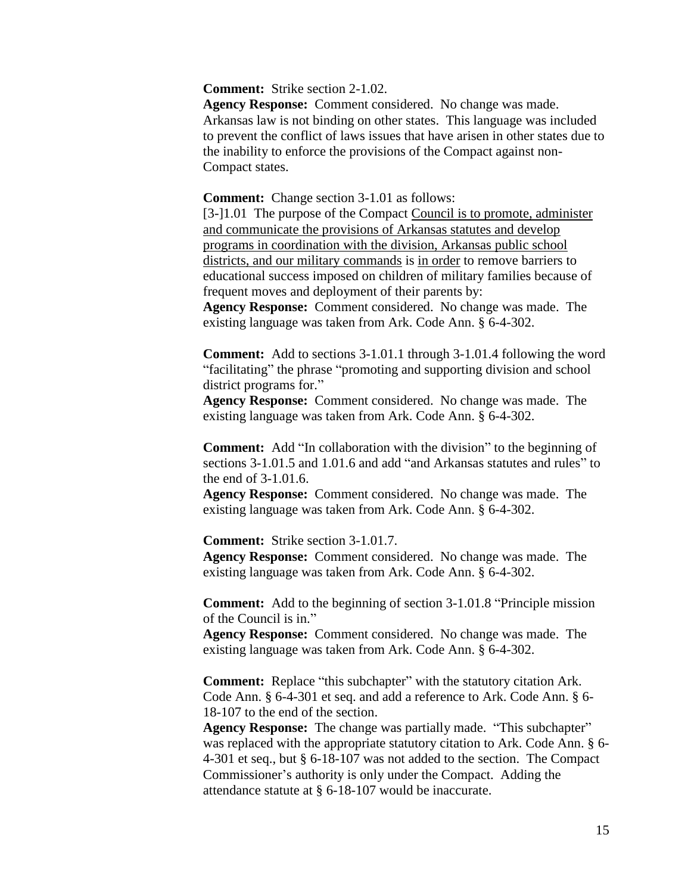**Comment:** Strike section 2-1.02.
**Agency Response:** Comment considered. No change was made. Arkansas law is not binding on other states. This language was included to prevent the conflict of laws issues that have arisen in other states due to the inability to enforce the provisions of the Compact against non-Compact states.

**Comment:** Change section 3-1.01 as follows:
[3-]1.01 The purpose of the Compact Council is to promote, administer and communicate the provisions of Arkansas statutes and develop programs in coordination with the division, Arkansas public school districts, and our military commands is in order to remove barriers to educational success imposed on children of military families because of frequent moves and deployment of their parents by:
**Agency Response:** Comment considered. No change was made. The existing language was taken from Ark. Code Ann. § 6-4-302.

**Comment:** Add to sections 3-1.01.1 through 3-1.01.4 following the word "facilitating" the phrase "promoting and supporting division and school district programs for."
**Agency Response:** Comment considered. No change was made. The existing language was taken from Ark. Code Ann. § 6-4-302.

**Comment:** Add "In collaboration with the division" to the beginning of sections 3-1.01.5 and 1.01.6 and add "and Arkansas statutes and rules" to the end of 3-1.01.6.
**Agency Response:** Comment considered. No change was made. The existing language was taken from Ark. Code Ann. § 6-4-302.

**Comment:** Strike section 3-1.01.7.
**Agency Response:** Comment considered. No change was made. The existing language was taken from Ark. Code Ann. § 6-4-302.

**Comment:** Add to the beginning of section 3-1.01.8 "Principle mission of the Council is in."
**Agency Response:** Comment considered. No change was made. The existing language was taken from Ark. Code Ann. § 6-4-302.

**Comment:** Replace "this subchapter" with the statutory citation Ark. Code Ann. § 6-4-301 et seq. and add a reference to Ark. Code Ann. § 6-18-107 to the end of the section.
**Agency Response:** The change was partially made. "This subchapter" was replaced with the appropriate statutory citation to Ark. Code Ann. § 6-4-301 et seq., but § 6-18-107 was not added to the section. The Compact Commissioner's authority is only under the Compact. Adding the attendance statute at § 6-18-107 would be inaccurate.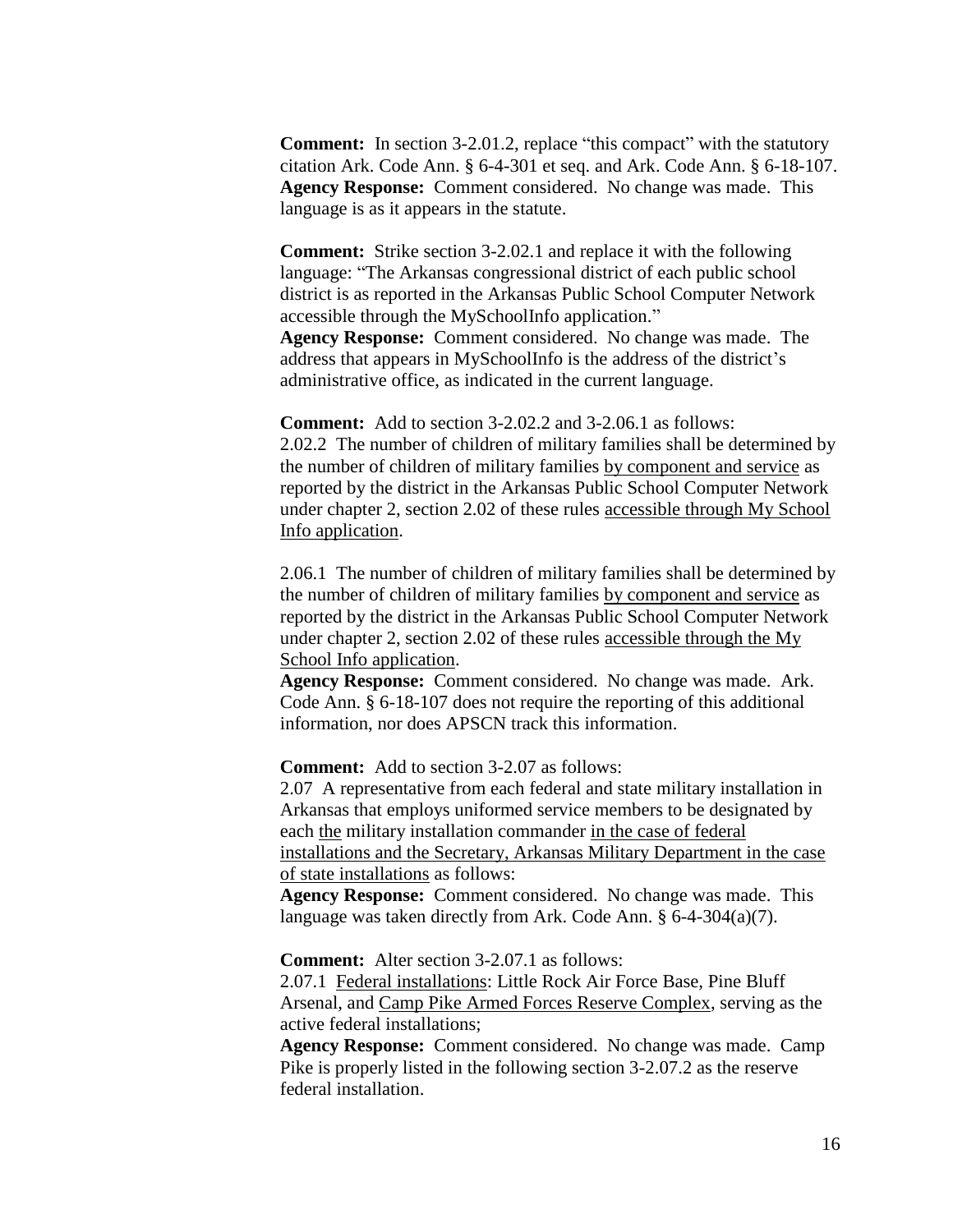**Comment:** In section 3-2.01.2, replace "this compact" with the statutory citation Ark. Code Ann. § 6-4-301 et seq. and Ark. Code Ann. § 6-18-107.
**Agency Response:** Comment considered. No change was made. This language is as it appears in the statute.

**Comment:** Strike section 3-2.02.1 and replace it with the following language: "The Arkansas congressional district of each public school district is as reported in the Arkansas Public School Computer Network accessible through the MySchoolInfo application."
**Agency Response:** Comment considered. No change was made. The address that appears in MySchoolInfo is the address of the district's administrative office, as indicated in the current language.

**Comment:** Add to section 3-2.02.2 and 3-2.06.1 as follows:
2.02.2 The number of children of military families shall be determined by the number of children of military families <u>by component and service</u> as reported by the district in the Arkansas Public School Computer Network under chapter 2, section 2.02 of these rules <u>accessible through My School Info application</u>.

2.06.1 The number of children of military families shall be determined by the number of children of military families <u>by component and service</u> as reported by the district in the Arkansas Public School Computer Network under chapter 2, section 2.02 of these rules <u>accessible through the My School Info application</u>.
**Agency Response:** Comment considered. No change was made. Ark. Code Ann. § 6-18-107 does not require the reporting of this additional information, nor does APSCN track this information.

**Comment:** Add to section 3-2.07 as follows:
2.07 A representative from each federal and state military installation in Arkansas that employs uniformed service members to be designated by each <u>the</u> military installation commander <u>in the case of federal installations and the Secretary, Arkansas Military Department in the case of state installations</u> as follows:
**Agency Response:** Comment considered. No change was made. This language was taken directly from Ark. Code Ann. § 6-4-304(a)(7).

**Comment:** Alter section 3-2.07.1 as follows:
2.07.1 <u>Federal installations</u>: Little Rock Air Force Base, Pine Bluff Arsenal, and <u>Camp Pike Armed Forces Reserve Complex</u>, serving as the active federal installations;
**Agency Response:** Comment considered. No change was made. Camp Pike is properly listed in the following section 3-2.07.2 as the reserve federal installation.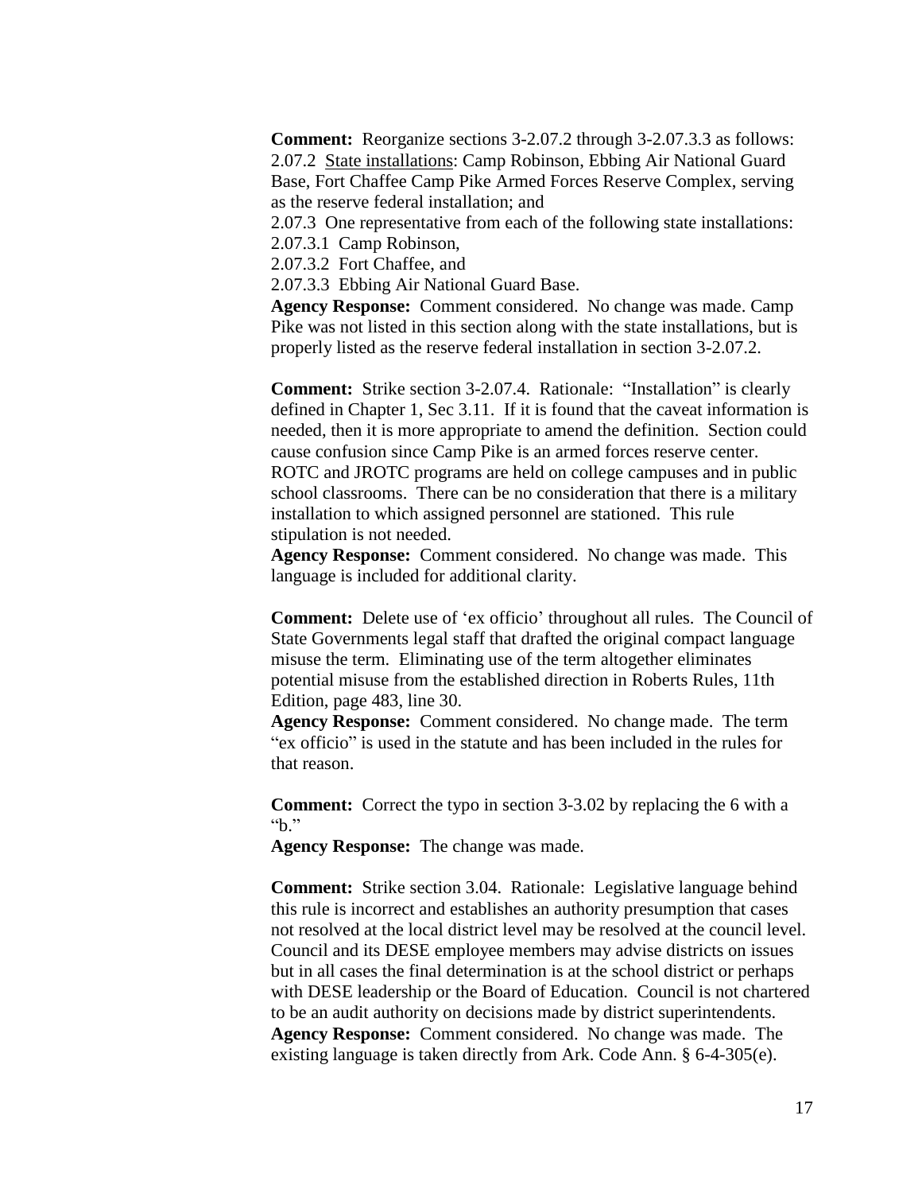**Comment:** Reorganize sections 3-2.07.2 through 3-2.07.3.3 as follows:
2.07.2 <u>State installations</u>: Camp Robinson, Ebbing Air National Guard Base, Fort Chaffee Camp Pike Armed Forces Reserve Complex, serving as the reserve federal installation; and
2.07.3 One representative from each of the following state installations:
2.07.3.1 Camp Robinson,
2.07.3.2 Fort Chaffee, and
2.07.3.3 Ebbing Air National Guard Base.
**Agency Response:** Comment considered. No change was made. Camp Pike was not listed in this section along with the state installations, but is properly listed as the reserve federal installation in section 3-2.07.2.

**Comment:** Strike section 3-2.07.4. Rationale: "Installation" is clearly defined in Chapter 1, Sec 3.11. If it is found that the caveat information is needed, then it is more appropriate to amend the definition. Section could cause confusion since Camp Pike is an armed forces reserve center. ROTC and JROTC programs are held on college campuses and in public school classrooms. There can be no consideration that there is a military installation to which assigned personnel are stationed. This rule stipulation is not needed.
**Agency Response:** Comment considered. No change was made. This language is included for additional clarity.

**Comment:** Delete use of 'ex officio' throughout all rules. The Council of State Governments legal staff that drafted the original compact language misuse the term. Eliminating use of the term altogether eliminates potential misuse from the established direction in Roberts Rules, 11th Edition, page 483, line 30.
**Agency Response:** Comment considered. No change made. The term "ex officio" is used in the statute and has been included in the rules for that reason.

**Comment:** Correct the typo in section 3-3.02 by replacing the 6 with a "b."
**Agency Response:** The change was made.

**Comment:** Strike section 3.04. Rationale: Legislative language behind this rule is incorrect and establishes an authority presumption that cases not resolved at the local district level may be resolved at the council level. Council and its DESE employee members may advise districts on issues but in all cases the final determination is at the school district or perhaps with DESE leadership or the Board of Education. Council is not chartered to be an audit authority on decisions made by district superintendents.
**Agency Response:** Comment considered. No change was made. The existing language is taken directly from Ark. Code Ann. § 6-4-305(e).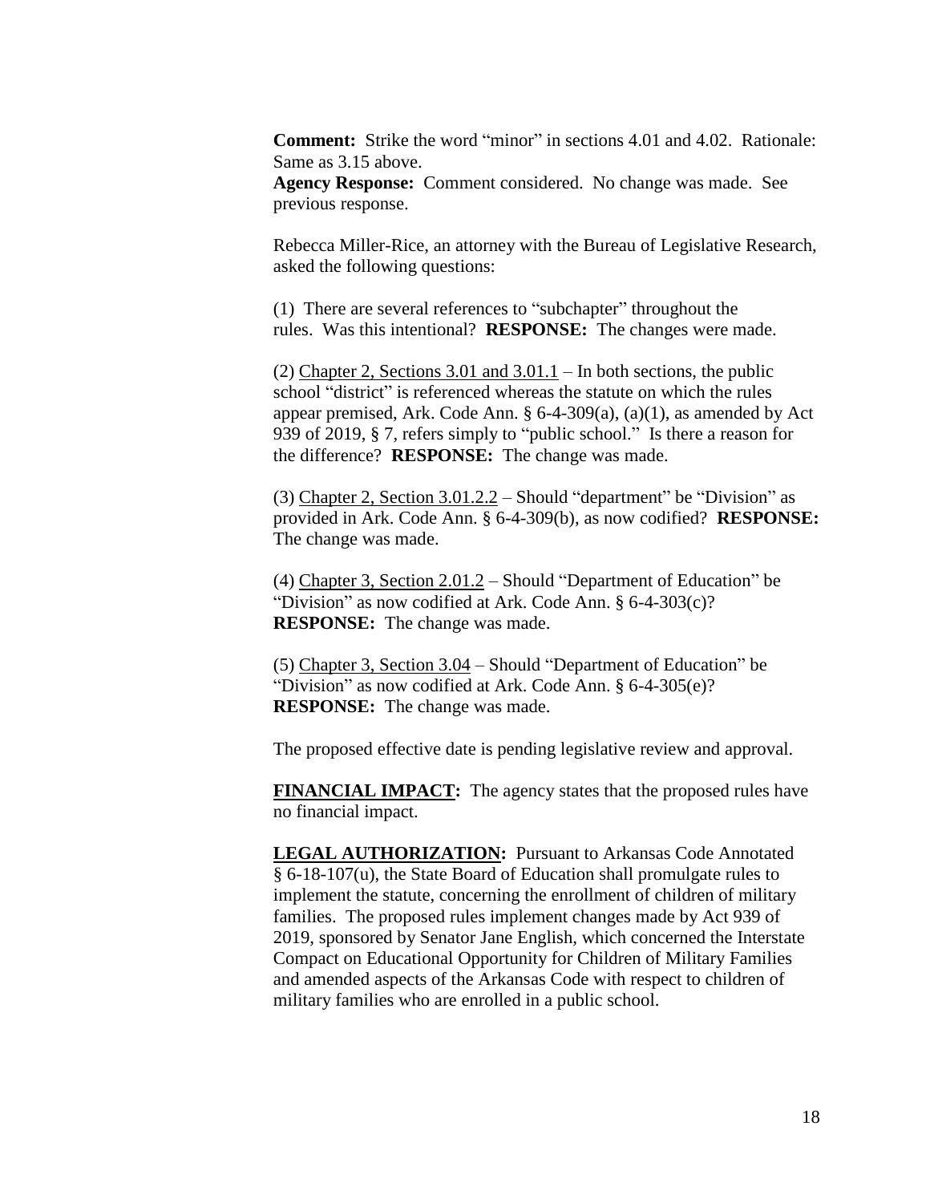**Comment:** Strike the word "minor" in sections 4.01 and 4.02. Rationale: Same as 3.15 above.
**Agency Response:** Comment considered. No change was made. See previous response.

Rebecca Miller-Rice, an attorney with the Bureau of Legislative Research, asked the following questions:

(1) There are several references to "subchapter" throughout the rules. Was this intentional? **RESPONSE:** The changes were made.

(2) Chapter 2, Sections 3.01 and 3.01.1 – In both sections, the public school "district" is referenced whereas the statute on which the rules appear premised, Ark. Code Ann. § 6-4-309(a), (a)(1), as amended by Act 939 of 2019, § 7, refers simply to "public school." Is there a reason for the difference? **RESPONSE:** The change was made.

(3) Chapter 2, Section 3.01.2.2 – Should "department" be "Division" as provided in Ark. Code Ann. § 6-4-309(b), as now codified? **RESPONSE:** The change was made.

(4) Chapter 3, Section 2.01.2 – Should "Department of Education" be "Division" as now codified at Ark. Code Ann. § 6-4-303(c)? **RESPONSE:** The change was made.

(5) Chapter 3, Section 3.04 – Should "Department of Education" be "Division" as now codified at Ark. Code Ann. § 6-4-305(e)? **RESPONSE:** The change was made.

The proposed effective date is pending legislative review and approval.

**FINANCIAL IMPACT:** The agency states that the proposed rules have no financial impact.

**LEGAL AUTHORIZATION:** Pursuant to Arkansas Code Annotated § 6-18-107(u), the State Board of Education shall promulgate rules to implement the statute, concerning the enrollment of children of military families. The proposed rules implement changes made by Act 939 of 2019, sponsored by Senator Jane English, which concerned the Interstate Compact on Educational Opportunity for Children of Military Families and amended aspects of the Arkansas Code with respect to children of military families who are enrolled in a public school.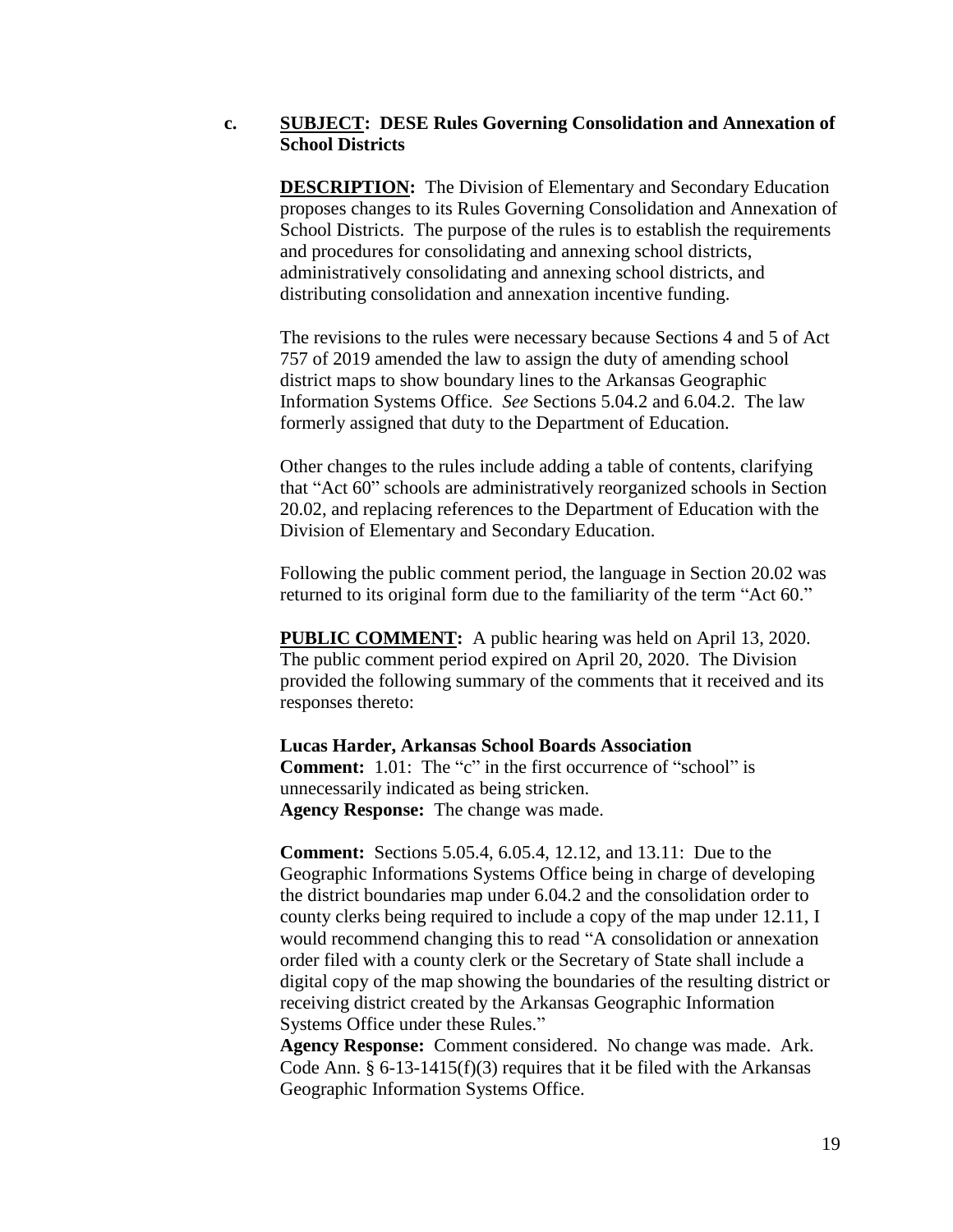**c. SUBJECT: DESE Rules Governing Consolidation and Annexation of School Districts**

**DESCRIPTION:** The Division of Elementary and Secondary Education proposes changes to its Rules Governing Consolidation and Annexation of School Districts. The purpose of the rules is to establish the requirements and procedures for consolidating and annexing school districts, administratively consolidating and annexing school districts, and distributing consolidation and annexation incentive funding.

The revisions to the rules were necessary because Sections 4 and 5 of Act 757 of 2019 amended the law to assign the duty of amending school district maps to show boundary lines to the Arkansas Geographic Information Systems Office. *See* Sections 5.04.2 and 6.04.2. The law formerly assigned that duty to the Department of Education.

Other changes to the rules include adding a table of contents, clarifying that "Act 60" schools are administratively reorganized schools in Section 20.02, and replacing references to the Department of Education with the Division of Elementary and Secondary Education.

Following the public comment period, the language in Section 20.02 was returned to its original form due to the familiarity of the term "Act 60."

**PUBLIC COMMENT:** A public hearing was held on April 13, 2020. The public comment period expired on April 20, 2020. The Division provided the following summary of the comments that it received and its responses thereto:

**Lucas Harder, Arkansas School Boards Association**
**Comment:** 1.01: The "c" in the first occurrence of "school" is unnecessarily indicated as being stricken.
**Agency Response:** The change was made.

**Comment:** Sections 5.05.4, 6.05.4, 12.12, and 13.11: Due to the Geographic Informations Systems Office being in charge of developing the district boundaries map under 6.04.2 and the consolidation order to county clerks being required to include a copy of the map under 12.11, I would recommend changing this to read "A consolidation or annexation order filed with a county clerk or the Secretary of State shall include a digital copy of the map showing the boundaries of the resulting district or receiving district created by the Arkansas Geographic Information Systems Office under these Rules."
**Agency Response:** Comment considered. No change was made. Ark. Code Ann. § 6-13-1415(f)(3) requires that it be filed with the Arkansas Geographic Information Systems Office.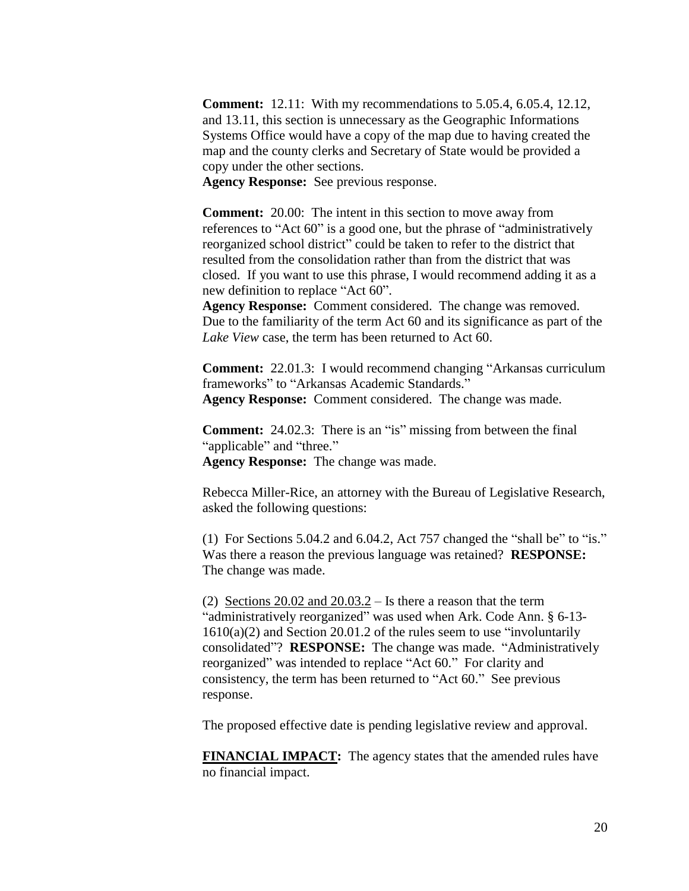**Comment:** 12.11: With my recommendations to 5.05.4, 6.05.4, 12.12, and 13.11, this section is unnecessary as the Geographic Informations Systems Office would have a copy of the map due to having created the map and the county clerks and Secretary of State would be provided a copy under the other sections.
**Agency Response:** See previous response.

**Comment:** 20.00: The intent in this section to move away from references to "Act 60" is a good one, but the phrase of "administratively reorganized school district" could be taken to refer to the district that resulted from the consolidation rather than from the district that was closed. If you want to use this phrase, I would recommend adding it as a new definition to replace "Act 60".
**Agency Response:** Comment considered. The change was removed. Due to the familiarity of the term Act 60 and its significance as part of the *Lake View* case, the term has been returned to Act 60.

**Comment:** 22.01.3: I would recommend changing "Arkansas curriculum frameworks" to "Arkansas Academic Standards."
**Agency Response:** Comment considered. The change was made.

**Comment:** 24.02.3: There is an "is" missing from between the final "applicable" and "three."
**Agency Response:** The change was made.

Rebecca Miller-Rice, an attorney with the Bureau of Legislative Research, asked the following questions:

(1) For Sections 5.04.2 and 6.04.2, Act 757 changed the "shall be" to "is." Was there a reason the previous language was retained? **RESPONSE:** The change was made.

(2) <u>Sections 20.02 and 20.03.2</u> – Is there a reason that the term "administratively reorganized" was used when Ark. Code Ann. § 6-13-1610(a)(2) and Section 20.01.2 of the rules seem to use "involuntarily consolidated"? **RESPONSE:** The change was made. "Administratively reorganized" was intended to replace "Act 60." For clarity and consistency, the term has been returned to "Act 60." See previous response.

The proposed effective date is pending legislative review and approval.

**<u>FINANCIAL IMPACT</u>:** The agency states that the amended rules have no financial impact.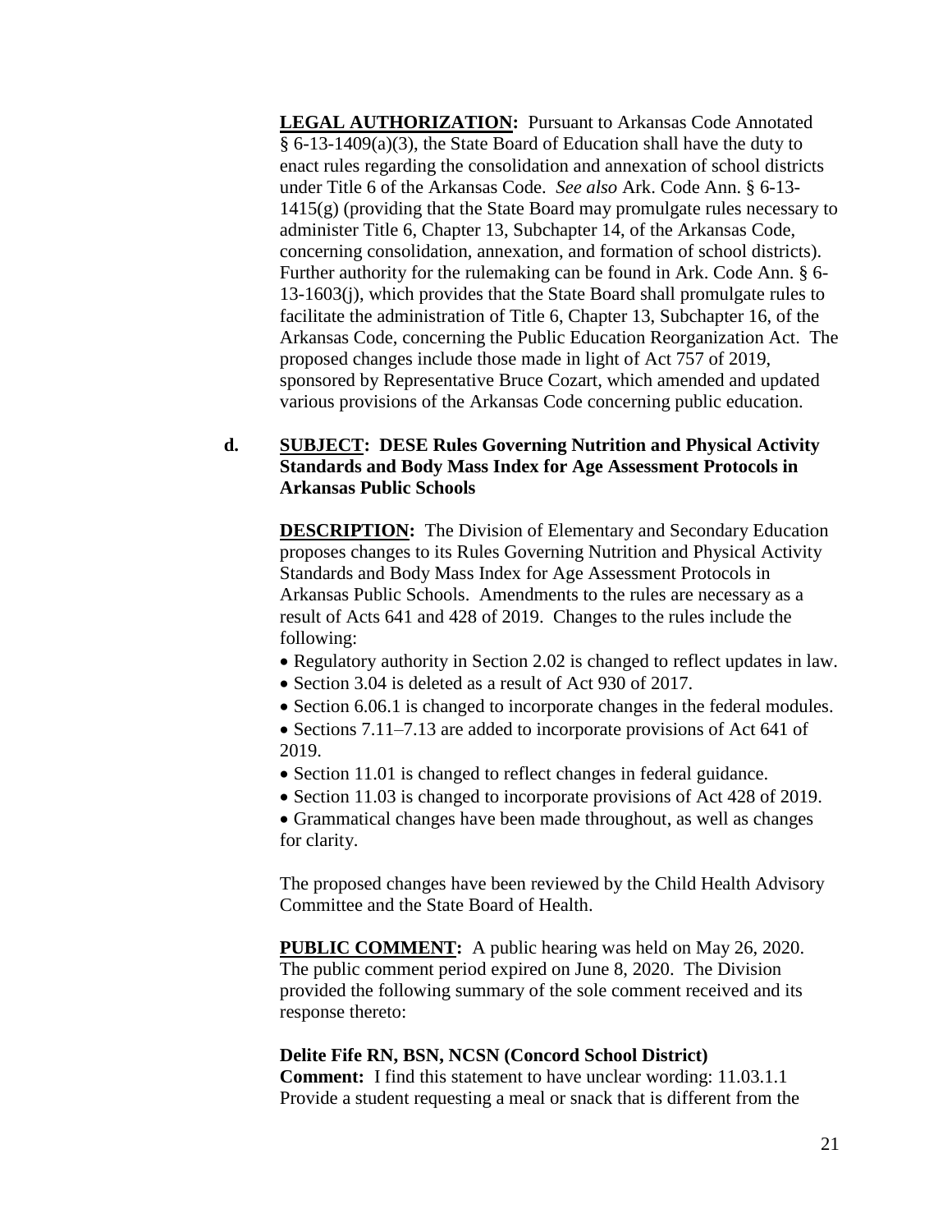**LEGAL AUTHORIZATION:** Pursuant to Arkansas Code Annotated § 6-13-1409(a)(3), the State Board of Education shall have the duty to enact rules regarding the consolidation and annexation of school districts under Title 6 of the Arkansas Code. *See also* Ark. Code Ann. § 6-13-1415(g) (providing that the State Board may promulgate rules necessary to administer Title 6, Chapter 13, Subchapter 14, of the Arkansas Code, concerning consolidation, annexation, and formation of school districts). Further authority for the rulemaking can be found in Ark. Code Ann. § 6-13-1603(j), which provides that the State Board shall promulgate rules to facilitate the administration of Title 6, Chapter 13, Subchapter 16, of the Arkansas Code, concerning the Public Education Reorganization Act. The proposed changes include those made in light of Act 757 of 2019, sponsored by Representative Bruce Cozart, which amended and updated various provisions of the Arkansas Code concerning public education.

**d. SUBJECT: DESE Rules Governing Nutrition and Physical Activity Standards and Body Mass Index for Age Assessment Protocols in Arkansas Public Schools**

**DESCRIPTION:** The Division of Elementary and Secondary Education proposes changes to its Rules Governing Nutrition and Physical Activity Standards and Body Mass Index for Age Assessment Protocols in Arkansas Public Schools. Amendments to the rules are necessary as a result of Acts 641 and 428 of 2019. Changes to the rules include the following:

- Regulatory authority in Section 2.02 is changed to reflect updates in law.
- Section 3.04 is deleted as a result of Act 930 of 2017.
- Section 6.06.1 is changed to incorporate changes in the federal modules.
- Sections 7.11–7.13 are added to incorporate provisions of Act 641 of 2019.
- Section 11.01 is changed to reflect changes in federal guidance.
- Section 11.03 is changed to incorporate provisions of Act 428 of 2019.
- Grammatical changes have been made throughout, as well as changes for clarity.

The proposed changes have been reviewed by the Child Health Advisory Committee and the State Board of Health.

**PUBLIC COMMENT:** A public hearing was held on May 26, 2020. The public comment period expired on June 8, 2020. The Division provided the following summary of the sole comment received and its response thereto:

**Delite Fife RN, BSN, NCSN (Concord School District)**
**Comment:** I find this statement to have unclear wording: 11.03.1.1 Provide a student requesting a meal or snack that is different from the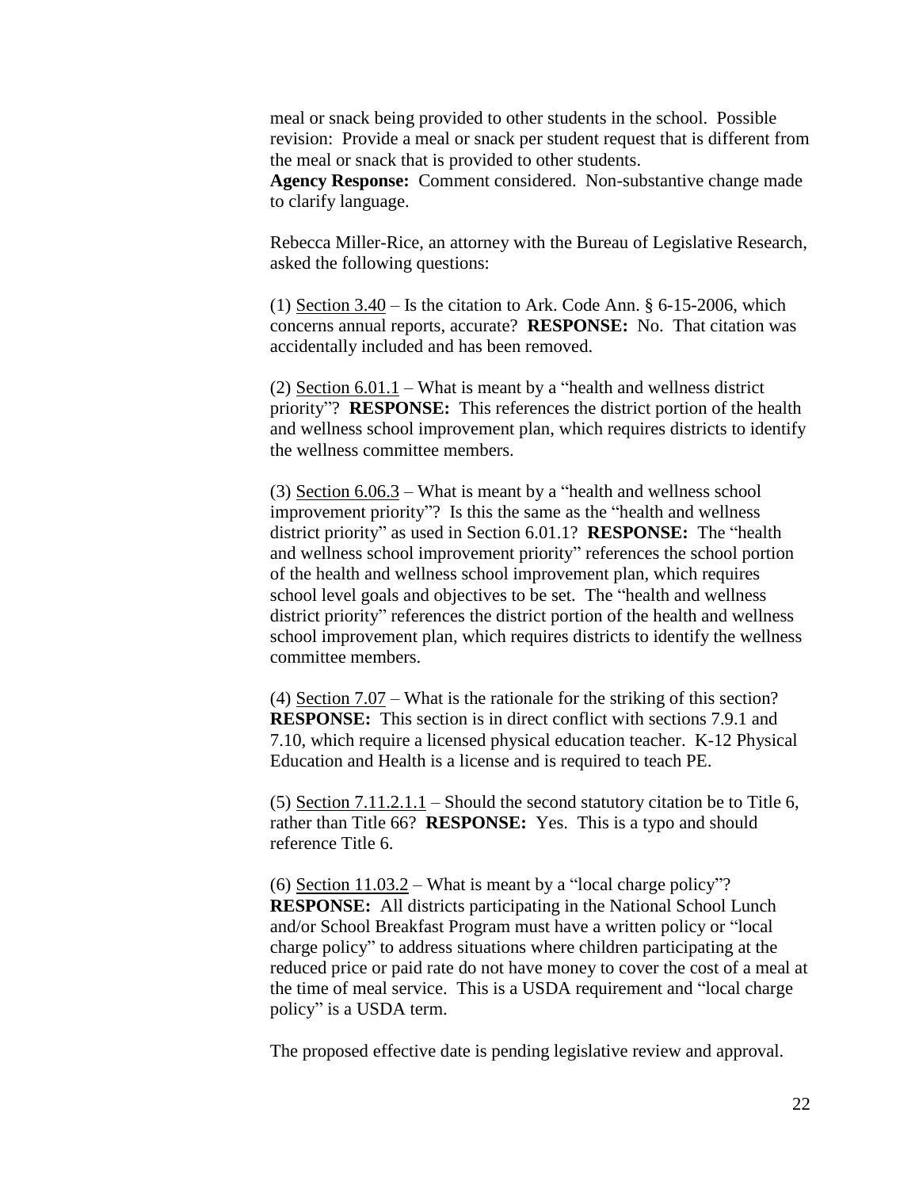meal or snack being provided to other students in the school. Possible revision: Provide a meal or snack per student request that is different from the meal or snack that is provided to other students.
**Agency Response:** Comment considered. Non-substantive change made to clarify language.

Rebecca Miller-Rice, an attorney with the Bureau of Legislative Research, asked the following questions:

(1) Section 3.40 – Is the citation to Ark. Code Ann. § 6-15-2006, which concerns annual reports, accurate? **RESPONSE:** No. That citation was accidentally included and has been removed.

(2) Section 6.01.1 – What is meant by a "health and wellness district priority"? **RESPONSE:** This references the district portion of the health and wellness school improvement plan, which requires districts to identify the wellness committee members.

(3) Section 6.06.3 – What is meant by a "health and wellness school improvement priority"? Is this the same as the "health and wellness district priority" as used in Section 6.01.1? **RESPONSE:** The "health and wellness school improvement priority" references the school portion of the health and wellness school improvement plan, which requires school level goals and objectives to be set. The "health and wellness district priority" references the district portion of the health and wellness school improvement plan, which requires districts to identify the wellness committee members.

(4) Section 7.07 – What is the rationale for the striking of this section? **RESPONSE:** This section is in direct conflict with sections 7.9.1 and 7.10, which require a licensed physical education teacher. K-12 Physical Education and Health is a license and is required to teach PE.

(5) Section 7.11.2.1.1 – Should the second statutory citation be to Title 6, rather than Title 66? **RESPONSE:** Yes. This is a typo and should reference Title 6.

(6) Section 11.03.2 – What is meant by a "local charge policy"? **RESPONSE:** All districts participating in the National School Lunch and/or School Breakfast Program must have a written policy or "local charge policy" to address situations where children participating at the reduced price or paid rate do not have money to cover the cost of a meal at the time of meal service. This is a USDA requirement and "local charge policy" is a USDA term.

The proposed effective date is pending legislative review and approval.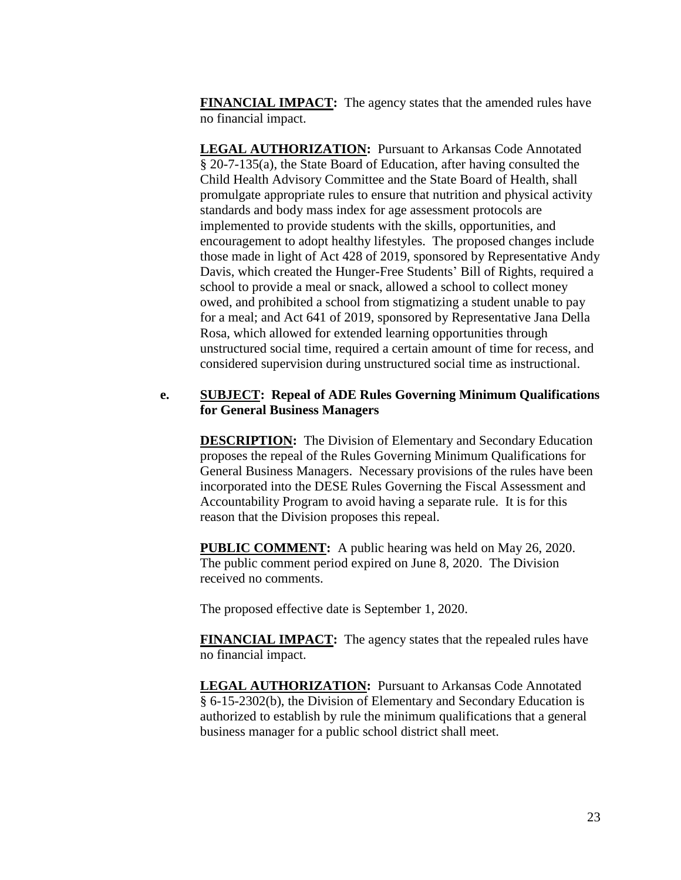**FINANCIAL IMPACT:** The agency states that the amended rules have no financial impact.

**LEGAL AUTHORIZATION:** Pursuant to Arkansas Code Annotated § 20-7-135(a), the State Board of Education, after having consulted the Child Health Advisory Committee and the State Board of Health, shall promulgate appropriate rules to ensure that nutrition and physical activity standards and body mass index for age assessment protocols are implemented to provide students with the skills, opportunities, and encouragement to adopt healthy lifestyles. The proposed changes include those made in light of Act 428 of 2019, sponsored by Representative Andy Davis, which created the Hunger-Free Students' Bill of Rights, required a school to provide a meal or snack, allowed a school to collect money owed, and prohibited a school from stigmatizing a student unable to pay for a meal; and Act 641 of 2019, sponsored by Representative Jana Della Rosa, which allowed for extended learning opportunities through unstructured social time, required a certain amount of time for recess, and considered supervision during unstructured social time as instructional.

**e. SUBJECT: Repeal of ADE Rules Governing Minimum Qualifications for General Business Managers**

**DESCRIPTION:** The Division of Elementary and Secondary Education proposes the repeal of the Rules Governing Minimum Qualifications for General Business Managers. Necessary provisions of the rules have been incorporated into the DESE Rules Governing the Fiscal Assessment and Accountability Program to avoid having a separate rule. It is for this reason that the Division proposes this repeal.

**PUBLIC COMMENT:** A public hearing was held on May 26, 2020. The public comment period expired on June 8, 2020. The Division received no comments.

The proposed effective date is September 1, 2020.

**FINANCIAL IMPACT:** The agency states that the repealed rules have no financial impact.

**LEGAL AUTHORIZATION:** Pursuant to Arkansas Code Annotated § 6-15-2302(b), the Division of Elementary and Secondary Education is authorized to establish by rule the minimum qualifications that a general business manager for a public school district shall meet.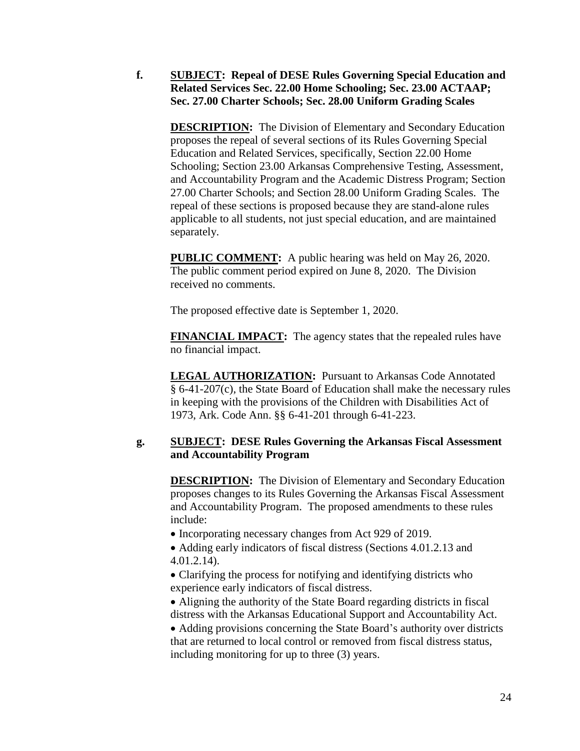**f.** **SUBJECT: Repeal of DESE Rules Governing Special Education and Related Services Sec. 22.00 Home Schooling; Sec. 23.00 ACTAAP; Sec. 27.00 Charter Schools; Sec. 28.00 Uniform Grading Scales**

**DESCRIPTION:** The Division of Elementary and Secondary Education proposes the repeal of several sections of its Rules Governing Special Education and Related Services, specifically, Section 22.00 Home Schooling; Section 23.00 Arkansas Comprehensive Testing, Assessment, and Accountability Program and the Academic Distress Program; Section 27.00 Charter Schools; and Section 28.00 Uniform Grading Scales. The repeal of these sections is proposed because they are stand-alone rules applicable to all students, not just special education, and are maintained separately.

**PUBLIC COMMENT:** A public hearing was held on May 26, 2020. The public comment period expired on June 8, 2020. The Division received no comments.

The proposed effective date is September 1, 2020.

**FINANCIAL IMPACT:** The agency states that the repealed rules have no financial impact.

**LEGAL AUTHORIZATION:** Pursuant to Arkansas Code Annotated § 6-41-207(c), the State Board of Education shall make the necessary rules in keeping with the provisions of the Children with Disabilities Act of 1973, Ark. Code Ann. §§ 6-41-201 through 6-41-223.

**g.** **SUBJECT: DESE Rules Governing the Arkansas Fiscal Assessment and Accountability Program**

**DESCRIPTION:** The Division of Elementary and Secondary Education proposes changes to its Rules Governing the Arkansas Fiscal Assessment and Accountability Program. The proposed amendments to these rules include:

- Incorporating necessary changes from Act 929 of 2019.
- Adding early indicators of fiscal distress (Sections 4.01.2.13 and 4.01.2.14).
- Clarifying the process for notifying and identifying districts who experience early indicators of fiscal distress.
- Aligning the authority of the State Board regarding districts in fiscal distress with the Arkansas Educational Support and Accountability Act.
- Adding provisions concerning the State Board's authority over districts that are returned to local control or removed from fiscal distress status, including monitoring for up to three (3) years.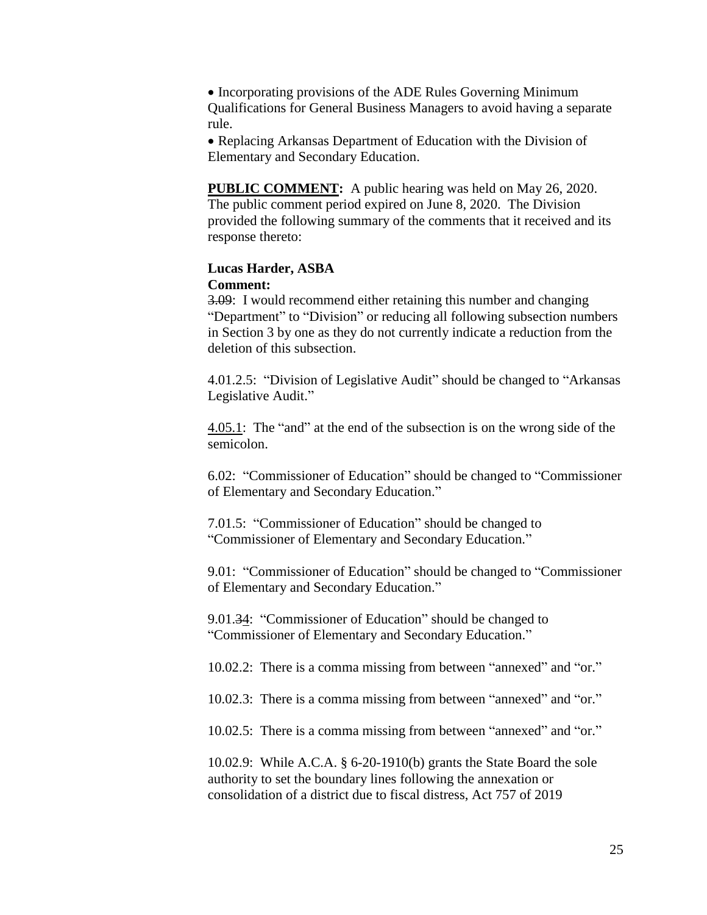- Incorporating provisions of the ADE Rules Governing Minimum Qualifications for General Business Managers to avoid having a separate rule.
- Replacing Arkansas Department of Education with the Division of Elementary and Secondary Education.

**PUBLIC COMMENT:** A public hearing was held on May 26, 2020. The public comment period expired on June 8, 2020. The Division provided the following summary of the comments that it received and its response thereto:

**Lucas Harder, ASBA**
**Comment:**
~~3.09~~: I would recommend either retaining this number and changing "Department" to "Division" or reducing all following subsection numbers in Section 3 by one as they do not currently indicate a reduction from the deletion of this subsection.

4.01.2.5: "Division of Legislative Audit" should be changed to "Arkansas Legislative Audit."

4.05.1: The "and" at the end of the subsection is on the wrong side of the semicolon.

6.02: "Commissioner of Education" should be changed to "Commissioner of Elementary and Secondary Education."

7.01.5: "Commissioner of Education" should be changed to "Commissioner of Elementary and Secondary Education."

9.01: "Commissioner of Education" should be changed to "Commissioner of Elementary and Secondary Education."

9.01.~~3~~4: "Commissioner of Education" should be changed to "Commissioner of Elementary and Secondary Education."

10.02.2: There is a comma missing from between "annexed" and "or."

10.02.3: There is a comma missing from between "annexed" and "or."

10.02.5: There is a comma missing from between "annexed" and "or."

10.02.9: While A.C.A. § 6-20-1910(b) grants the State Board the sole authority to set the boundary lines following the annexation or consolidation of a district due to fiscal distress, Act 757 of 2019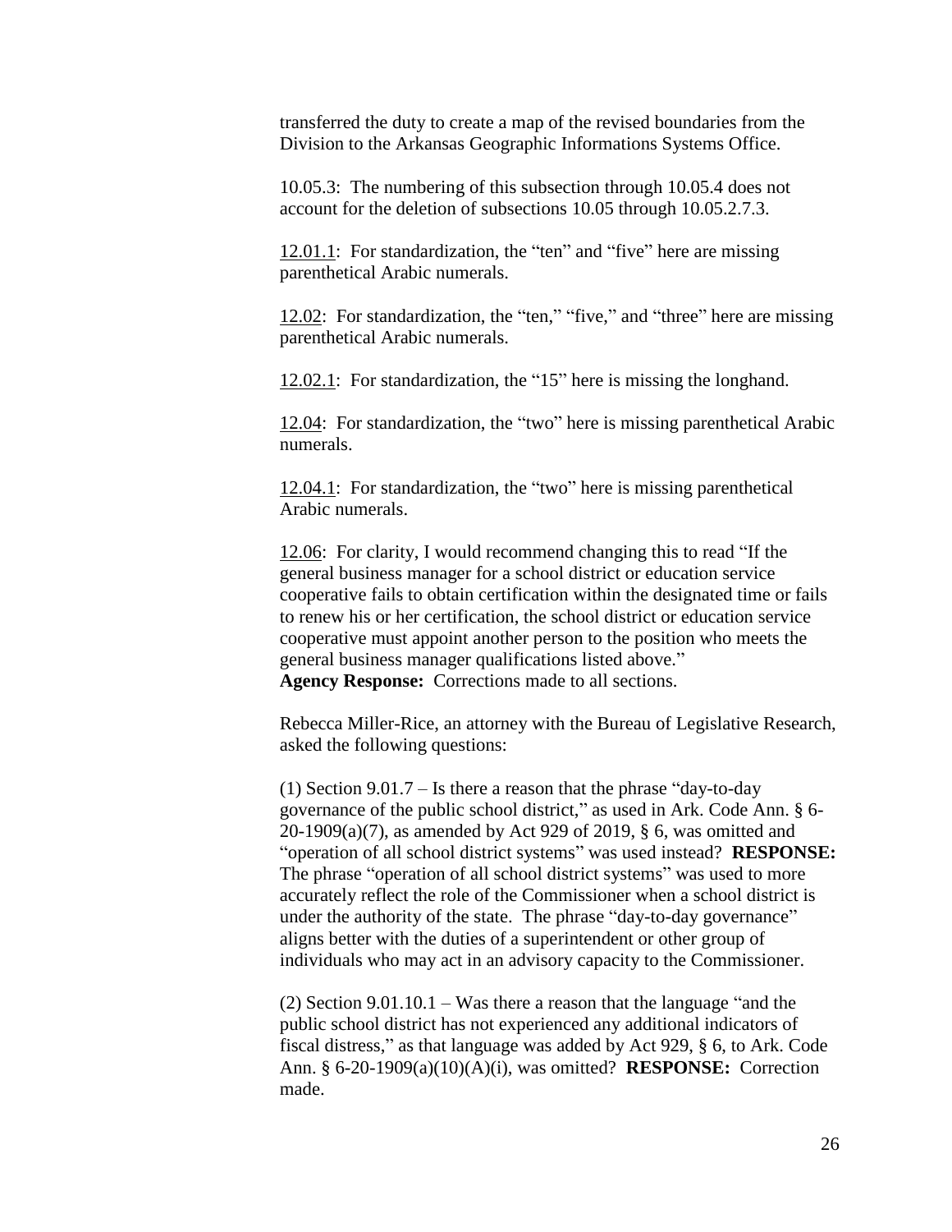transferred the duty to create a map of the revised boundaries from the Division to the Arkansas Geographic Informations Systems Office.

10.05.3: The numbering of this subsection through 10.05.4 does not account for the deletion of subsections 10.05 through 10.05.2.7.3.

12.01.1: For standardization, the "ten" and "five" here are missing parenthetical Arabic numerals.

12.02: For standardization, the "ten," "five," and "three" here are missing parenthetical Arabic numerals.

12.02.1: For standardization, the "15" here is missing the longhand.

12.04: For standardization, the "two" here is missing parenthetical Arabic numerals.

12.04.1: For standardization, the "two" here is missing parenthetical Arabic numerals.

12.06: For clarity, I would recommend changing this to read "If the general business manager for a school district or education service cooperative fails to obtain certification within the designated time or fails to renew his or her certification, the school district or education service cooperative must appoint another person to the position who meets the general business manager qualifications listed above."
**Agency Response:** Corrections made to all sections.

Rebecca Miller-Rice, an attorney with the Bureau of Legislative Research, asked the following questions:

(1) Section 9.01.7 – Is there a reason that the phrase "day-to-day governance of the public school district," as used in Ark. Code Ann. § 6-20-1909(a)(7), as amended by Act 929 of 2019, § 6, was omitted and "operation of all school district systems" was used instead? **RESPONSE:** The phrase "operation of all school district systems" was used to more accurately reflect the role of the Commissioner when a school district is under the authority of the state. The phrase "day-to-day governance" aligns better with the duties of a superintendent or other group of individuals who may act in an advisory capacity to the Commissioner.

(2) Section 9.01.10.1 – Was there a reason that the language "and the public school district has not experienced any additional indicators of fiscal distress," as that language was added by Act 929, § 6, to Ark. Code Ann. § 6-20-1909(a)(10)(A)(i), was omitted? **RESPONSE:** Correction made.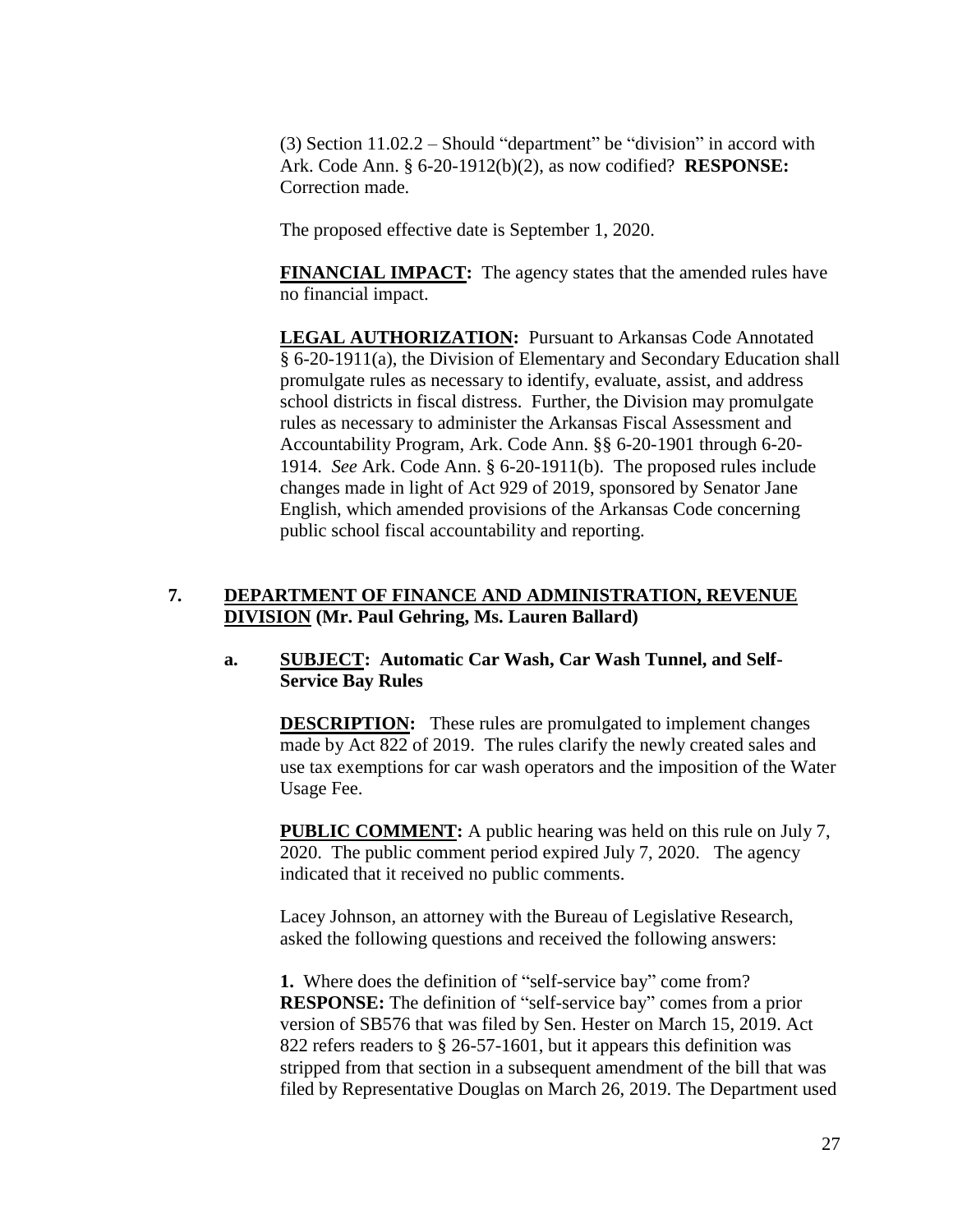(3) Section 11.02.2 – Should "department" be "division" in accord with Ark. Code Ann. § 6-20-1912(b)(2), as now codified? **RESPONSE:** Correction made.

The proposed effective date is September 1, 2020.

**FINANCIAL IMPACT:** The agency states that the amended rules have no financial impact.

**LEGAL AUTHORIZATION:** Pursuant to Arkansas Code Annotated § 6-20-1911(a), the Division of Elementary and Secondary Education shall promulgate rules as necessary to identify, evaluate, assist, and address school districts in fiscal distress. Further, the Division may promulgate rules as necessary to administer the Arkansas Fiscal Assessment and Accountability Program, Ark. Code Ann. §§ 6-20-1901 through 6-20-1914. *See* Ark. Code Ann. § 6-20-1911(b). The proposed rules include changes made in light of Act 929 of 2019, sponsored by Senator Jane English, which amended provisions of the Arkansas Code concerning public school fiscal accountability and reporting.

## 7. DEPARTMENT OF FINANCE AND ADMINISTRATION, REVENUE DIVISION (Mr. Paul Gehring, Ms. Lauren Ballard)

### a. SUBJECT: Automatic Car Wash, Car Wash Tunnel, and Self-Service Bay Rules

**DESCRIPTION:** These rules are promulgated to implement changes made by Act 822 of 2019. The rules clarify the newly created sales and use tax exemptions for car wash operators and the imposition of the Water Usage Fee.

**PUBLIC COMMENT:** A public hearing was held on this rule on July 7, 2020. The public comment period expired July 7, 2020. The agency indicated that it received no public comments.

Lacey Johnson, an attorney with the Bureau of Legislative Research, asked the following questions and received the following answers:

**1.** Where does the definition of "self-service bay" come from? **RESPONSE:** The definition of "self-service bay" comes from a prior version of SB576 that was filed by Sen. Hester on March 15, 2019. Act 822 refers readers to § 26-57-1601, but it appears this definition was stripped from that section in a subsequent amendment of the bill that was filed by Representative Douglas on March 26, 2019. The Department used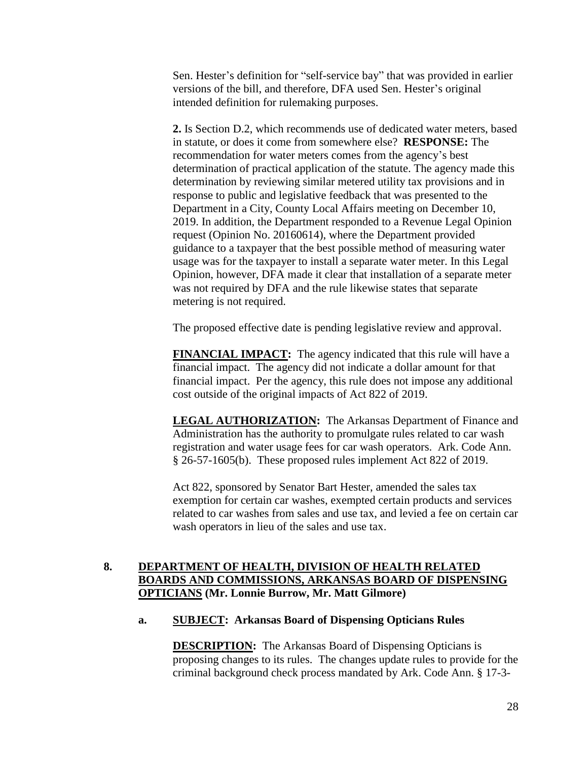Sen. Hester's definition for "self-service bay" that was provided in earlier versions of the bill, and therefore, DFA used Sen. Hester's original intended definition for rulemaking purposes.

**2.** Is Section D.2, which recommends use of dedicated water meters, based in statute, or does it come from somewhere else? **RESPONSE:** The recommendation for water meters comes from the agency's best determination of practical application of the statute. The agency made this determination by reviewing similar metered utility tax provisions and in response to public and legislative feedback that was presented to the Department in a City, County Local Affairs meeting on December 10, 2019. In addition, the Department responded to a Revenue Legal Opinion request (Opinion No. 20160614), where the Department provided guidance to a taxpayer that the best possible method of measuring water usage was for the taxpayer to install a separate water meter. In this Legal Opinion, however, DFA made it clear that installation of a separate meter was not required by DFA and the rule likewise states that separate metering is not required.

The proposed effective date is pending legislative review and approval.

**FINANCIAL IMPACT:** The agency indicated that this rule will have a financial impact. The agency did not indicate a dollar amount for that financial impact. Per the agency, this rule does not impose any additional cost outside of the original impacts of Act 822 of 2019.

**LEGAL AUTHORIZATION:** The Arkansas Department of Finance and Administration has the authority to promulgate rules related to car wash registration and water usage fees for car wash operators. Ark. Code Ann. § 26-57-1605(b). These proposed rules implement Act 822 of 2019.

Act 822, sponsored by Senator Bart Hester, amended the sales tax exemption for certain car washes, exempted certain products and services related to car washes from sales and use tax, and levied a fee on certain car wash operators in lieu of the sales and use tax.

**8. DEPARTMENT OF HEALTH, DIVISION OF HEALTH RELATED BOARDS AND COMMISSIONS, ARKANSAS BOARD OF DISPENSING OPTICIANS (Mr. Lonnie Burrow, Mr. Matt Gilmore)**

**a. SUBJECT: Arkansas Board of Dispensing Opticians Rules**

**DESCRIPTION:** The Arkansas Board of Dispensing Opticians is proposing changes to its rules. The changes update rules to provide for the criminal background check process mandated by Ark. Code Ann. § 17-3-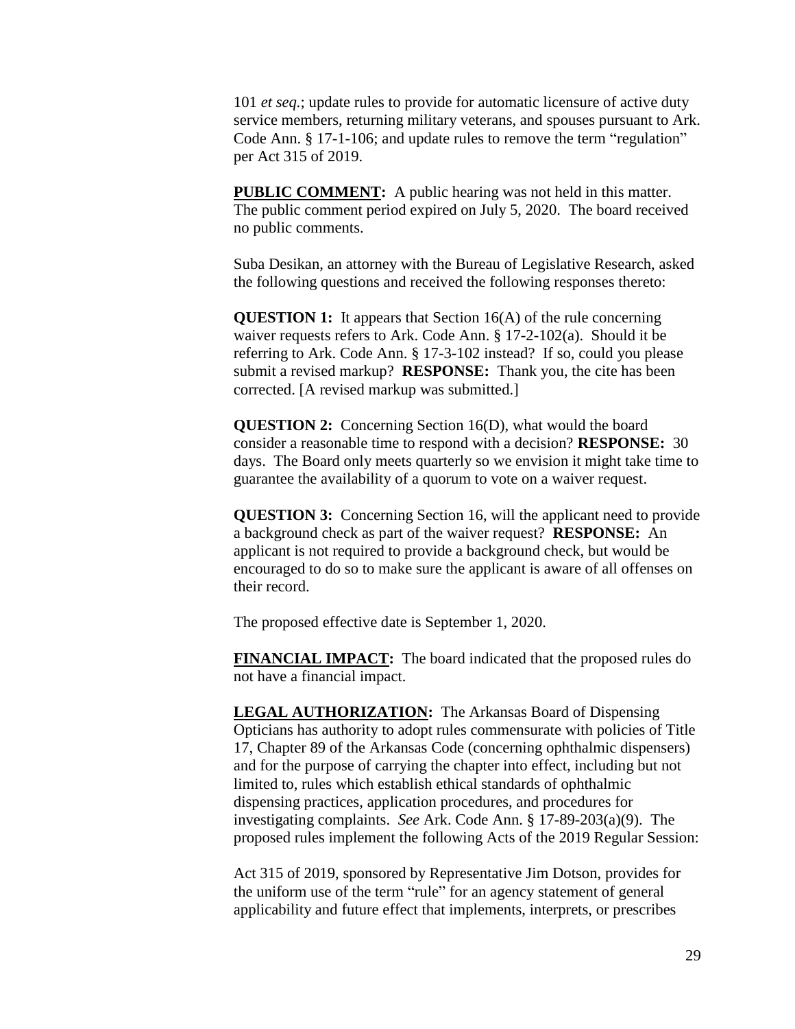101 *et seq*.; update rules to provide for automatic licensure of active duty service members, returning military veterans, and spouses pursuant to Ark. Code Ann. § 17-1-106; and update rules to remove the term "regulation" per Act 315 of 2019.

**PUBLIC COMMENT:** A public hearing was not held in this matter. The public comment period expired on July 5, 2020. The board received no public comments.

Suba Desikan, an attorney with the Bureau of Legislative Research, asked the following questions and received the following responses thereto:

**QUESTION 1:** It appears that Section 16(A) of the rule concerning waiver requests refers to Ark. Code Ann. § 17-2-102(a). Should it be referring to Ark. Code Ann. § 17-3-102 instead? If so, could you please submit a revised markup? **RESPONSE:** Thank you, the cite has been corrected. [A revised markup was submitted.]

**QUESTION 2:** Concerning Section 16(D), what would the board consider a reasonable time to respond with a decision? **RESPONSE:** 30 days. The Board only meets quarterly so we envision it might take time to guarantee the availability of a quorum to vote on a waiver request.

**QUESTION 3:** Concerning Section 16, will the applicant need to provide a background check as part of the waiver request? **RESPONSE:** An applicant is not required to provide a background check, but would be encouraged to do so to make sure the applicant is aware of all offenses on their record.

The proposed effective date is September 1, 2020.

**FINANCIAL IMPACT:** The board indicated that the proposed rules do not have a financial impact.

**LEGAL AUTHORIZATION:** The Arkansas Board of Dispensing Opticians has authority to adopt rules commensurate with policies of Title 17, Chapter 89 of the Arkansas Code (concerning ophthalmic dispensers) and for the purpose of carrying the chapter into effect, including but not limited to, rules which establish ethical standards of ophthalmic dispensing practices, application procedures, and procedures for investigating complaints. *See* Ark. Code Ann. § 17-89-203(a)(9). The proposed rules implement the following Acts of the 2019 Regular Session:

Act 315 of 2019, sponsored by Representative Jim Dotson, provides for the uniform use of the term "rule" for an agency statement of general applicability and future effect that implements, interprets, or prescribes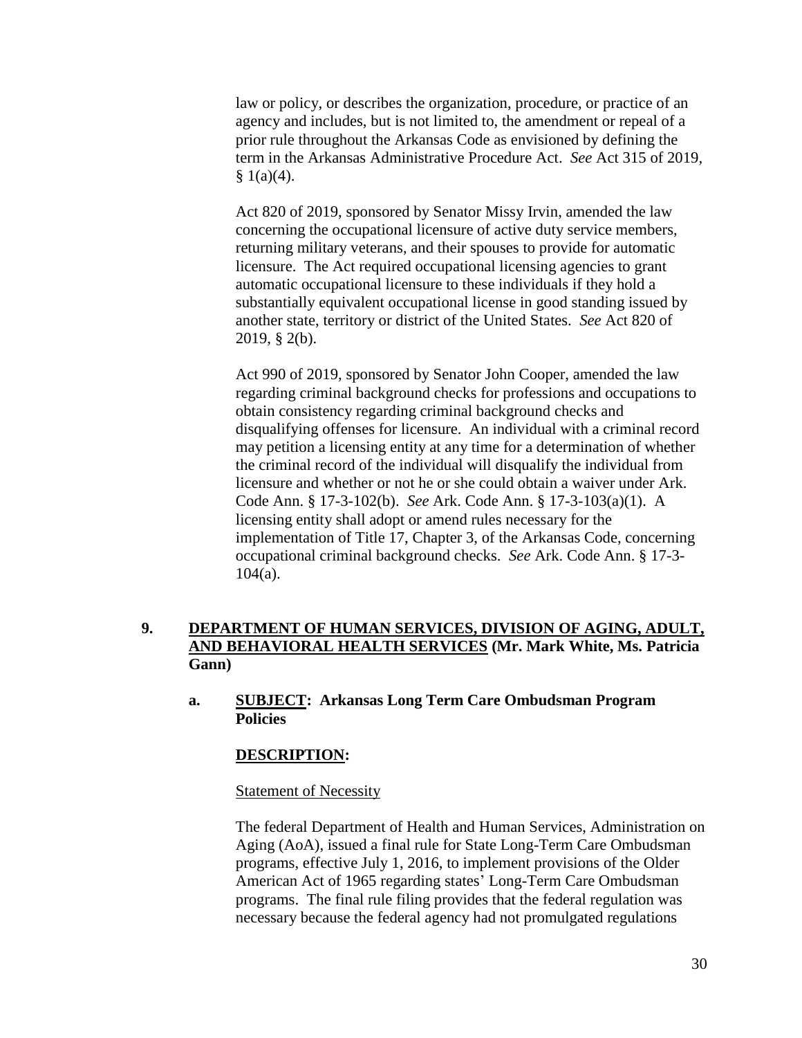law or policy, or describes the organization, procedure, or practice of an agency and includes, but is not limited to, the amendment or repeal of a prior rule throughout the Arkansas Code as envisioned by defining the term in the Arkansas Administrative Procedure Act. *See* Act 315 of 2019, § 1(a)(4).

Act 820 of 2019, sponsored by Senator Missy Irvin, amended the law concerning the occupational licensure of active duty service members, returning military veterans, and their spouses to provide for automatic licensure. The Act required occupational licensing agencies to grant automatic occupational licensure to these individuals if they hold a substantially equivalent occupational license in good standing issued by another state, territory or district of the United States. *See* Act 820 of 2019, § 2(b).

Act 990 of 2019, sponsored by Senator John Cooper, amended the law regarding criminal background checks for professions and occupations to obtain consistency regarding criminal background checks and disqualifying offenses for licensure. An individual with a criminal record may petition a licensing entity at any time for a determination of whether the criminal record of the individual will disqualify the individual from licensure and whether or not he or she could obtain a waiver under Ark. Code Ann. § 17-3-102(b). *See* Ark. Code Ann. § 17-3-103(a)(1). A licensing entity shall adopt or amend rules necessary for the implementation of Title 17, Chapter 3, of the Arkansas Code, concerning occupational criminal background checks. *See* Ark. Code Ann. § 17-3-104(a).

**9. <u>DEPARTMENT OF HUMAN SERVICES, DIVISION OF AGING, ADULT, AND BEHAVIORAL HEALTH SERVICES</u> (Mr. Mark White, Ms. Patricia Gann)**

**a. <u>SUBJECT</u>: Arkansas Long Term Care Ombudsman Program Policies**

**<u>DESCRIPTION</u>:**

<u>Statement of Necessity</u>

The federal Department of Health and Human Services, Administration on Aging (AoA), issued a final rule for State Long-Term Care Ombudsman programs, effective July 1, 2016, to implement provisions of the Older American Act of 1965 regarding states' Long-Term Care Ombudsman programs. The final rule filing provides that the federal regulation was necessary because the federal agency had not promulgated regulations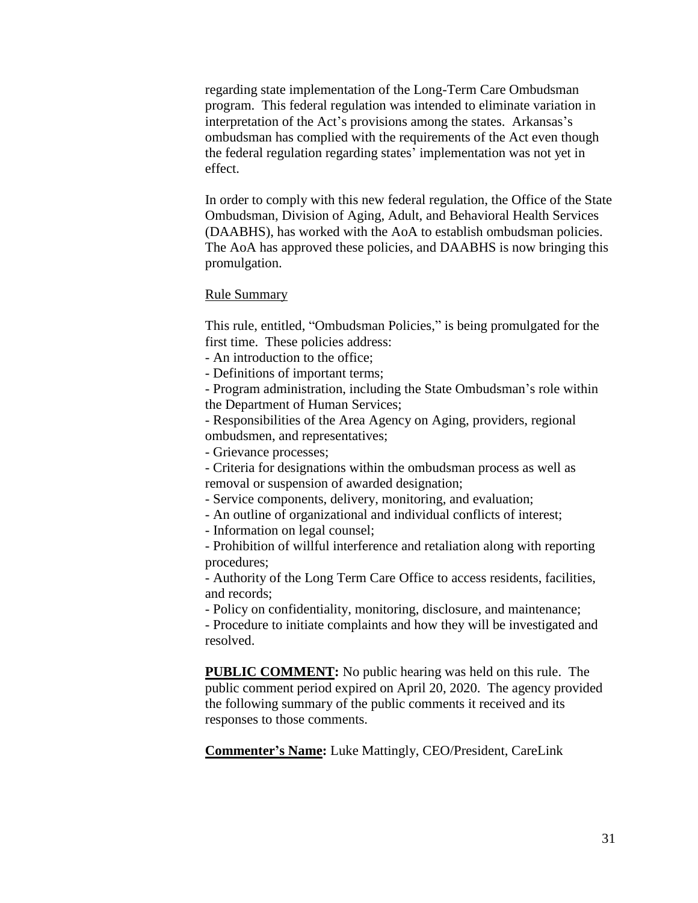regarding state implementation of the Long-Term Care Ombudsman program. This federal regulation was intended to eliminate variation in interpretation of the Act's provisions among the states. Arkansas's ombudsman has complied with the requirements of the Act even though the federal regulation regarding states' implementation was not yet in effect.

In order to comply with this new federal regulation, the Office of the State Ombudsman, Division of Aging, Adult, and Behavioral Health Services (DAABHS), has worked with the AoA to establish ombudsman policies. The AoA has approved these policies, and DAABHS is now bringing this promulgation.

Rule Summary

This rule, entitled, "Ombudsman Policies," is being promulgated for the first time. These policies address:

- An introduction to the office;
- Definitions of important terms;
- Program administration, including the State Ombudsman's role within the Department of Human Services;
- Responsibilities of the Area Agency on Aging, providers, regional ombudsmen, and representatives;
- Grievance processes;
- Criteria for designations within the ombudsman process as well as removal or suspension of awarded designation;
- Service components, delivery, monitoring, and evaluation;
- An outline of organizational and individual conflicts of interest;
- Information on legal counsel;
- Prohibition of willful interference and retaliation along with reporting procedures;
- Authority of the Long Term Care Office to access residents, facilities, and records;
- Policy on confidentiality, monitoring, disclosure, and maintenance;
- Procedure to initiate complaints and how they will be investigated and resolved.

**PUBLIC COMMENT:** No public hearing was held on this rule. The public comment period expired on April 20, 2020. The agency provided the following summary of the public comments it received and its responses to those comments.

**Commenter's Name:** Luke Mattingly, CEO/President, CareLink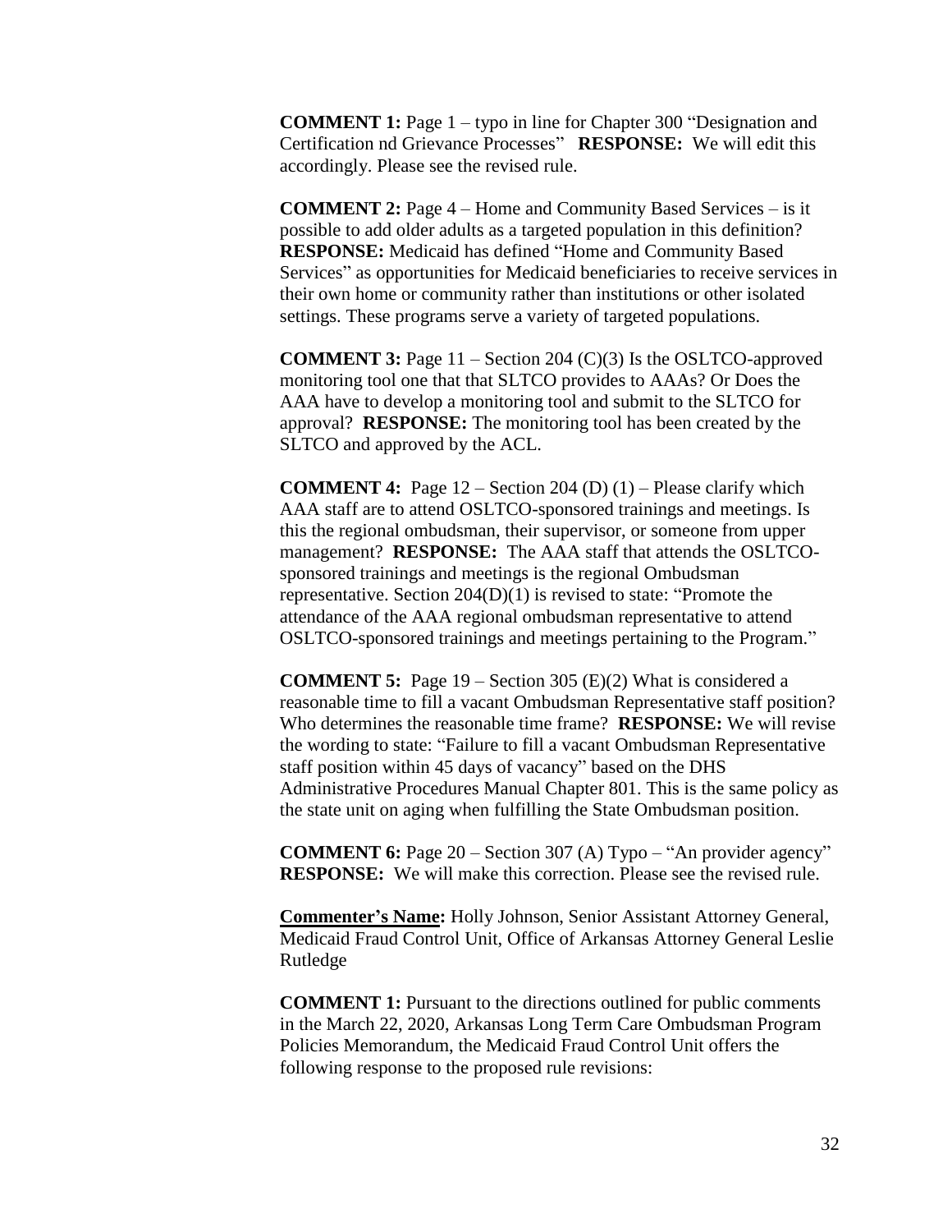**COMMENT 1:** Page 1 – typo in line for Chapter 300 "Designation and Certification nd Grievance Processes" **RESPONSE:** We will edit this accordingly. Please see the revised rule.

**COMMENT 2:** Page 4 – Home and Community Based Services – is it possible to add older adults as a targeted population in this definition? **RESPONSE:** Medicaid has defined "Home and Community Based Services" as opportunities for Medicaid beneficiaries to receive services in their own home or community rather than institutions or other isolated settings. These programs serve a variety of targeted populations.

**COMMENT 3:** Page 11 – Section 204 (C)(3) Is the OSLTCO-approved monitoring tool one that that SLTCO provides to AAAs? Or Does the AAA have to develop a monitoring tool and submit to the SLTCO for approval? **RESPONSE:** The monitoring tool has been created by the SLTCO and approved by the ACL.

**COMMENT 4:** Page 12 – Section 204 (D) (1) – Please clarify which AAA staff are to attend OSLTCO-sponsored trainings and meetings. Is this the regional ombudsman, their supervisor, or someone from upper management? **RESPONSE:** The AAA staff that attends the OSLTCO-sponsored trainings and meetings is the regional Ombudsman representative. Section 204(D)(1) is revised to state: "Promote the attendance of the AAA regional ombudsman representative to attend OSLTCO-sponsored trainings and meetings pertaining to the Program."

**COMMENT 5:** Page 19 – Section 305 (E)(2) What is considered a reasonable time to fill a vacant Ombudsman Representative staff position? Who determines the reasonable time frame? **RESPONSE:** We will revise the wording to state: "Failure to fill a vacant Ombudsman Representative staff position within 45 days of vacancy" based on the DHS Administrative Procedures Manual Chapter 801. This is the same policy as the state unit on aging when fulfilling the State Ombudsman position.

**COMMENT 6:** Page 20 – Section 307 (A) Typo – "An provider agency" **RESPONSE:** We will make this correction. Please see the revised rule.

**<u>Commenter's Name</u>:** Holly Johnson, Senior Assistant Attorney General, Medicaid Fraud Control Unit, Office of Arkansas Attorney General Leslie Rutledge

**COMMENT 1:** Pursuant to the directions outlined for public comments in the March 22, 2020, Arkansas Long Term Care Ombudsman Program Policies Memorandum, the Medicaid Fraud Control Unit offers the following response to the proposed rule revisions: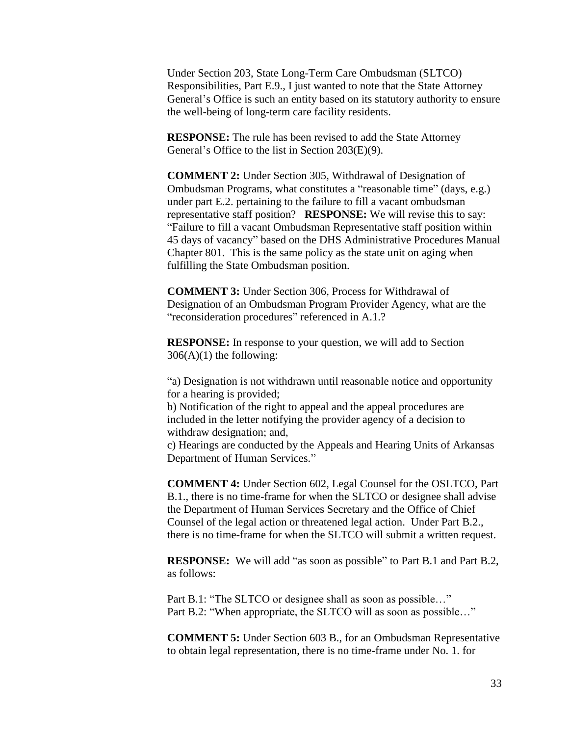Under Section 203, State Long-Term Care Ombudsman (SLTCO) Responsibilities, Part E.9., I just wanted to note that the State Attorney General's Office is such an entity based on its statutory authority to ensure the well-being of long-term care facility residents.

**RESPONSE:** The rule has been revised to add the State Attorney General's Office to the list in Section 203(E)(9).

**COMMENT 2:** Under Section 305, Withdrawal of Designation of Ombudsman Programs, what constitutes a "reasonable time" (days, e.g.) under part E.2. pertaining to the failure to fill a vacant ombudsman representative staff position? **RESPONSE:** We will revise this to say: "Failure to fill a vacant Ombudsman Representative staff position within 45 days of vacancy" based on the DHS Administrative Procedures Manual Chapter 801. This is the same policy as the state unit on aging when fulfilling the State Ombudsman position.

**COMMENT 3:** Under Section 306, Process for Withdrawal of Designation of an Ombudsman Program Provider Agency, what are the "reconsideration procedures" referenced in A.1.?

**RESPONSE:** In response to your question, we will add to Section 306(A)(1) the following:

"a) Designation is not withdrawn until reasonable notice and opportunity for a hearing is provided;
b) Notification of the right to appeal and the appeal procedures are included in the letter notifying the provider agency of a decision to withdraw designation; and,
c) Hearings are conducted by the Appeals and Hearing Units of Arkansas Department of Human Services."

**COMMENT 4:** Under Section 602, Legal Counsel for the OSLTCO, Part B.1., there is no time-frame for when the SLTCO or designee shall advise the Department of Human Services Secretary and the Office of Chief Counsel of the legal action or threatened legal action. Under Part B.2., there is no time-frame for when the SLTCO will submit a written request.

**RESPONSE:** We will add "as soon as possible" to Part B.1 and Part B.2, as follows:

Part B.1: "The SLTCO or designee shall as soon as possible…"
Part B.2: "When appropriate, the SLTCO will as soon as possible…"

**COMMENT 5:** Under Section 603 B., for an Ombudsman Representative to obtain legal representation, there is no time-frame under No. 1. for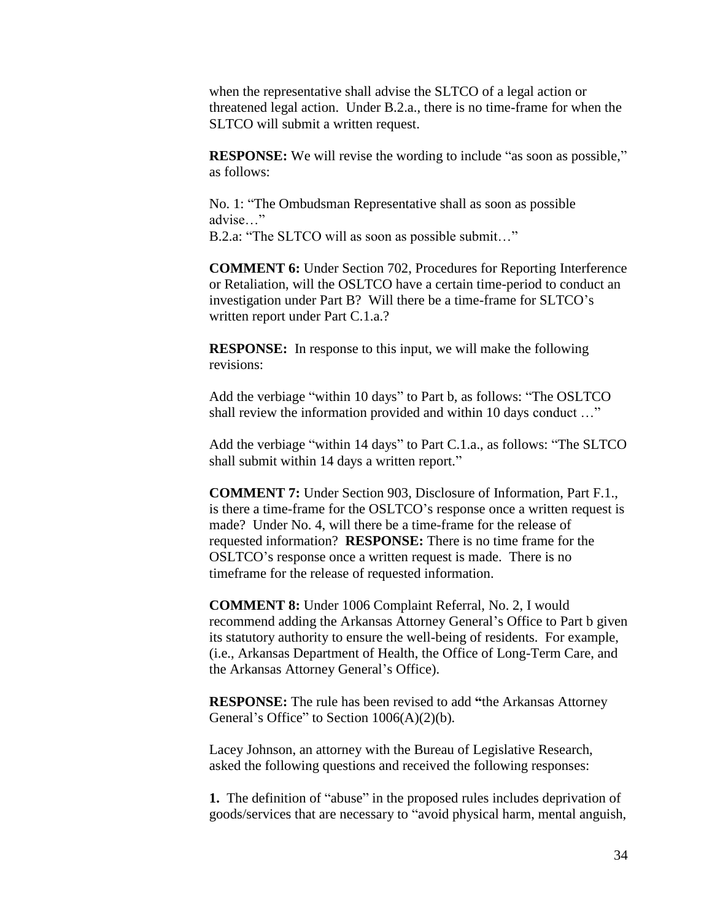when the representative shall advise the SLTCO of a legal action or threatened legal action. Under B.2.a., there is no time-frame for when the SLTCO will submit a written request.

**RESPONSE:** We will revise the wording to include "as soon as possible," as follows:

No. 1: "The Ombudsman Representative shall as soon as possible advise…"
B.2.a: "The SLTCO will as soon as possible submit…"

**COMMENT 6:** Under Section 702, Procedures for Reporting Interference or Retaliation, will the OSLTCO have a certain time-period to conduct an investigation under Part B? Will there be a time-frame for SLTCO's written report under Part C.1.a.?

**RESPONSE:** In response to this input, we will make the following revisions:

Add the verbiage "within 10 days" to Part b, as follows: "The OSLTCO shall review the information provided and within 10 days conduct …"

Add the verbiage "within 14 days" to Part C.1.a., as follows: "The SLTCO shall submit within 14 days a written report."

**COMMENT 7:** Under Section 903, Disclosure of Information, Part F.1., is there a time-frame for the OSLTCO's response once a written request is made? Under No. 4, will there be a time-frame for the release of requested information? **RESPONSE:** There is no time frame for the OSLTCO's response once a written request is made. There is no timeframe for the release of requested information.

**COMMENT 8:** Under 1006 Complaint Referral, No. 2, I would recommend adding the Arkansas Attorney General's Office to Part b given its statutory authority to ensure the well-being of residents. For example, (i.e., Arkansas Department of Health, the Office of Long-Term Care, and the Arkansas Attorney General's Office).

**RESPONSE:** The rule has been revised to add **"**the Arkansas Attorney General's Office" to Section 1006(A)(2)(b).

Lacey Johnson, an attorney with the Bureau of Legislative Research, asked the following questions and received the following responses:

**1.** The definition of "abuse" in the proposed rules includes deprivation of goods/services that are necessary to "avoid physical harm, mental anguish,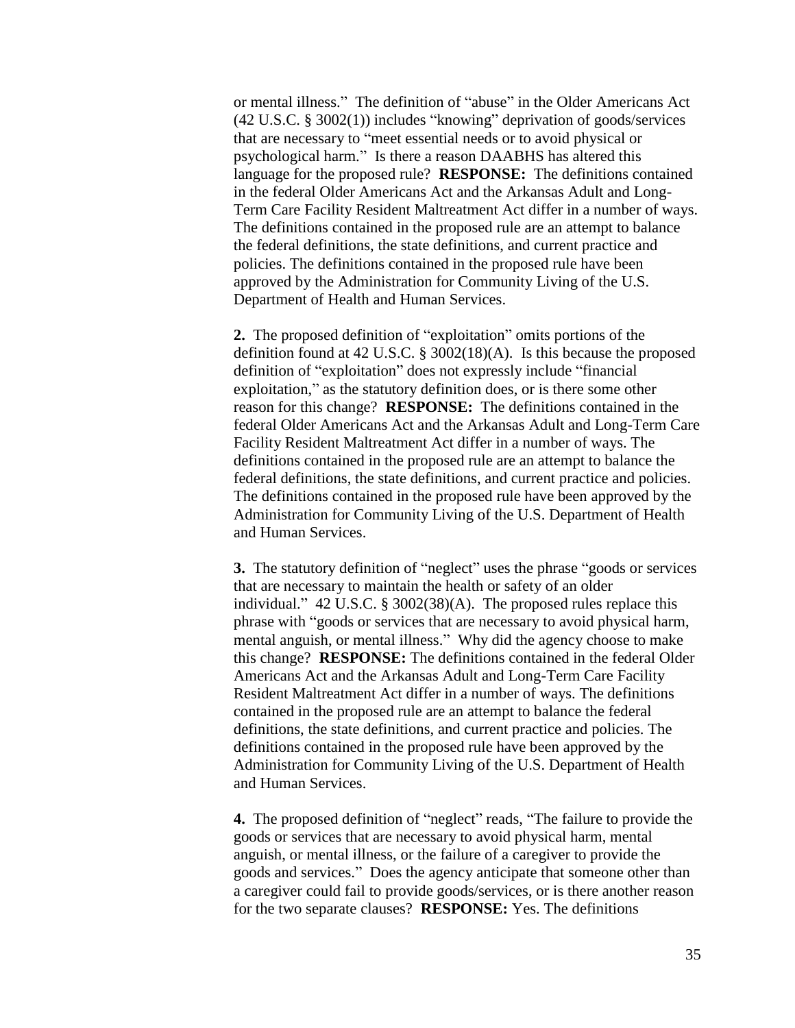or mental illness." The definition of "abuse" in the Older Americans Act (42 U.S.C. § 3002(1)) includes "knowing" deprivation of goods/services that are necessary to "meet essential needs or to avoid physical or psychological harm." Is there a reason DAABHS has altered this language for the proposed rule? **RESPONSE:** The definitions contained in the federal Older Americans Act and the Arkansas Adult and Long-Term Care Facility Resident Maltreatment Act differ in a number of ways. The definitions contained in the proposed rule are an attempt to balance the federal definitions, the state definitions, and current practice and policies. The definitions contained in the proposed rule have been approved by the Administration for Community Living of the U.S. Department of Health and Human Services.

**2.** The proposed definition of "exploitation" omits portions of the definition found at 42 U.S.C. § 3002(18)(A). Is this because the proposed definition of "exploitation" does not expressly include "financial exploitation," as the statutory definition does, or is there some other reason for this change? **RESPONSE:** The definitions contained in the federal Older Americans Act and the Arkansas Adult and Long-Term Care Facility Resident Maltreatment Act differ in a number of ways. The definitions contained in the proposed rule are an attempt to balance the federal definitions, the state definitions, and current practice and policies. The definitions contained in the proposed rule have been approved by the Administration for Community Living of the U.S. Department of Health and Human Services.

**3.** The statutory definition of "neglect" uses the phrase "goods or services that are necessary to maintain the health or safety of an older individual." 42 U.S.C. § 3002(38)(A). The proposed rules replace this phrase with "goods or services that are necessary to avoid physical harm, mental anguish, or mental illness." Why did the agency choose to make this change? **RESPONSE:** The definitions contained in the federal Older Americans Act and the Arkansas Adult and Long-Term Care Facility Resident Maltreatment Act differ in a number of ways. The definitions contained in the proposed rule are an attempt to balance the federal definitions, the state definitions, and current practice and policies. The definitions contained in the proposed rule have been approved by the Administration for Community Living of the U.S. Department of Health and Human Services.

**4.** The proposed definition of "neglect" reads, "The failure to provide the goods or services that are necessary to avoid physical harm, mental anguish, or mental illness, or the failure of a caregiver to provide the goods and services." Does the agency anticipate that someone other than a caregiver could fail to provide goods/services, or is there another reason for the two separate clauses? **RESPONSE:** Yes. The definitions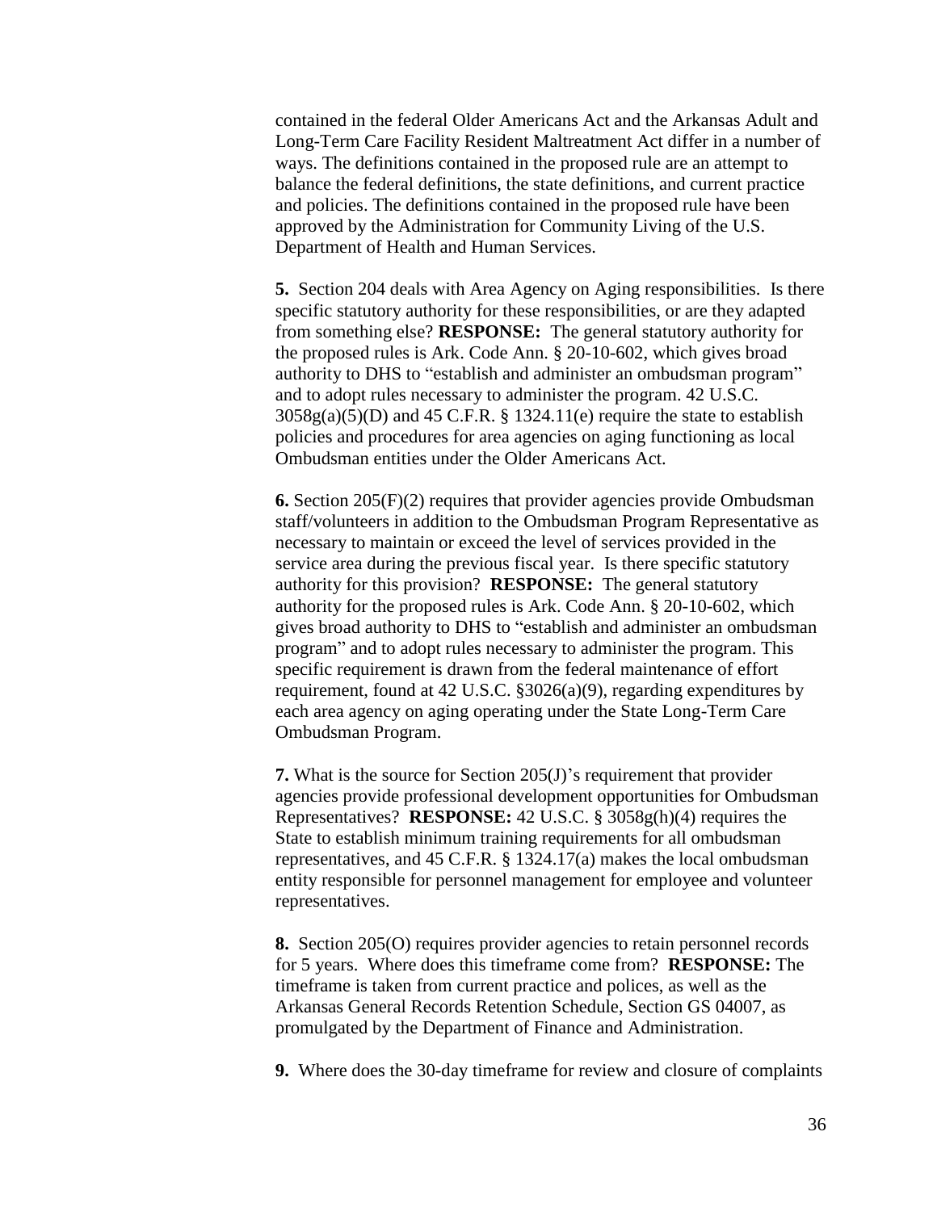contained in the federal Older Americans Act and the Arkansas Adult and Long-Term Care Facility Resident Maltreatment Act differ in a number of ways. The definitions contained in the proposed rule are an attempt to balance the federal definitions, the state definitions, and current practice and policies. The definitions contained in the proposed rule have been approved by the Administration for Community Living of the U.S. Department of Health and Human Services.

**5.** Section 204 deals with Area Agency on Aging responsibilities. Is there specific statutory authority for these responsibilities, or are they adapted from something else? **RESPONSE:** The general statutory authority for the proposed rules is Ark. Code Ann. § 20-10-602, which gives broad authority to DHS to "establish and administer an ombudsman program" and to adopt rules necessary to administer the program. 42 U.S.C. 3058g(a)(5)(D) and 45 C.F.R. § 1324.11(e) require the state to establish policies and procedures for area agencies on aging functioning as local Ombudsman entities under the Older Americans Act.

**6.** Section 205(F)(2) requires that provider agencies provide Ombudsman staff/volunteers in addition to the Ombudsman Program Representative as necessary to maintain or exceed the level of services provided in the service area during the previous fiscal year. Is there specific statutory authority for this provision? **RESPONSE:** The general statutory authority for the proposed rules is Ark. Code Ann. § 20-10-602, which gives broad authority to DHS to "establish and administer an ombudsman program" and to adopt rules necessary to administer the program. This specific requirement is drawn from the federal maintenance of effort requirement, found at 42 U.S.C. §3026(a)(9), regarding expenditures by each area agency on aging operating under the State Long-Term Care Ombudsman Program.

**7.** What is the source for Section 205(J)'s requirement that provider agencies provide professional development opportunities for Ombudsman Representatives? **RESPONSE:** 42 U.S.C. § 3058g(h)(4) requires the State to establish minimum training requirements for all ombudsman representatives, and 45 C.F.R. § 1324.17(a) makes the local ombudsman entity responsible for personnel management for employee and volunteer representatives.

**8.** Section 205(O) requires provider agencies to retain personnel records for 5 years. Where does this timeframe come from? **RESPONSE:** The timeframe is taken from current practice and polices, as well as the Arkansas General Records Retention Schedule, Section GS 04007, as promulgated by the Department of Finance and Administration.

**9.** Where does the 30-day timeframe for review and closure of complaints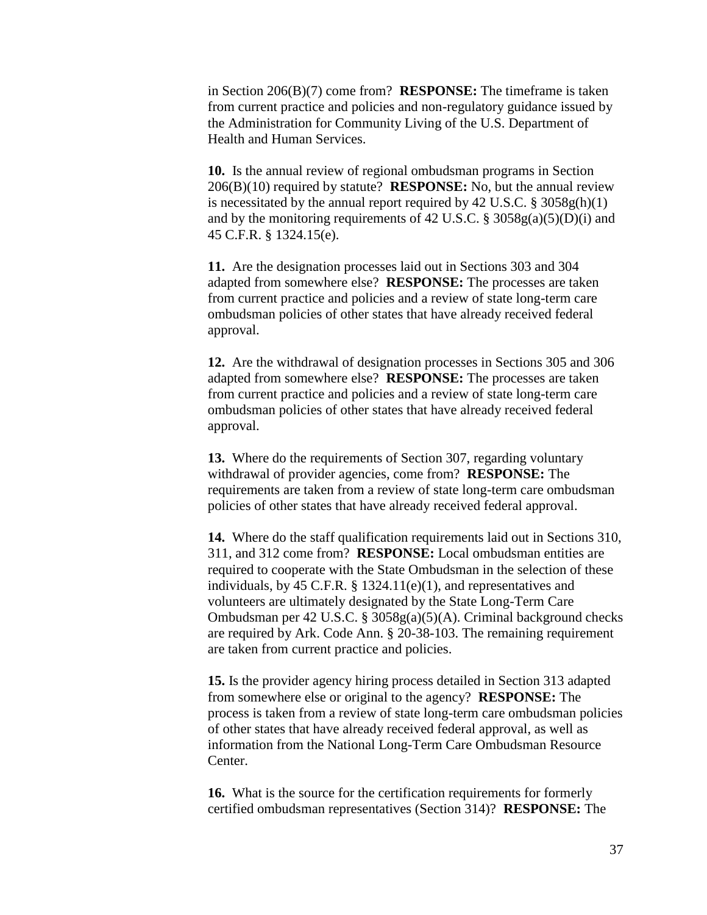in Section 206(B)(7) come from? **RESPONSE:** The timeframe is taken from current practice and policies and non-regulatory guidance issued by the Administration for Community Living of the U.S. Department of Health and Human Services.

**10.** Is the annual review of regional ombudsman programs in Section 206(B)(10) required by statute? **RESPONSE:** No, but the annual review is necessitated by the annual report required by 42 U.S.C. § 3058g(h)(1) and by the monitoring requirements of 42 U.S.C. § 3058g(a)(5)(D)(i) and 45 C.F.R. § 1324.15(e).

**11.** Are the designation processes laid out in Sections 303 and 304 adapted from somewhere else? **RESPONSE:** The processes are taken from current practice and policies and a review of state long-term care ombudsman policies of other states that have already received federal approval.

**12.** Are the withdrawal of designation processes in Sections 305 and 306 adapted from somewhere else? **RESPONSE:** The processes are taken from current practice and policies and a review of state long-term care ombudsman policies of other states that have already received federal approval.

**13.** Where do the requirements of Section 307, regarding voluntary withdrawal of provider agencies, come from? **RESPONSE:** The requirements are taken from a review of state long-term care ombudsman policies of other states that have already received federal approval.

**14.** Where do the staff qualification requirements laid out in Sections 310, 311, and 312 come from? **RESPONSE:** Local ombudsman entities are required to cooperate with the State Ombudsman in the selection of these individuals, by 45 C.F.R. § 1324.11(e)(1), and representatives and volunteers are ultimately designated by the State Long-Term Care Ombudsman per 42 U.S.C. § 3058g(a)(5)(A). Criminal background checks are required by Ark. Code Ann. § 20-38-103. The remaining requirement are taken from current practice and policies.

**15.** Is the provider agency hiring process detailed in Section 313 adapted from somewhere else or original to the agency? **RESPONSE:** The process is taken from a review of state long-term care ombudsman policies of other states that have already received federal approval, as well as information from the National Long-Term Care Ombudsman Resource Center.

**16.** What is the source for the certification requirements for formerly certified ombudsman representatives (Section 314)? **RESPONSE:** The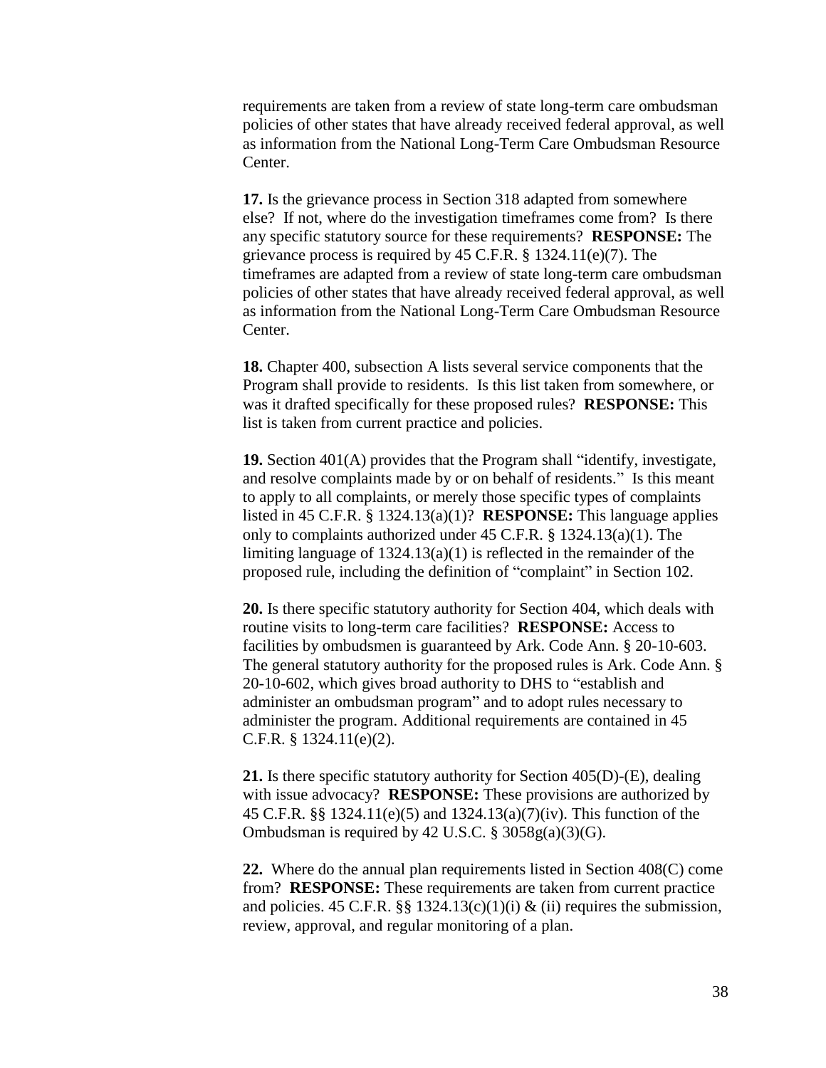requirements are taken from a review of state long-term care ombudsman policies of other states that have already received federal approval, as well as information from the National Long-Term Care Ombudsman Resource Center.

**17.** Is the grievance process in Section 318 adapted from somewhere else? If not, where do the investigation timeframes come from? Is there any specific statutory source for these requirements? **RESPONSE:** The grievance process is required by 45 C.F.R. § 1324.11(e)(7). The timeframes are adapted from a review of state long-term care ombudsman policies of other states that have already received federal approval, as well as information from the National Long-Term Care Ombudsman Resource Center.

**18.** Chapter 400, subsection A lists several service components that the Program shall provide to residents. Is this list taken from somewhere, or was it drafted specifically for these proposed rules? **RESPONSE:** This list is taken from current practice and policies.

**19.** Section 401(A) provides that the Program shall "identify, investigate, and resolve complaints made by or on behalf of residents." Is this meant to apply to all complaints, or merely those specific types of complaints listed in 45 C.F.R. § 1324.13(a)(1)? **RESPONSE:** This language applies only to complaints authorized under 45 C.F.R. § 1324.13(a)(1). The limiting language of 1324.13(a)(1) is reflected in the remainder of the proposed rule, including the definition of "complaint" in Section 102.

**20.** Is there specific statutory authority for Section 404, which deals with routine visits to long-term care facilities? **RESPONSE:** Access to facilities by ombudsmen is guaranteed by Ark. Code Ann. § 20-10-603. The general statutory authority for the proposed rules is Ark. Code Ann. § 20-10-602, which gives broad authority to DHS to "establish and administer an ombudsman program" and to adopt rules necessary to administer the program. Additional requirements are contained in 45 C.F.R. § 1324.11(e)(2).

**21.** Is there specific statutory authority for Section 405(D)-(E), dealing with issue advocacy? **RESPONSE:** These provisions are authorized by 45 C.F.R. §§ 1324.11(e)(5) and 1324.13(a)(7)(iv). This function of the Ombudsman is required by 42 U.S.C. § 3058g(a)(3)(G).

**22.** Where do the annual plan requirements listed in Section 408(C) come from? **RESPONSE:** These requirements are taken from current practice and policies. 45 C.F.R. §§ 1324.13(c)(1)(i) & (ii) requires the submission, review, approval, and regular monitoring of a plan.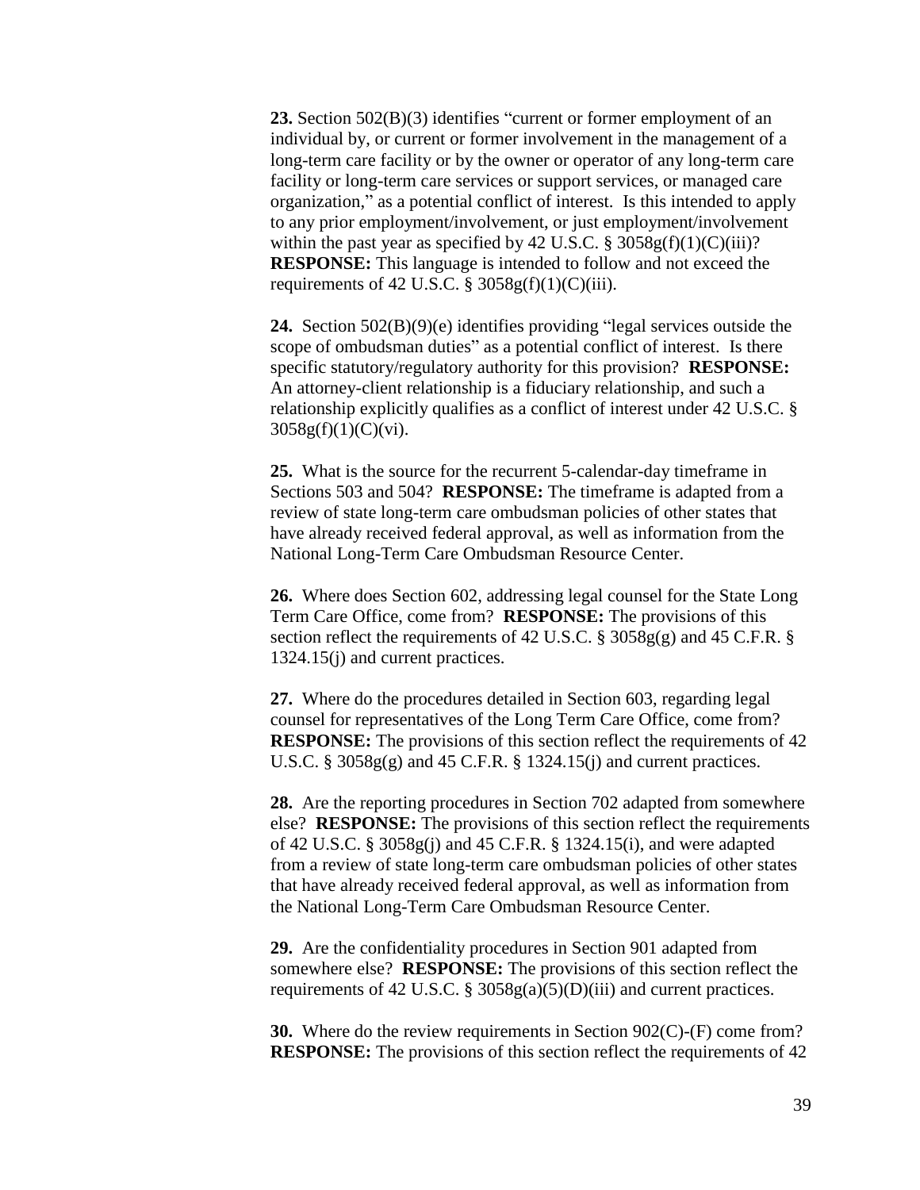**23.** Section 502(B)(3) identifies "current or former employment of an individual by, or current or former involvement in the management of a long-term care facility or by the owner or operator of any long-term care facility or long-term care services or support services, or managed care organization," as a potential conflict of interest. Is this intended to apply to any prior employment/involvement, or just employment/involvement within the past year as specified by 42 U.S.C. § 3058g(f)(1)(C)(iii)? **RESPONSE:** This language is intended to follow and not exceed the requirements of 42 U.S.C. § 3058g(f)(1)(C)(iii).

**24.** Section 502(B)(9)(e) identifies providing "legal services outside the scope of ombudsman duties" as a potential conflict of interest. Is there specific statutory/regulatory authority for this provision? **RESPONSE:** An attorney-client relationship is a fiduciary relationship, and such a relationship explicitly qualifies as a conflict of interest under 42 U.S.C. § 3058g(f)(1)(C)(vi).

**25.** What is the source for the recurrent 5-calendar-day timeframe in Sections 503 and 504? **RESPONSE:** The timeframe is adapted from a review of state long-term care ombudsman policies of other states that have already received federal approval, as well as information from the National Long-Term Care Ombudsman Resource Center.

**26.** Where does Section 602, addressing legal counsel for the State Long Term Care Office, come from? **RESPONSE:** The provisions of this section reflect the requirements of 42 U.S.C. § 3058g(g) and 45 C.F.R. § 1324.15(j) and current practices.

**27.** Where do the procedures detailed in Section 603, regarding legal counsel for representatives of the Long Term Care Office, come from? **RESPONSE:** The provisions of this section reflect the requirements of 42 U.S.C. § 3058g(g) and 45 C.F.R. § 1324.15(j) and current practices.

**28.** Are the reporting procedures in Section 702 adapted from somewhere else? **RESPONSE:** The provisions of this section reflect the requirements of 42 U.S.C. § 3058g(j) and 45 C.F.R. § 1324.15(i), and were adapted from a review of state long-term care ombudsman policies of other states that have already received federal approval, as well as information from the National Long-Term Care Ombudsman Resource Center.

**29.** Are the confidentiality procedures in Section 901 adapted from somewhere else? **RESPONSE:** The provisions of this section reflect the requirements of 42 U.S.C. § 3058g(a)(5)(D)(iii) and current practices.

**30.** Where do the review requirements in Section 902(C)-(F) come from? **RESPONSE:** The provisions of this section reflect the requirements of 42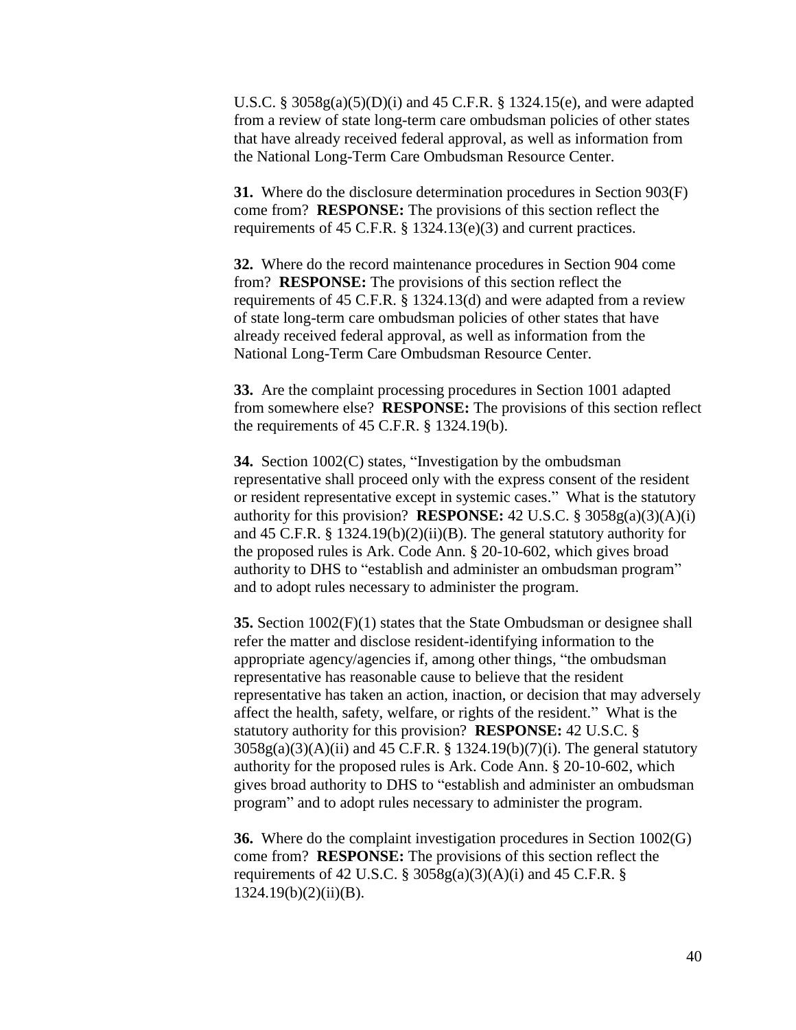U.S.C. § 3058g(a)(5)(D)(i) and 45 C.F.R. § 1324.15(e), and were adapted from a review of state long-term care ombudsman policies of other states that have already received federal approval, as well as information from the National Long-Term Care Ombudsman Resource Center.

**31.** Where do the disclosure determination procedures in Section 903(F) come from? **RESPONSE:** The provisions of this section reflect the requirements of 45 C.F.R. § 1324.13(e)(3) and current practices.

**32.** Where do the record maintenance procedures in Section 904 come from? **RESPONSE:** The provisions of this section reflect the requirements of 45 C.F.R. § 1324.13(d) and were adapted from a review of state long-term care ombudsman policies of other states that have already received federal approval, as well as information from the National Long-Term Care Ombudsman Resource Center.

**33.** Are the complaint processing procedures in Section 1001 adapted from somewhere else? **RESPONSE:** The provisions of this section reflect the requirements of 45 C.F.R. § 1324.19(b).

**34.** Section 1002(C) states, "Investigation by the ombudsman representative shall proceed only with the express consent of the resident or resident representative except in systemic cases." What is the statutory authority for this provision? **RESPONSE:** 42 U.S.C. § 3058g(a)(3)(A)(i) and 45 C.F.R. § 1324.19(b)(2)(ii)(B). The general statutory authority for the proposed rules is Ark. Code Ann. § 20-10-602, which gives broad authority to DHS to "establish and administer an ombudsman program" and to adopt rules necessary to administer the program.

**35.** Section 1002(F)(1) states that the State Ombudsman or designee shall refer the matter and disclose resident-identifying information to the appropriate agency/agencies if, among other things, "the ombudsman representative has reasonable cause to believe that the resident representative has taken an action, inaction, or decision that may adversely affect the health, safety, welfare, or rights of the resident." What is the statutory authority for this provision? **RESPONSE:** 42 U.S.C. § 3058g(a)(3)(A)(ii) and 45 C.F.R. § 1324.19(b)(7)(i). The general statutory authority for the proposed rules is Ark. Code Ann. § 20-10-602, which gives broad authority to DHS to "establish and administer an ombudsman program" and to adopt rules necessary to administer the program.

**36.** Where do the complaint investigation procedures in Section 1002(G) come from? **RESPONSE:** The provisions of this section reflect the requirements of 42 U.S.C. § 3058g(a)(3)(A)(i) and 45 C.F.R. § 1324.19(b)(2)(ii)(B).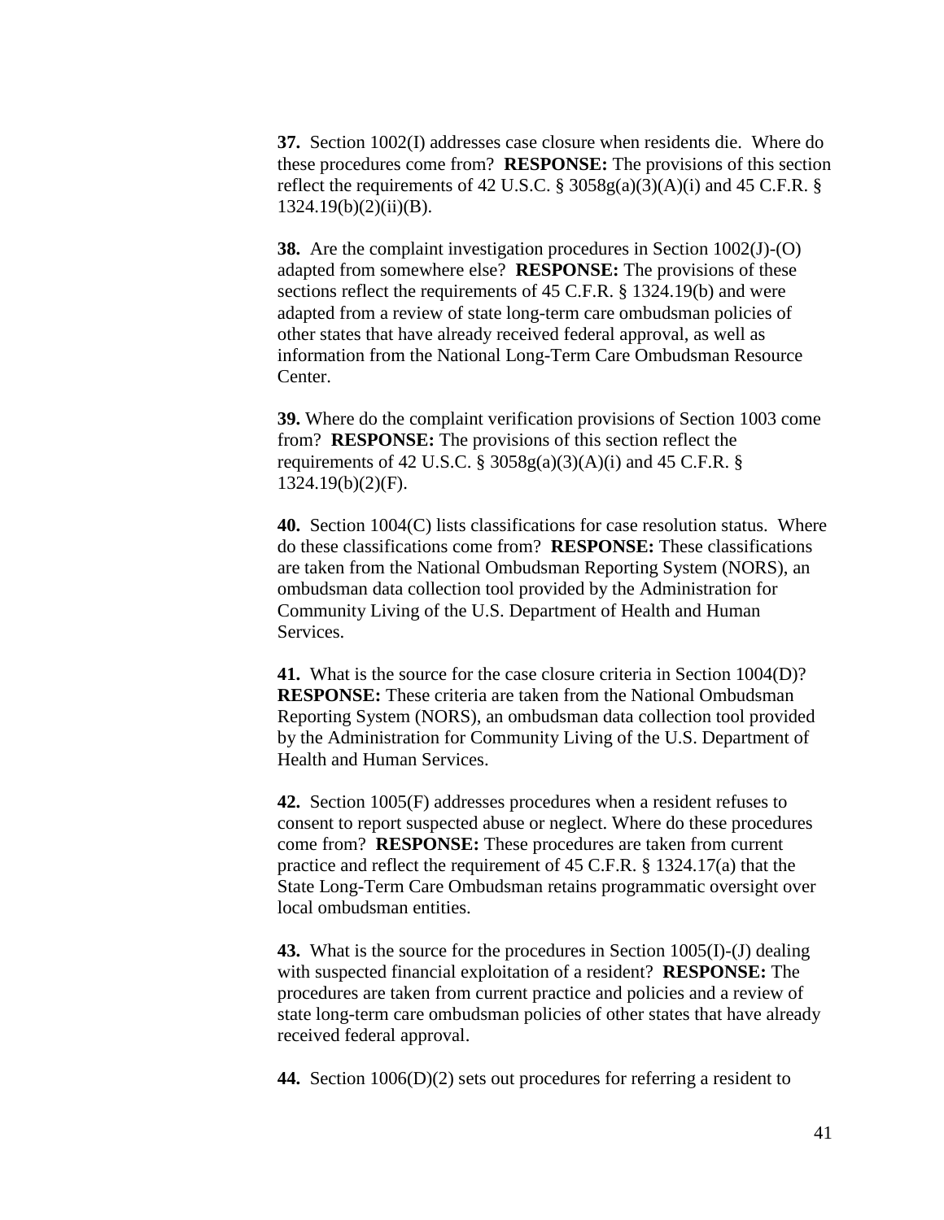**37.** Section 1002(I) addresses case closure when residents die. Where do these procedures come from? **RESPONSE:** The provisions of this section reflect the requirements of 42 U.S.C. § 3058g(a)(3)(A)(i) and 45 C.F.R. § 1324.19(b)(2)(ii)(B).

**38.** Are the complaint investigation procedures in Section 1002(J)-(O) adapted from somewhere else? **RESPONSE:** The provisions of these sections reflect the requirements of 45 C.F.R. § 1324.19(b) and were adapted from a review of state long-term care ombudsman policies of other states that have already received federal approval, as well as information from the National Long-Term Care Ombudsman Resource Center.

**39.** Where do the complaint verification provisions of Section 1003 come from? **RESPONSE:** The provisions of this section reflect the requirements of 42 U.S.C. § 3058g(a)(3)(A)(i) and 45 C.F.R. § 1324.19(b)(2)(F).

**40.** Section 1004(C) lists classifications for case resolution status. Where do these classifications come from? **RESPONSE:** These classifications are taken from the National Ombudsman Reporting System (NORS), an ombudsman data collection tool provided by the Administration for Community Living of the U.S. Department of Health and Human Services.

**41.** What is the source for the case closure criteria in Section 1004(D)? **RESPONSE:** These criteria are taken from the National Ombudsman Reporting System (NORS), an ombudsman data collection tool provided by the Administration for Community Living of the U.S. Department of Health and Human Services.

**42.** Section 1005(F) addresses procedures when a resident refuses to consent to report suspected abuse or neglect. Where do these procedures come from? **RESPONSE:** These procedures are taken from current practice and reflect the requirement of 45 C.F.R. § 1324.17(a) that the State Long-Term Care Ombudsman retains programmatic oversight over local ombudsman entities.

**43.** What is the source for the procedures in Section 1005(I)-(J) dealing with suspected financial exploitation of a resident? **RESPONSE:** The procedures are taken from current practice and policies and a review of state long-term care ombudsman policies of other states that have already received federal approval.

**44.** Section 1006(D)(2) sets out procedures for referring a resident to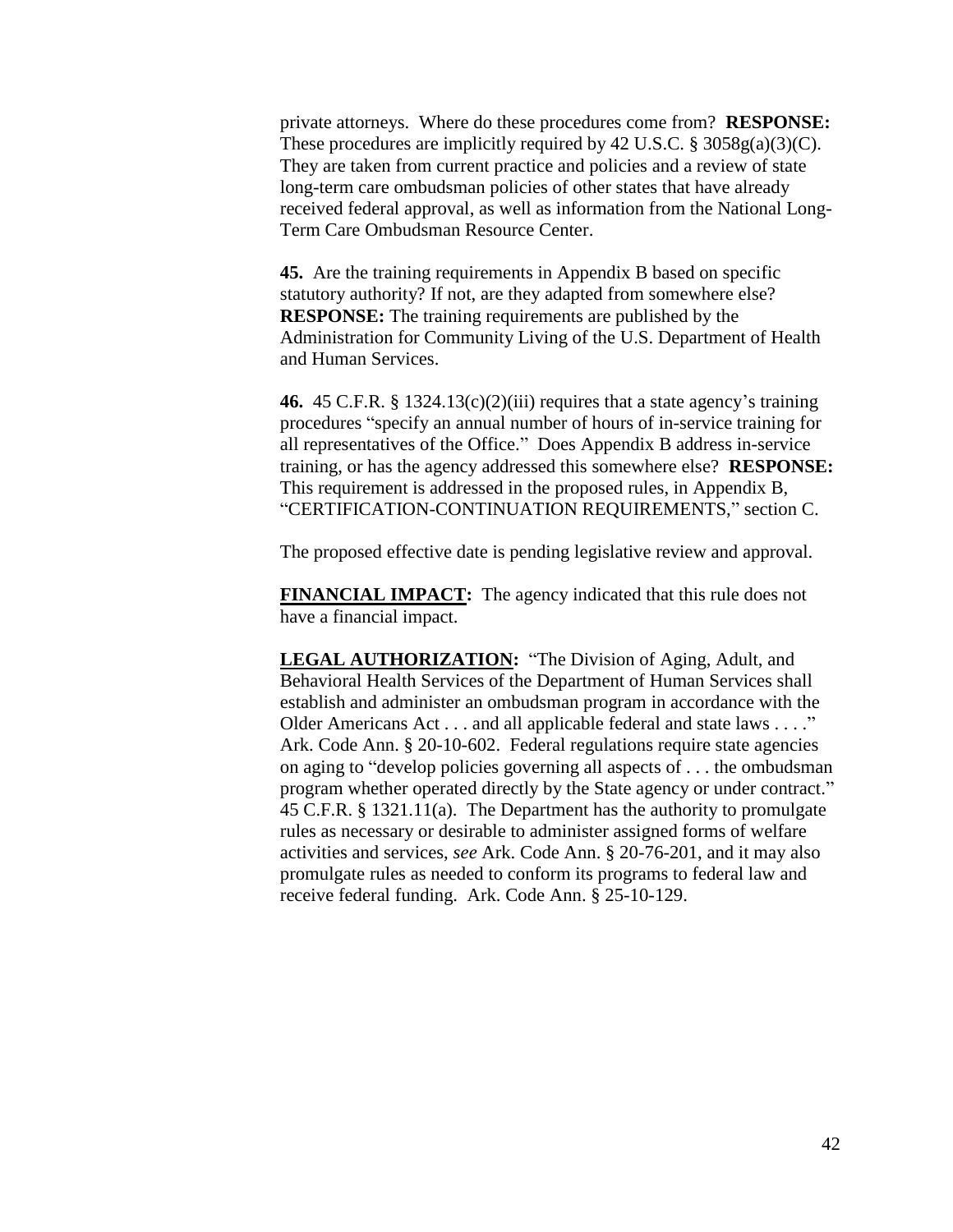private attorneys. Where do these procedures come from? **RESPONSE:** These procedures are implicitly required by 42 U.S.C. § 3058g(a)(3)(C). They are taken from current practice and policies and a review of state long-term care ombudsman policies of other states that have already received federal approval, as well as information from the National Long-Term Care Ombudsman Resource Center.

**45.** Are the training requirements in Appendix B based on specific statutory authority? If not, are they adapted from somewhere else? **RESPONSE:** The training requirements are published by the Administration for Community Living of the U.S. Department of Health and Human Services.

**46.** 45 C.F.R. § 1324.13(c)(2)(iii) requires that a state agency's training procedures "specify an annual number of hours of in-service training for all representatives of the Office." Does Appendix B address in-service training, or has the agency addressed this somewhere else? **RESPONSE:** This requirement is addressed in the proposed rules, in Appendix B, "CERTIFICATION-CONTINUATION REQUIREMENTS," section C.

The proposed effective date is pending legislative review and approval.

**FINANCIAL IMPACT:** The agency indicated that this rule does not have a financial impact.

**LEGAL AUTHORIZATION:** "The Division of Aging, Adult, and Behavioral Health Services of the Department of Human Services shall establish and administer an ombudsman program in accordance with the Older Americans Act . . . and all applicable federal and state laws . . . ." Ark. Code Ann. § 20-10-602. Federal regulations require state agencies on aging to "develop policies governing all aspects of . . . the ombudsman program whether operated directly by the State agency or under contract." 45 C.F.R. § 1321.11(a). The Department has the authority to promulgate rules as necessary or desirable to administer assigned forms of welfare activities and services, *see* Ark. Code Ann. § 20-76-201, and it may also promulgate rules as needed to conform its programs to federal law and receive federal funding. Ark. Code Ann. § 25-10-129.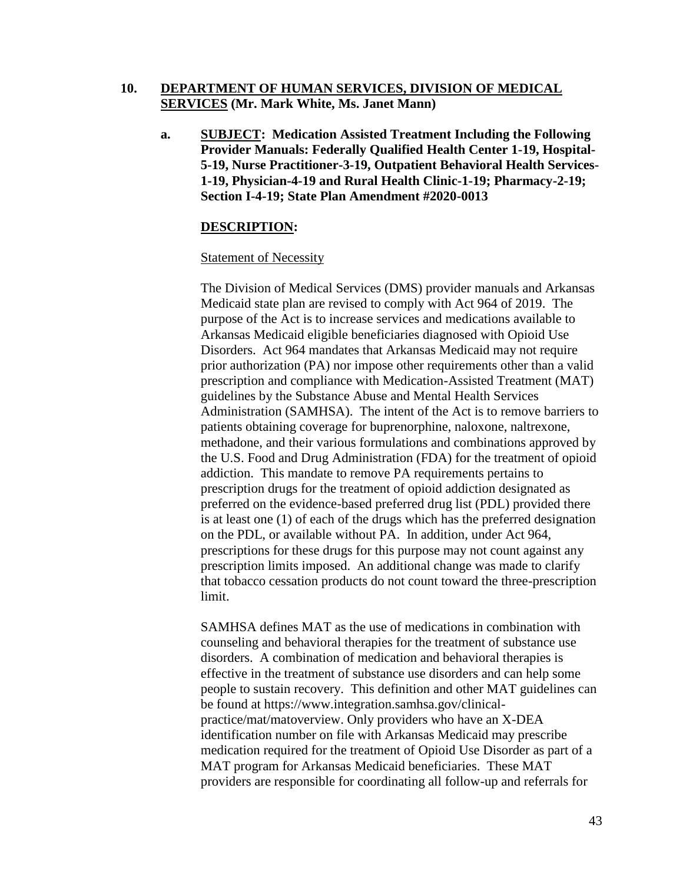**10. <u>DEPARTMENT OF HUMAN SERVICES, DIVISION OF MEDICAL SERVICES</u> (Mr. Mark White, Ms. Janet Mann)**

**a. <u>SUBJECT</u>: Medication Assisted Treatment Including the Following Provider Manuals: Federally Qualified Health Center 1-19, Hospital-5-19, Nurse Practitioner-3-19, Outpatient Behavioral Health Services-1-19, Physician-4-19 and Rural Health Clinic-1-19; Pharmacy-2-19; Section I-4-19; State Plan Amendment #2020-0013**

**<u>DESCRIPTION</u>:**

<u>Statement of Necessity</u>

The Division of Medical Services (DMS) provider manuals and Arkansas Medicaid state plan are revised to comply with Act 964 of 2019. The purpose of the Act is to increase services and medications available to Arkansas Medicaid eligible beneficiaries diagnosed with Opioid Use Disorders. Act 964 mandates that Arkansas Medicaid may not require prior authorization (PA) nor impose other requirements other than a valid prescription and compliance with Medication-Assisted Treatment (MAT) guidelines by the Substance Abuse and Mental Health Services Administration (SAMHSA). The intent of the Act is to remove barriers to patients obtaining coverage for buprenorphine, naloxone, naltrexone, methadone, and their various formulations and combinations approved by the U.S. Food and Drug Administration (FDA) for the treatment of opioid addiction. This mandate to remove PA requirements pertains to prescription drugs for the treatment of opioid addiction designated as preferred on the evidence-based preferred drug list (PDL) provided there is at least one (1) of each of the drugs which has the preferred designation on the PDL, or available without PA. In addition, under Act 964, prescriptions for these drugs for this purpose may not count against any prescription limits imposed. An additional change was made to clarify that tobacco cessation products do not count toward the three-prescription limit.

SAMHSA defines MAT as the use of medications in combination with counseling and behavioral therapies for the treatment of substance use disorders. A combination of medication and behavioral therapies is effective in the treatment of substance use disorders and can help some people to sustain recovery. This definition and other MAT guidelines can be found at https://www.integration.samhsa.gov/clinical-practice/mat/matoverview. Only providers who have an X-DEA identification number on file with Arkansas Medicaid may prescribe medication required for the treatment of Opioid Use Disorder as part of a MAT program for Arkansas Medicaid beneficiaries. These MAT providers are responsible for coordinating all follow-up and referrals for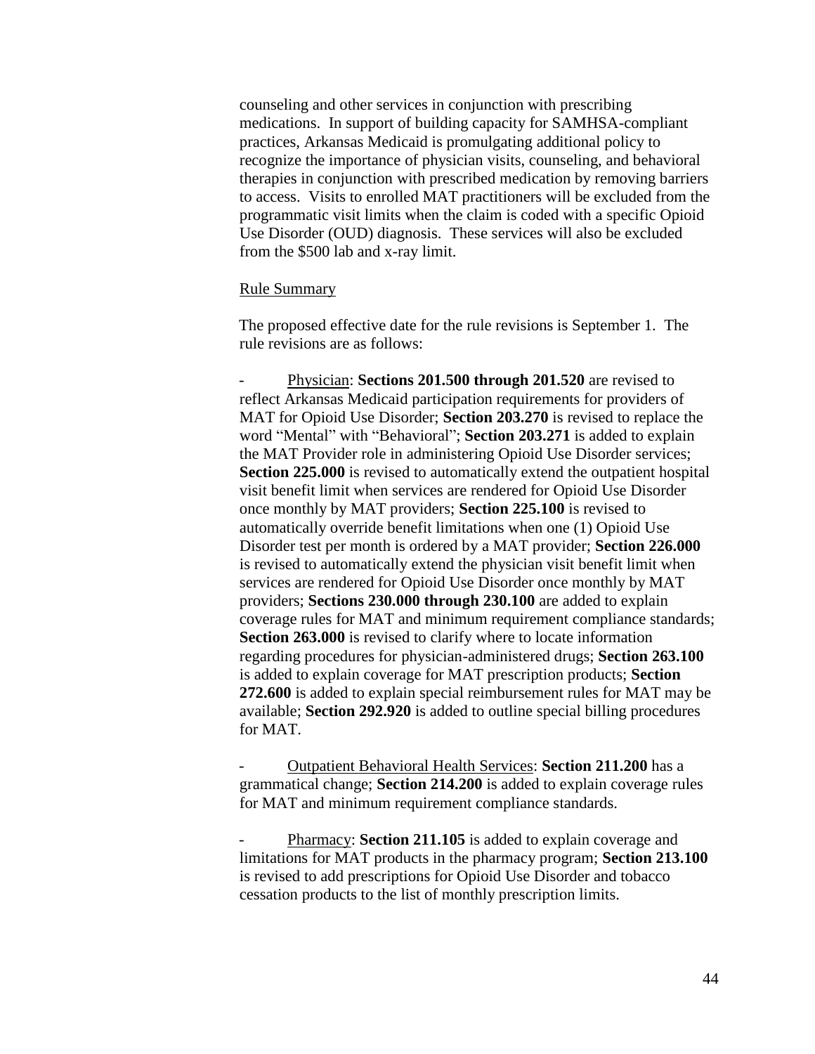counseling and other services in conjunction with prescribing medications. In support of building capacity for SAMHSA-compliant practices, Arkansas Medicaid is promulgating additional policy to recognize the importance of physician visits, counseling, and behavioral therapies in conjunction with prescribed medication by removing barriers to access. Visits to enrolled MAT practitioners will be excluded from the programmatic visit limits when the claim is coded with a specific Opioid Use Disorder (OUD) diagnosis. These services will also be excluded from the $500 lab and x-ray limit.

Rule Summary

The proposed effective date for the rule revisions is September 1. The rule revisions are as follows:

- Physician: **Sections 201.500 through 201.520** are revised to reflect Arkansas Medicaid participation requirements for providers of MAT for Opioid Use Disorder; **Section 203.270** is revised to replace the word "Mental" with "Behavioral"; **Section 203.271** is added to explain the MAT Provider role in administering Opioid Use Disorder services; **Section 225.000** is revised to automatically extend the outpatient hospital visit benefit limit when services are rendered for Opioid Use Disorder once monthly by MAT providers; **Section 225.100** is revised to automatically override benefit limitations when one (1) Opioid Use Disorder test per month is ordered by a MAT provider; **Section 226.000** is revised to automatically extend the physician visit benefit limit when services are rendered for Opioid Use Disorder once monthly by MAT providers; **Sections 230.000 through 230.100** are added to explain coverage rules for MAT and minimum requirement compliance standards; **Section 263.000** is revised to clarify where to locate information regarding procedures for physician-administered drugs; **Section 263.100** is added to explain coverage for MAT prescription products; **Section 272.600** is added to explain special reimbursement rules for MAT may be available; **Section 292.920** is added to outline special billing procedures for MAT.

- Outpatient Behavioral Health Services: **Section 211.200** has a grammatical change; **Section 214.200** is added to explain coverage rules for MAT and minimum requirement compliance standards.

- Pharmacy: **Section 211.105** is added to explain coverage and limitations for MAT products in the pharmacy program; **Section 213.100** is revised to add prescriptions for Opioid Use Disorder and tobacco cessation products to the list of monthly prescription limits.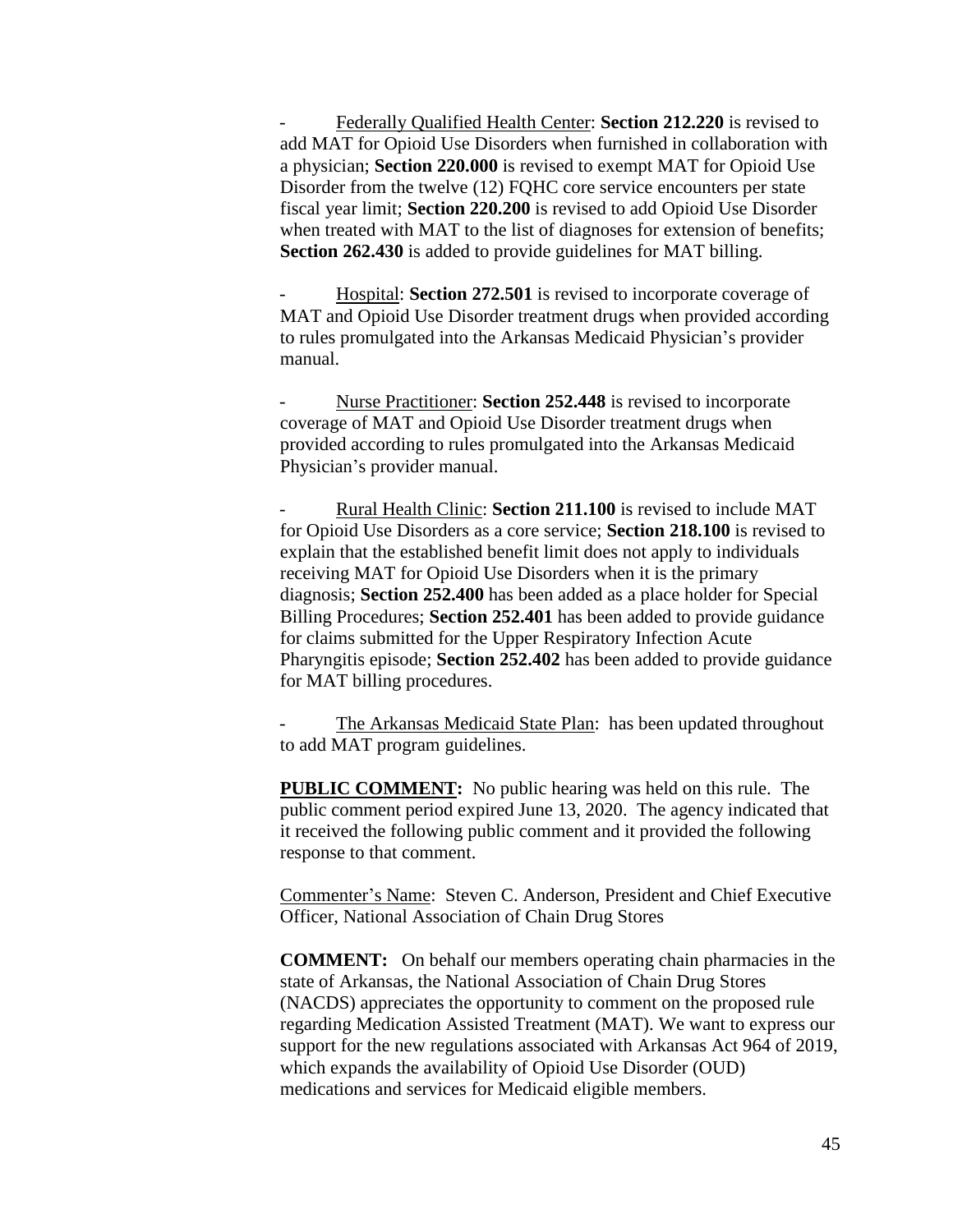- Federally Qualified Health Center: **Section 212.220** is revised to add MAT for Opioid Use Disorders when furnished in collaboration with a physician; **Section 220.000** is revised to exempt MAT for Opioid Use Disorder from the twelve (12) FQHC core service encounters per state fiscal year limit; **Section 220.200** is revised to add Opioid Use Disorder when treated with MAT to the list of diagnoses for extension of benefits; **Section 262.430** is added to provide guidelines for MAT billing.

- Hospital: **Section 272.501** is revised to incorporate coverage of MAT and Opioid Use Disorder treatment drugs when provided according to rules promulgated into the Arkansas Medicaid Physician's provider manual.

- Nurse Practitioner: **Section 252.448** is revised to incorporate coverage of MAT and Opioid Use Disorder treatment drugs when provided according to rules promulgated into the Arkansas Medicaid Physician's provider manual.

- Rural Health Clinic: **Section 211.100** is revised to include MAT for Opioid Use Disorders as a core service; **Section 218.100** is revised to explain that the established benefit limit does not apply to individuals receiving MAT for Opioid Use Disorders when it is the primary diagnosis; **Section 252.400** has been added as a place holder for Special Billing Procedures; **Section 252.401** has been added to provide guidance for claims submitted for the Upper Respiratory Infection Acute Pharyngitis episode; **Section 252.402** has been added to provide guidance for MAT billing procedures.

- The Arkansas Medicaid State Plan: has been updated throughout to add MAT program guidelines.

**PUBLIC COMMENT:** No public hearing was held on this rule. The public comment period expired June 13, 2020. The agency indicated that it received the following public comment and it provided the following response to that comment.

Commenter's Name: Steven C. Anderson, President and Chief Executive Officer, National Association of Chain Drug Stores

**COMMENT:** On behalf our members operating chain pharmacies in the state of Arkansas, the National Association of Chain Drug Stores (NACDS) appreciates the opportunity to comment on the proposed rule regarding Medication Assisted Treatment (MAT). We want to express our support for the new regulations associated with Arkansas Act 964 of 2019, which expands the availability of Opioid Use Disorder (OUD) medications and services for Medicaid eligible members.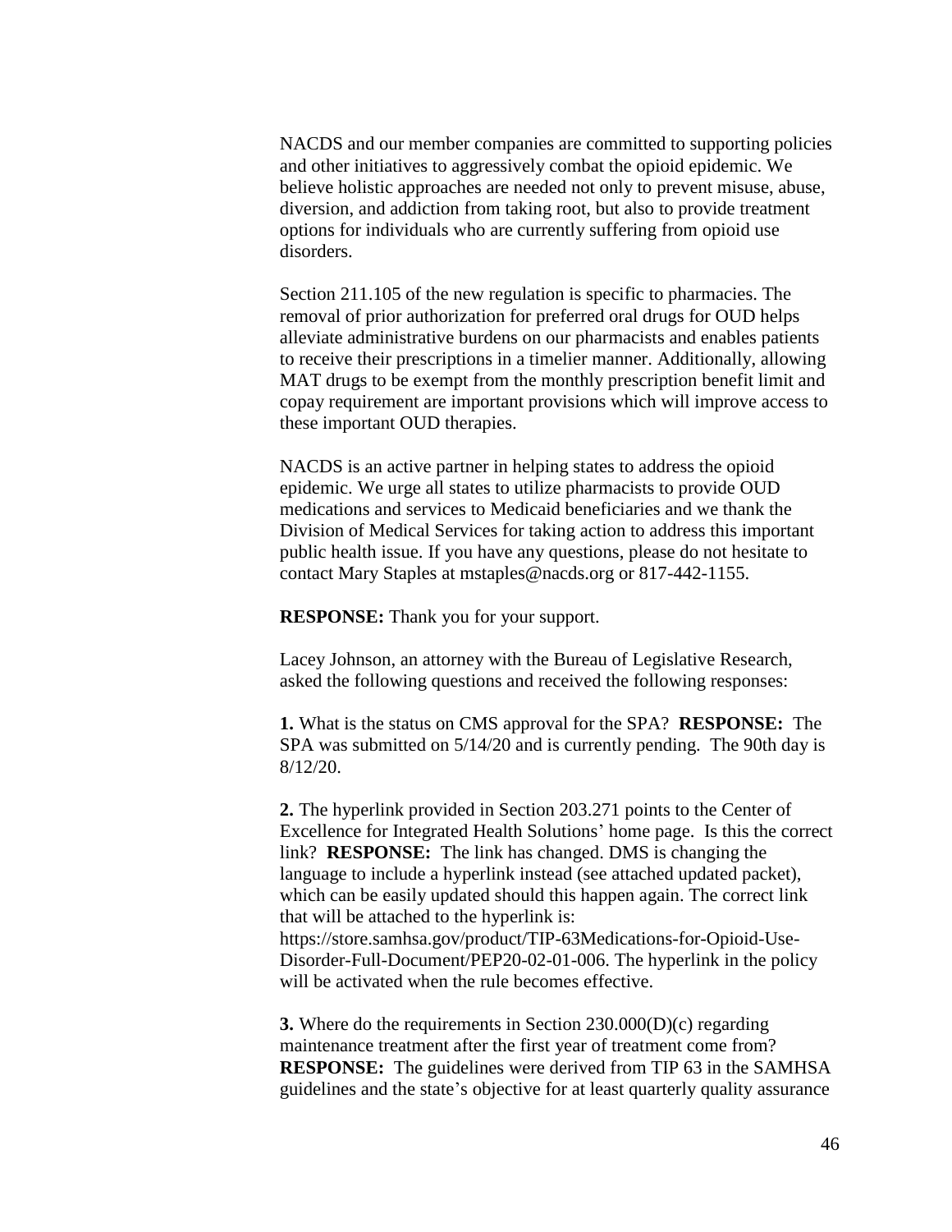NACDS and our member companies are committed to supporting policies and other initiatives to aggressively combat the opioid epidemic. We believe holistic approaches are needed not only to prevent misuse, abuse, diversion, and addiction from taking root, but also to provide treatment options for individuals who are currently suffering from opioid use disorders.

Section 211.105 of the new regulation is specific to pharmacies. The removal of prior authorization for preferred oral drugs for OUD helps alleviate administrative burdens on our pharmacists and enables patients to receive their prescriptions in a timelier manner. Additionally, allowing MAT drugs to be exempt from the monthly prescription benefit limit and copay requirement are important provisions which will improve access to these important OUD therapies.

NACDS is an active partner in helping states to address the opioid epidemic. We urge all states to utilize pharmacists to provide OUD medications and services to Medicaid beneficiaries and we thank the Division of Medical Services for taking action to address this important public health issue. If you have any questions, please do not hesitate to contact Mary Staples at mstaples@nacds.org or 817-442-1155.

**RESPONSE:** Thank you for your support.

Lacey Johnson, an attorney with the Bureau of Legislative Research, asked the following questions and received the following responses:

**1.** What is the status on CMS approval for the SPA? **RESPONSE:** The SPA was submitted on 5/14/20 and is currently pending. The 90th day is 8/12/20.

**2.** The hyperlink provided in Section 203.271 points to the Center of Excellence for Integrated Health Solutions' home page. Is this the correct link? **RESPONSE:** The link has changed. DMS is changing the language to include a hyperlink instead (see attached updated packet), which can be easily updated should this happen again. The correct link that will be attached to the hyperlink is: https://store.samhsa.gov/product/TIP-63Medications-for-Opioid-Use-Disorder-Full-Document/PEP20-02-01-006. The hyperlink in the policy will be activated when the rule becomes effective.

**3.** Where do the requirements in Section 230.000(D)(c) regarding maintenance treatment after the first year of treatment come from? **RESPONSE:** The guidelines were derived from TIP 63 in the SAMHSA guidelines and the state's objective for at least quarterly quality assurance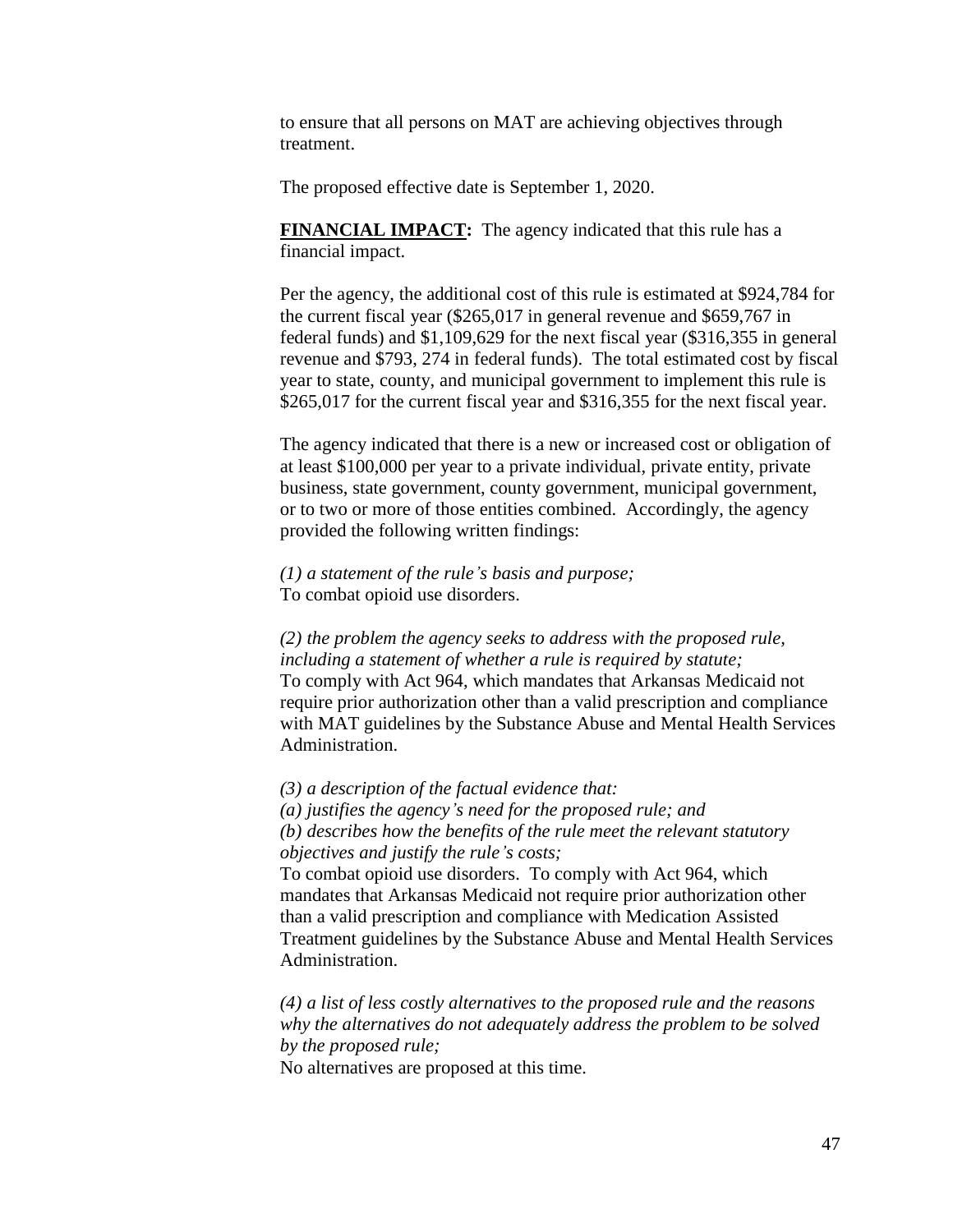to ensure that all persons on MAT are achieving objectives through treatment.

The proposed effective date is September 1, 2020.

**FINANCIAL IMPACT:** The agency indicated that this rule has a financial impact.

Per the agency, the additional cost of this rule is estimated at $924,784 for the current fiscal year ($265,017 in general revenue and $659,767 in federal funds) and $1,109,629 for the next fiscal year ($316,355 in general revenue and $793, 274 in federal funds). The total estimated cost by fiscal year to state, county, and municipal government to implement this rule is $265,017 for the current fiscal year and $316,355 for the next fiscal year.

The agency indicated that there is a new or increased cost or obligation of at least $100,000 per year to a private individual, private entity, private business, state government, county government, municipal government, or to two or more of those entities combined. Accordingly, the agency provided the following written findings:

*(1) a statement of the rule's basis and purpose;*
To combat opioid use disorders.

*(2) the problem the agency seeks to address with the proposed rule, including a statement of whether a rule is required by statute;*
To comply with Act 964, which mandates that Arkansas Medicaid not require prior authorization other than a valid prescription and compliance with MAT guidelines by the Substance Abuse and Mental Health Services Administration.

*(3) a description of the factual evidence that:*
*(a) justifies the agency's need for the proposed rule; and*
*(b) describes how the benefits of the rule meet the relevant statutory objectives and justify the rule's costs;*
To combat opioid use disorders. To comply with Act 964, which mandates that Arkansas Medicaid not require prior authorization other than a valid prescription and compliance with Medication Assisted Treatment guidelines by the Substance Abuse and Mental Health Services Administration.

*(4) a list of less costly alternatives to the proposed rule and the reasons why the alternatives do not adequately address the problem to be solved by the proposed rule;*
No alternatives are proposed at this time.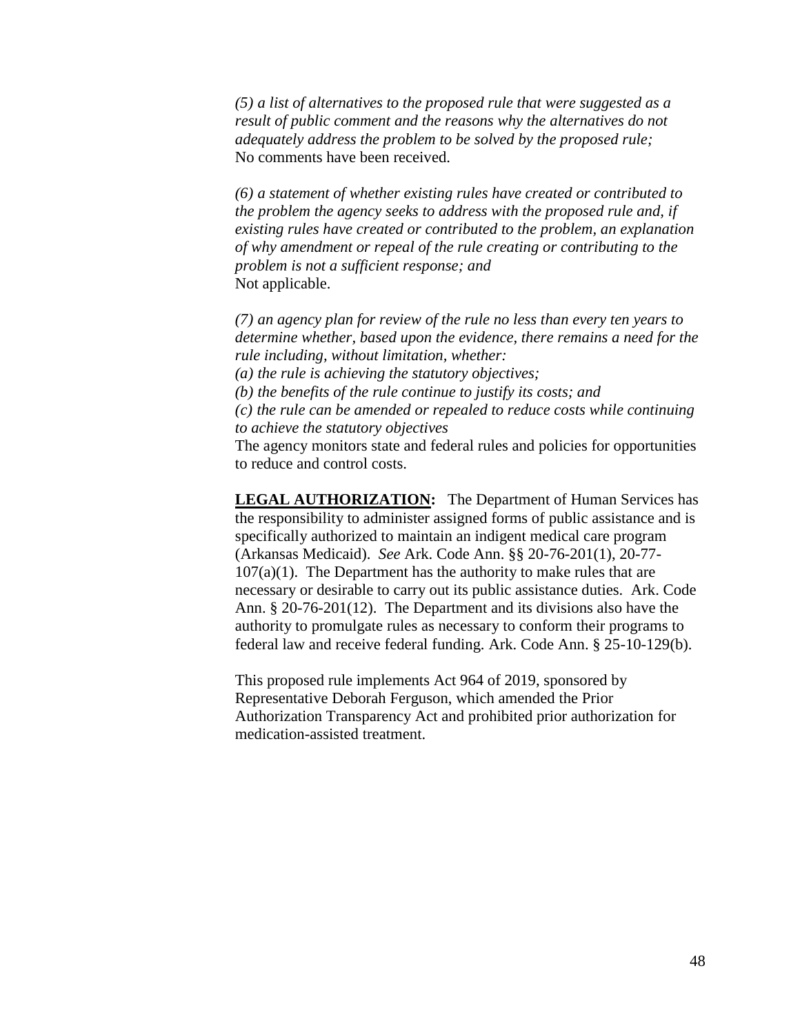*(5) a list of alternatives to the proposed rule that were suggested as a result of public comment and the reasons why the alternatives do not adequately address the problem to be solved by the proposed rule;*
No comments have been received.

*(6) a statement of whether existing rules have created or contributed to the problem the agency seeks to address with the proposed rule and, if existing rules have created or contributed to the problem, an explanation of why amendment or repeal of the rule creating or contributing to the problem is not a sufficient response; and*
Not applicable.

*(7) an agency plan for review of the rule no less than every ten years to determine whether, based upon the evidence, there remains a need for the rule including, without limitation, whether:*
*(a) the rule is achieving the statutory objectives;*
*(b) the benefits of the rule continue to justify its costs; and*
*(c) the rule can be amended or repealed to reduce costs while continuing to achieve the statutory objectives*
The agency monitors state and federal rules and policies for opportunities to reduce and control costs.

**LEGAL AUTHORIZATION:** The Department of Human Services has the responsibility to administer assigned forms of public assistance and is specifically authorized to maintain an indigent medical care program (Arkansas Medicaid). *See* Ark. Code Ann. §§ 20-76-201(1), 20-77-107(a)(1). The Department has the authority to make rules that are necessary or desirable to carry out its public assistance duties. Ark. Code Ann. § 20-76-201(12). The Department and its divisions also have the authority to promulgate rules as necessary to conform their programs to federal law and receive federal funding. Ark. Code Ann. § 25-10-129(b).

This proposed rule implements Act 964 of 2019, sponsored by Representative Deborah Ferguson, which amended the Prior Authorization Transparency Act and prohibited prior authorization for medication-assisted treatment.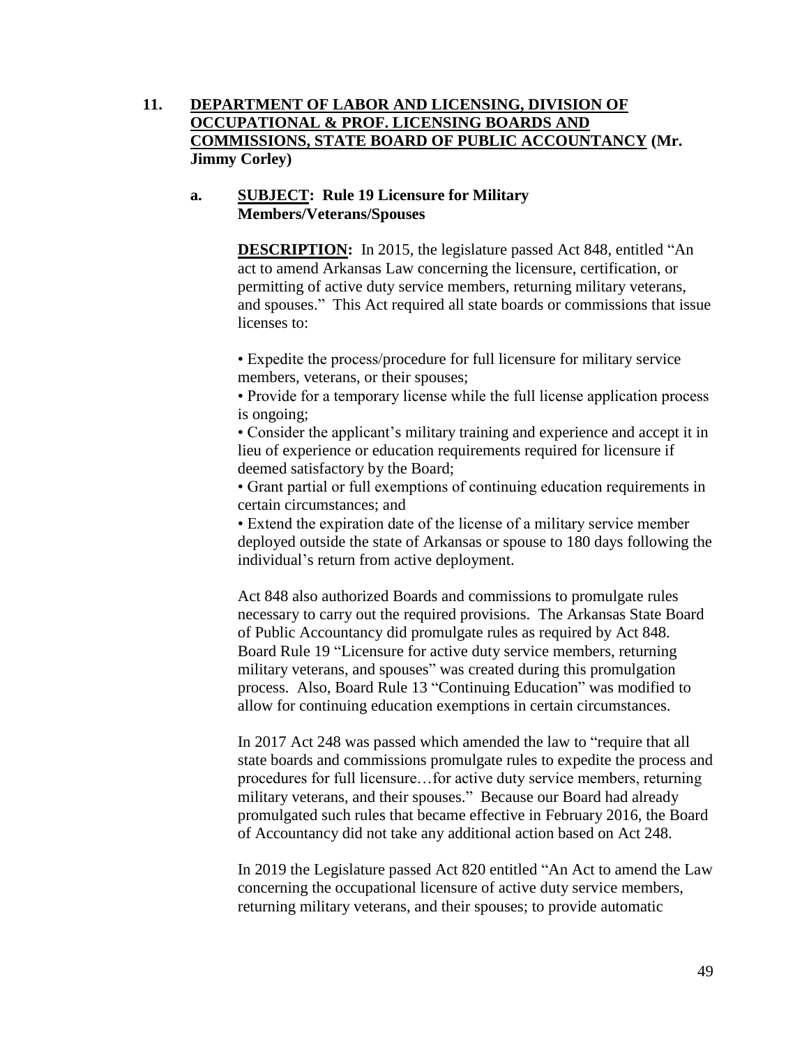**11. DEPARTMENT OF LABOR AND LICENSING, DIVISION OF OCCUPATIONAL & PROF. LICENSING BOARDS AND COMMISSIONS, STATE BOARD OF PUBLIC ACCOUNTANCY (Mr. Jimmy Corley)**

**a. SUBJECT: Rule 19 Licensure for Military Members/Veterans/Spouses**

**DESCRIPTION:** In 2015, the legislature passed Act 848, entitled "An act to amend Arkansas Law concerning the licensure, certification, or permitting of active duty service members, returning military veterans, and spouses." This Act required all state boards or commissions that issue licenses to:

- Expedite the process/procedure for full licensure for military service members, veterans, or their spouses;
- Provide for a temporary license while the full license application process is ongoing;
- Consider the applicant's military training and experience and accept it in lieu of experience or education requirements required for licensure if deemed satisfactory by the Board;
- Grant partial or full exemptions of continuing education requirements in certain circumstances; and
- Extend the expiration date of the license of a military service member deployed outside the state of Arkansas or spouse to 180 days following the individual's return from active deployment.

Act 848 also authorized Boards and commissions to promulgate rules necessary to carry out the required provisions. The Arkansas State Board of Public Accountancy did promulgate rules as required by Act 848. Board Rule 19 "Licensure for active duty service members, returning military veterans, and spouses" was created during this promulgation process. Also, Board Rule 13 "Continuing Education" was modified to allow for continuing education exemptions in certain circumstances.

In 2017 Act 248 was passed which amended the law to "require that all state boards and commissions promulgate rules to expedite the process and procedures for full licensure…for active duty service members, returning military veterans, and their spouses." Because our Board had already promulgated such rules that became effective in February 2016, the Board of Accountancy did not take any additional action based on Act 248.

In 2019 the Legislature passed Act 820 entitled "An Act to amend the Law concerning the occupational licensure of active duty service members, returning military veterans, and their spouses; to provide automatic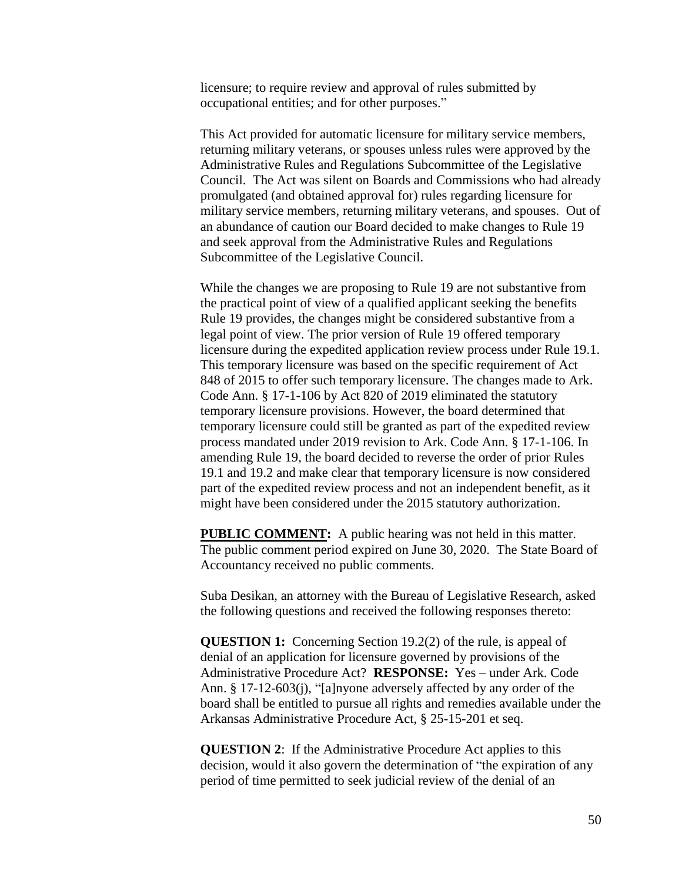licensure; to require review and approval of rules submitted by occupational entities; and for other purposes."

This Act provided for automatic licensure for military service members, returning military veterans, or spouses unless rules were approved by the Administrative Rules and Regulations Subcommittee of the Legislative Council. The Act was silent on Boards and Commissions who had already promulgated (and obtained approval for) rules regarding licensure for military service members, returning military veterans, and spouses. Out of an abundance of caution our Board decided to make changes to Rule 19 and seek approval from the Administrative Rules and Regulations Subcommittee of the Legislative Council.

While the changes we are proposing to Rule 19 are not substantive from the practical point of view of a qualified applicant seeking the benefits Rule 19 provides, the changes might be considered substantive from a legal point of view. The prior version of Rule 19 offered temporary licensure during the expedited application review process under Rule 19.1. This temporary licensure was based on the specific requirement of Act 848 of 2015 to offer such temporary licensure. The changes made to Ark. Code Ann. § 17-1-106 by Act 820 of 2019 eliminated the statutory temporary licensure provisions. However, the board determined that temporary licensure could still be granted as part of the expedited review process mandated under 2019 revision to Ark. Code Ann. § 17-1-106. In amending Rule 19, the board decided to reverse the order of prior Rules 19.1 and 19.2 and make clear that temporary licensure is now considered part of the expedited review process and not an independent benefit, as it might have been considered under the 2015 statutory authorization.

**PUBLIC COMMENT:** A public hearing was not held in this matter. The public comment period expired on June 30, 2020. The State Board of Accountancy received no public comments.

Suba Desikan, an attorney with the Bureau of Legislative Research, asked the following questions and received the following responses thereto:

**QUESTION 1:** Concerning Section 19.2(2) of the rule, is appeal of denial of an application for licensure governed by provisions of the Administrative Procedure Act? **RESPONSE:** Yes – under Ark. Code Ann. § 17-12-603(j), "[a]nyone adversely affected by any order of the board shall be entitled to pursue all rights and remedies available under the Arkansas Administrative Procedure Act, § 25-15-201 et seq.

**QUESTION 2**: If the Administrative Procedure Act applies to this decision, would it also govern the determination of "the expiration of any period of time permitted to seek judicial review of the denial of an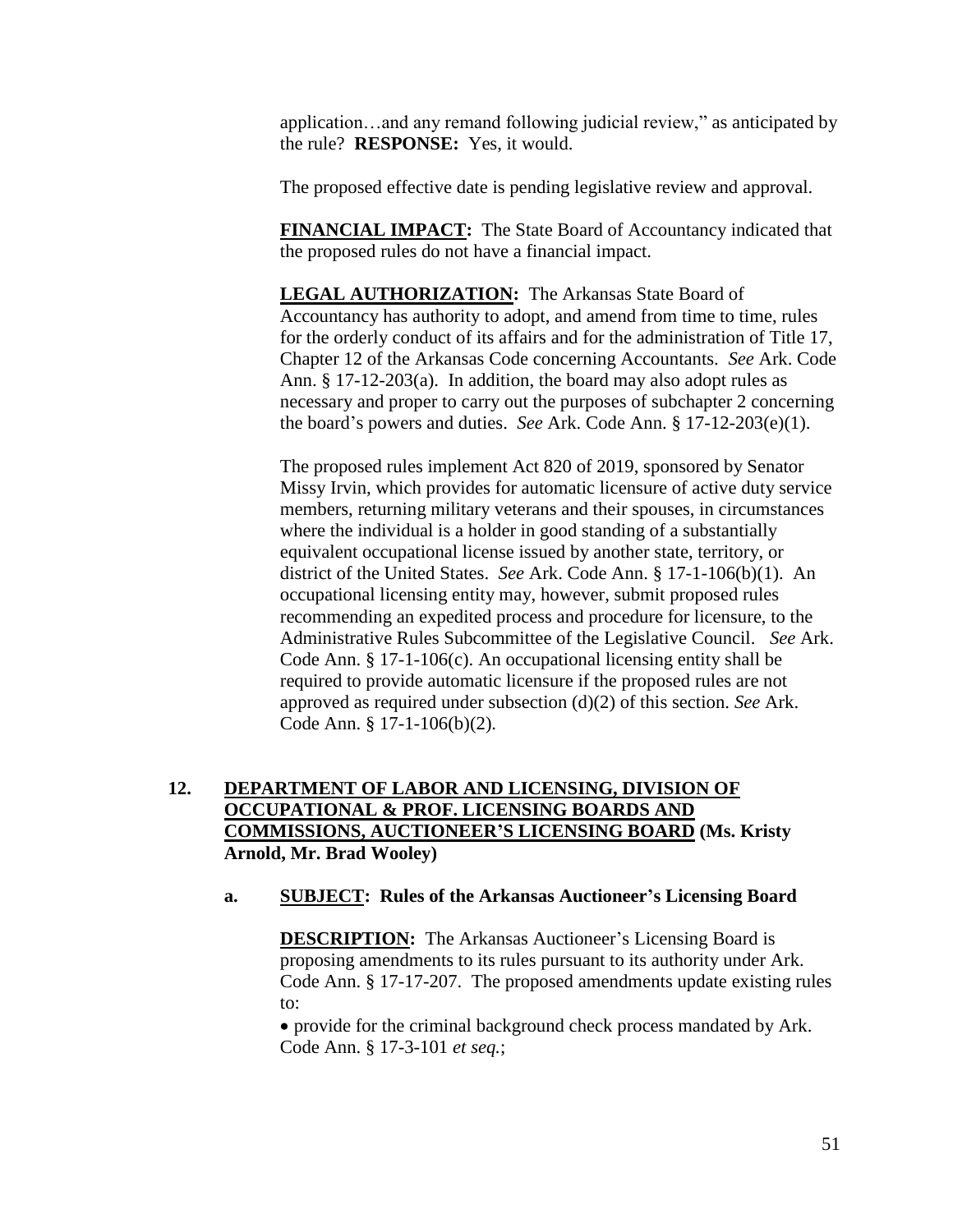application…and any remand following judicial review," as anticipated by the rule? **RESPONSE:** Yes, it would.

The proposed effective date is pending legislative review and approval.

**FINANCIAL IMPACT:** The State Board of Accountancy indicated that the proposed rules do not have a financial impact.

**LEGAL AUTHORIZATION:** The Arkansas State Board of Accountancy has authority to adopt, and amend from time to time, rules for the orderly conduct of its affairs and for the administration of Title 17, Chapter 12 of the Arkansas Code concerning Accountants. *See* Ark. Code Ann. § 17-12-203(a). In addition, the board may also adopt rules as necessary and proper to carry out the purposes of subchapter 2 concerning the board's powers and duties. *See* Ark. Code Ann. § 17-12-203(e)(1).

The proposed rules implement Act 820 of 2019, sponsored by Senator Missy Irvin, which provides for automatic licensure of active duty service members, returning military veterans and their spouses, in circumstances where the individual is a holder in good standing of a substantially equivalent occupational license issued by another state, territory, or district of the United States. *See* Ark. Code Ann. § 17-1-106(b)(1). An occupational licensing entity may, however, submit proposed rules recommending an expedited process and procedure for licensure, to the Administrative Rules Subcommittee of the Legislative Council. *See* Ark. Code Ann. § 17-1-106(c). An occupational licensing entity shall be required to provide automatic licensure if the proposed rules are not approved as required under subsection (d)(2) of this section. *See* Ark. Code Ann. § 17-1-106(b)(2).

**12. DEPARTMENT OF LABOR AND LICENSING, DIVISION OF OCCUPATIONAL & PROF. LICENSING BOARDS AND COMMISSIONS, AUCTIONEER'S LICENSING BOARD (Ms. Kristy Arnold, Mr. Brad Wooley)**

**a. SUBJECT: Rules of the Arkansas Auctioneer's Licensing Board**

**DESCRIPTION:** The Arkansas Auctioneer's Licensing Board is proposing amendments to its rules pursuant to its authority under Ark. Code Ann. § 17-17-207. The proposed amendments update existing rules to:

- provide for the criminal background check process mandated by Ark. Code Ann. § 17-3-101 *et seq.*;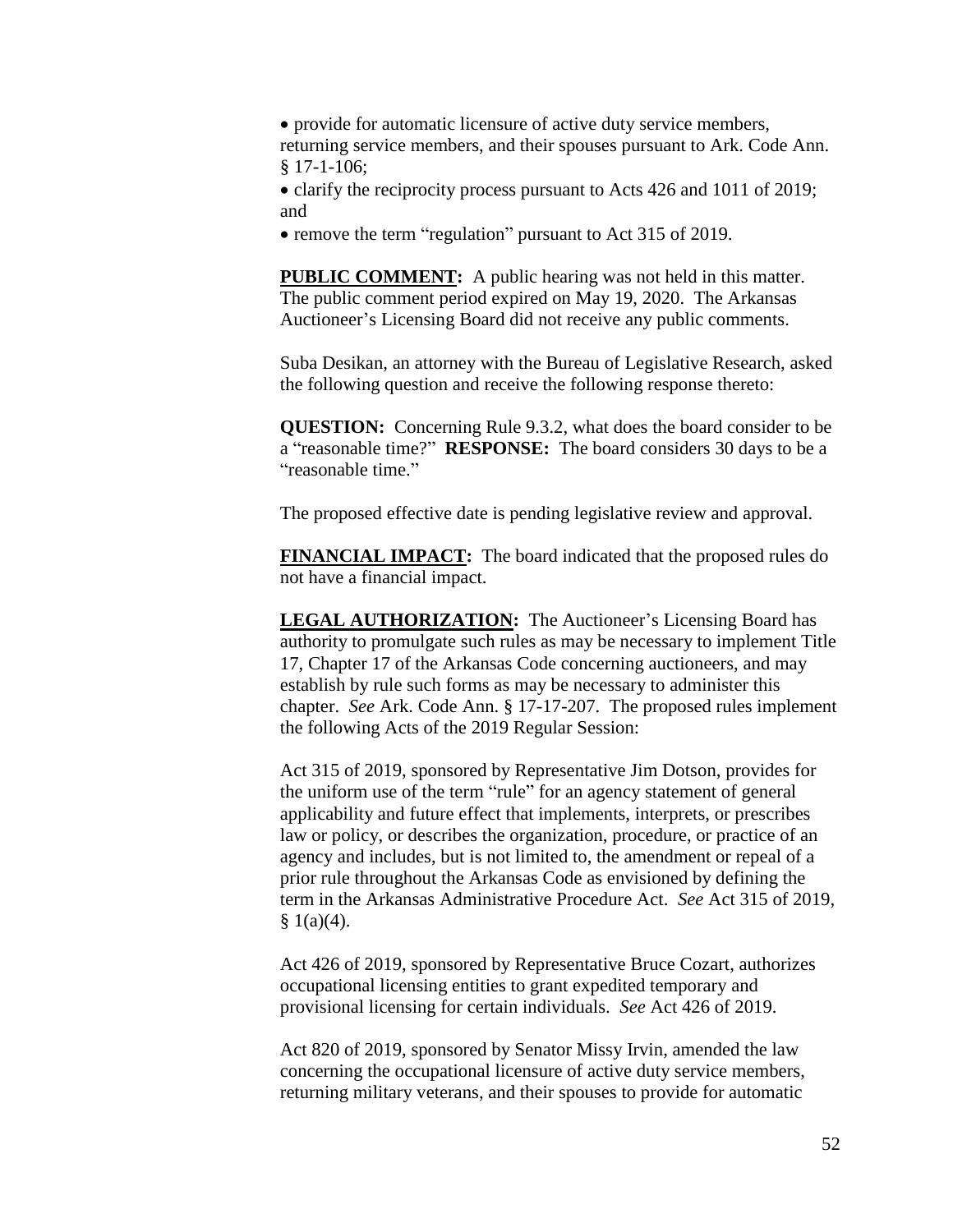- provide for automatic licensure of active duty service members, returning service members, and their spouses pursuant to Ark. Code Ann. § 17-1-106;
- clarify the reciprocity process pursuant to Acts 426 and 1011 of 2019; and
- remove the term "regulation" pursuant to Act 315 of 2019.

**PUBLIC COMMENT:** A public hearing was not held in this matter. The public comment period expired on May 19, 2020. The Arkansas Auctioneer's Licensing Board did not receive any public comments.

Suba Desikan, an attorney with the Bureau of Legislative Research, asked the following question and receive the following response thereto:

**QUESTION:** Concerning Rule 9.3.2, what does the board consider to be a "reasonable time?" **RESPONSE:** The board considers 30 days to be a "reasonable time."

The proposed effective date is pending legislative review and approval.

**FINANCIAL IMPACT:** The board indicated that the proposed rules do not have a financial impact.

**LEGAL AUTHORIZATION:** The Auctioneer's Licensing Board has authority to promulgate such rules as may be necessary to implement Title 17, Chapter 17 of the Arkansas Code concerning auctioneers, and may establish by rule such forms as may be necessary to administer this chapter. *See* Ark. Code Ann. § 17-17-207. The proposed rules implement the following Acts of the 2019 Regular Session:

Act 315 of 2019, sponsored by Representative Jim Dotson, provides for the uniform use of the term "rule" for an agency statement of general applicability and future effect that implements, interprets, or prescribes law or policy, or describes the organization, procedure, or practice of an agency and includes, but is not limited to, the amendment or repeal of a prior rule throughout the Arkansas Code as envisioned by defining the term in the Arkansas Administrative Procedure Act. *See* Act 315 of 2019, § 1(a)(4).

Act 426 of 2019, sponsored by Representative Bruce Cozart, authorizes occupational licensing entities to grant expedited temporary and provisional licensing for certain individuals. *See* Act 426 of 2019.

Act 820 of 2019, sponsored by Senator Missy Irvin, amended the law concerning the occupational licensure of active duty service members, returning military veterans, and their spouses to provide for automatic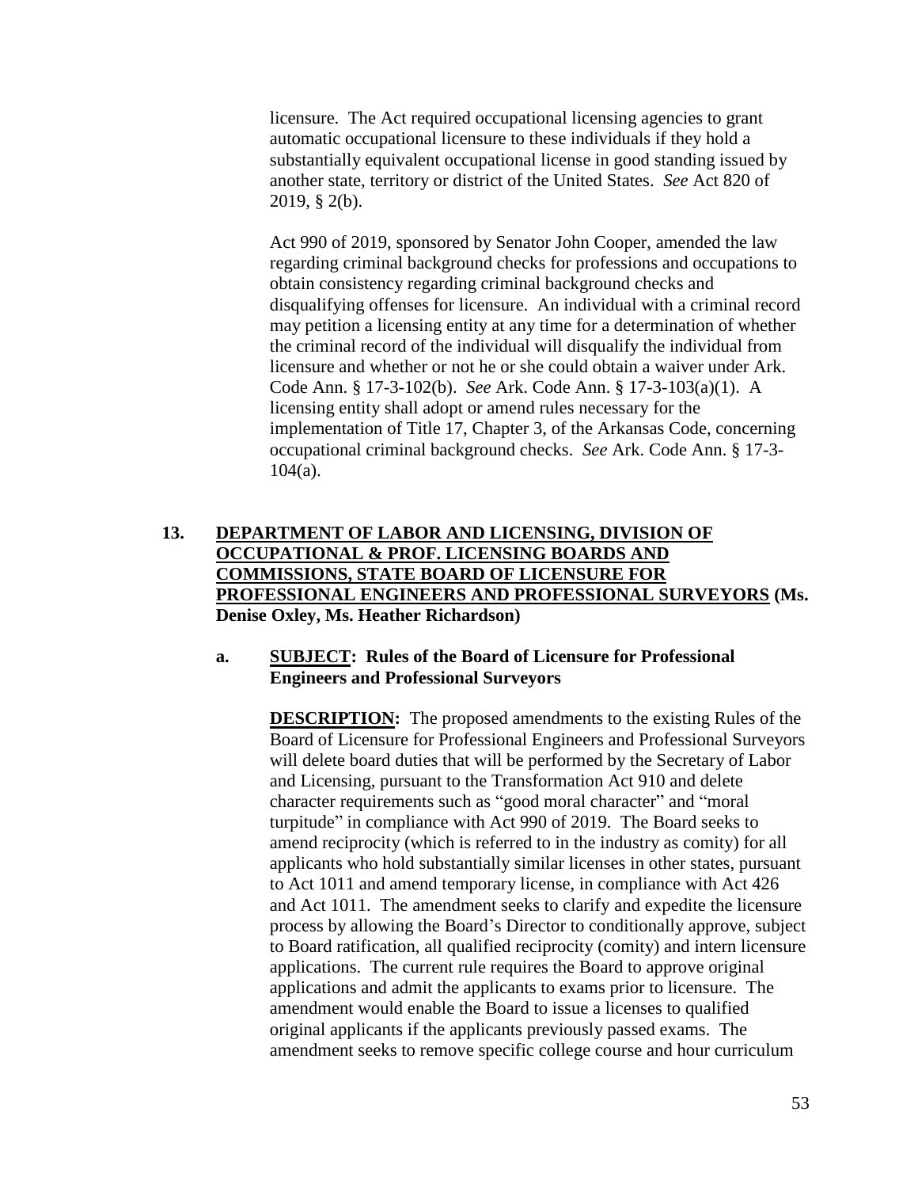licensure. The Act required occupational licensing agencies to grant automatic occupational licensure to these individuals if they hold a substantially equivalent occupational license in good standing issued by another state, territory or district of the United States. *See* Act 820 of 2019, § 2(b).

Act 990 of 2019, sponsored by Senator John Cooper, amended the law regarding criminal background checks for professions and occupations to obtain consistency regarding criminal background checks and disqualifying offenses for licensure. An individual with a criminal record may petition a licensing entity at any time for a determination of whether the criminal record of the individual will disqualify the individual from licensure and whether or not he or she could obtain a waiver under Ark. Code Ann. § 17-3-102(b). *See* Ark. Code Ann. § 17-3-103(a)(1). A licensing entity shall adopt or amend rules necessary for the implementation of Title 17, Chapter 3, of the Arkansas Code, concerning occupational criminal background checks. *See* Ark. Code Ann. § 17-3-104(a).

**13. <u>DEPARTMENT OF LABOR AND LICENSING, DIVISION OF OCCUPATIONAL & PROF. LICENSING BOARDS AND COMMISSIONS, STATE BOARD OF LICENSURE FOR PROFESSIONAL ENGINEERS AND PROFESSIONAL SURVEYORS</u> (Ms. Denise Oxley, Ms. Heather Richardson)**

**a. <u>SUBJECT</u>: Rules of the Board of Licensure for Professional Engineers and Professional Surveyors**

**<u>DESCRIPTION</u>:** The proposed amendments to the existing Rules of the Board of Licensure for Professional Engineers and Professional Surveyors will delete board duties that will be performed by the Secretary of Labor and Licensing, pursuant to the Transformation Act 910 and delete character requirements such as "good moral character" and "moral turpitude" in compliance with Act 990 of 2019. The Board seeks to amend reciprocity (which is referred to in the industry as comity) for all applicants who hold substantially similar licenses in other states, pursuant to Act 1011 and amend temporary license, in compliance with Act 426 and Act 1011. The amendment seeks to clarify and expedite the licensure process by allowing the Board's Director to conditionally approve, subject to Board ratification, all qualified reciprocity (comity) and intern licensure applications. The current rule requires the Board to approve original applications and admit the applicants to exams prior to licensure. The amendment would enable the Board to issue a licenses to qualified original applicants if the applicants previously passed exams. The amendment seeks to remove specific college course and hour curriculum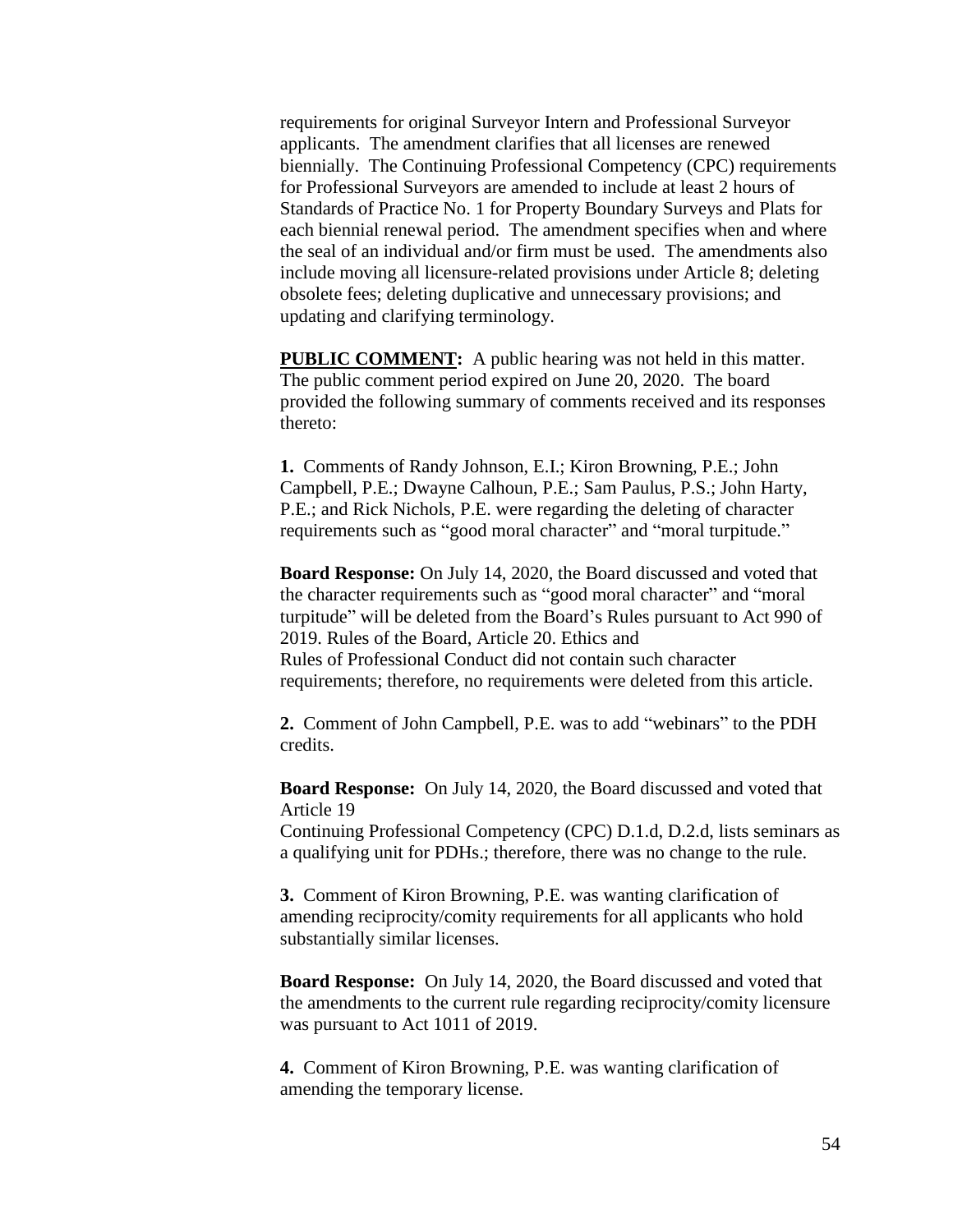requirements for original Surveyor Intern and Professional Surveyor applicants. The amendment clarifies that all licenses are renewed biennially. The Continuing Professional Competency (CPC) requirements for Professional Surveyors are amended to include at least 2 hours of Standards of Practice No. 1 for Property Boundary Surveys and Plats for each biennial renewal period. The amendment specifies when and where the seal of an individual and/or firm must be used. The amendments also include moving all licensure-related provisions under Article 8; deleting obsolete fees; deleting duplicative and unnecessary provisions; and updating and clarifying terminology.

**PUBLIC COMMENT:** A public hearing was not held in this matter. The public comment period expired on June 20, 2020. The board provided the following summary of comments received and its responses thereto:

**1.** Comments of Randy Johnson, E.I.; Kiron Browning, P.E.; John Campbell, P.E.; Dwayne Calhoun, P.E.; Sam Paulus, P.S.; John Harty, P.E.; and Rick Nichols, P.E. were regarding the deleting of character requirements such as "good moral character" and "moral turpitude."

**Board Response:** On July 14, 2020, the Board discussed and voted that the character requirements such as "good moral character" and "moral turpitude" will be deleted from the Board's Rules pursuant to Act 990 of 2019. Rules of the Board, Article 20. Ethics and Rules of Professional Conduct did not contain such character requirements; therefore, no requirements were deleted from this article.

**2.** Comment of John Campbell, P.E. was to add "webinars" to the PDH credits.

**Board Response:** On July 14, 2020, the Board discussed and voted that Article 19 Continuing Professional Competency (CPC) D.1.d, D.2.d, lists seminars as a qualifying unit for PDHs.; therefore, there was no change to the rule.

**3.** Comment of Kiron Browning, P.E. was wanting clarification of amending reciprocity/comity requirements for all applicants who hold substantially similar licenses.

**Board Response:** On July 14, 2020, the Board discussed and voted that the amendments to the current rule regarding reciprocity/comity licensure was pursuant to Act 1011 of 2019.

**4.** Comment of Kiron Browning, P.E. was wanting clarification of amending the temporary license.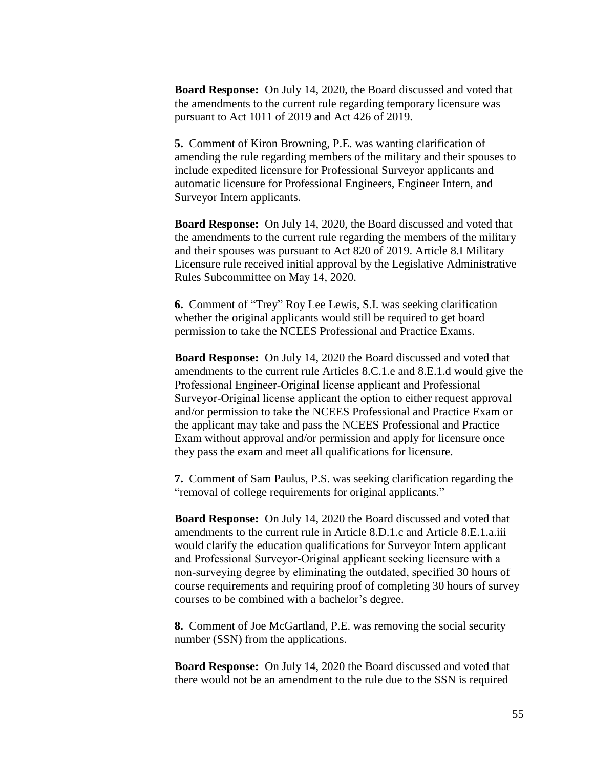**Board Response:** On July 14, 2020, the Board discussed and voted that the amendments to the current rule regarding temporary licensure was pursuant to Act 1011 of 2019 and Act 426 of 2019.

**5.** Comment of Kiron Browning, P.E. was wanting clarification of amending the rule regarding members of the military and their spouses to include expedited licensure for Professional Surveyor applicants and automatic licensure for Professional Engineers, Engineer Intern, and Surveyor Intern applicants.

**Board Response:** On July 14, 2020, the Board discussed and voted that the amendments to the current rule regarding the members of the military and their spouses was pursuant to Act 820 of 2019. Article 8.I Military Licensure rule received initial approval by the Legislative Administrative Rules Subcommittee on May 14, 2020.

**6.** Comment of "Trey" Roy Lee Lewis, S.I. was seeking clarification whether the original applicants would still be required to get board permission to take the NCEES Professional and Practice Exams.

**Board Response:** On July 14, 2020 the Board discussed and voted that amendments to the current rule Articles 8.C.1.e and 8.E.1.d would give the Professional Engineer-Original license applicant and Professional Surveyor-Original license applicant the option to either request approval and/or permission to take the NCEES Professional and Practice Exam or the applicant may take and pass the NCEES Professional and Practice Exam without approval and/or permission and apply for licensure once they pass the exam and meet all qualifications for licensure.

**7.** Comment of Sam Paulus, P.S. was seeking clarification regarding the "removal of college requirements for original applicants."

**Board Response:** On July 14, 2020 the Board discussed and voted that amendments to the current rule in Article 8.D.1.c and Article 8.E.1.a.iii would clarify the education qualifications for Surveyor Intern applicant and Professional Surveyor-Original applicant seeking licensure with a non-surveying degree by eliminating the outdated, specified 30 hours of course requirements and requiring proof of completing 30 hours of survey courses to be combined with a bachelor's degree.

**8.** Comment of Joe McGartland, P.E. was removing the social security number (SSN) from the applications.

**Board Response:** On July 14, 2020 the Board discussed and voted that there would not be an amendment to the rule due to the SSN is required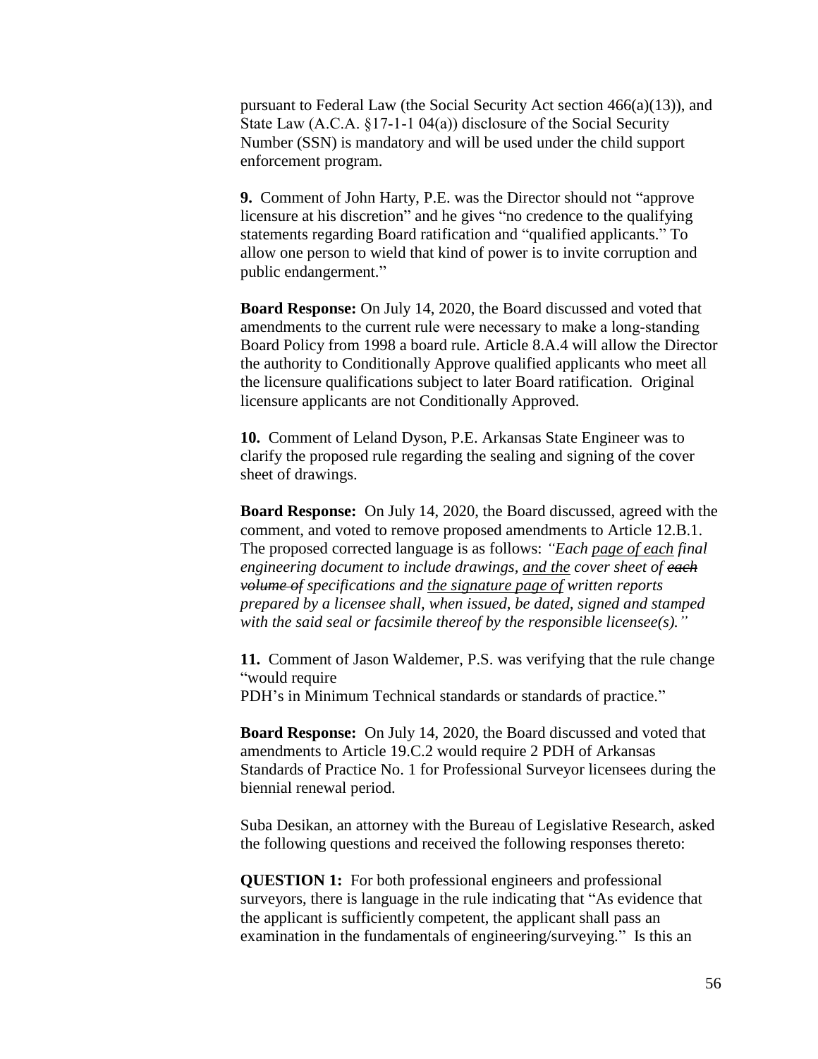pursuant to Federal Law (the Social Security Act section 466(a)(13)), and State Law (A.C.A. §17-1-1 04(a)) disclosure of the Social Security Number (SSN) is mandatory and will be used under the child support enforcement program.

**9.** Comment of John Harty, P.E. was the Director should not "approve licensure at his discretion" and he gives "no credence to the qualifying statements regarding Board ratification and "qualified applicants." To allow one person to wield that kind of power is to invite corruption and public endangerment."

**Board Response:** On July 14, 2020, the Board discussed and voted that amendments to the current rule were necessary to make a long-standing Board Policy from 1998 a board rule. Article 8.A.4 will allow the Director the authority to Conditionally Approve qualified applicants who meet all the licensure qualifications subject to later Board ratification. Original licensure applicants are not Conditionally Approved.

**10.** Comment of Leland Dyson, P.E. Arkansas State Engineer was to clarify the proposed rule regarding the sealing and signing of the cover sheet of drawings.

**Board Response:** On July 14, 2020, the Board discussed, agreed with the comment, and voted to remove proposed amendments to Article 12.B.1. The proposed corrected language is as follows: *"Each <u>page of each</u> final engineering document to include drawings, <u>and the</u> cover sheet of ~~each volume of~~ specifications and <u>the signature page of</u> written reports prepared by a licensee shall, when issued, be dated, signed and stamped with the said seal or facsimile thereof by the responsible licensee(s)."*

**11.** Comment of Jason Waldemer, P.S. was verifying that the rule change "would require
PDH's in Minimum Technical standards or standards of practice."

**Board Response:** On July 14, 2020, the Board discussed and voted that amendments to Article 19.C.2 would require 2 PDH of Arkansas Standards of Practice No. 1 for Professional Surveyor licensees during the biennial renewal period.

Suba Desikan, an attorney with the Bureau of Legislative Research, asked the following questions and received the following responses thereto:

**QUESTION 1:** For both professional engineers and professional surveyors, there is language in the rule indicating that "As evidence that the applicant is sufficiently competent, the applicant shall pass an examination in the fundamentals of engineering/surveying." Is this an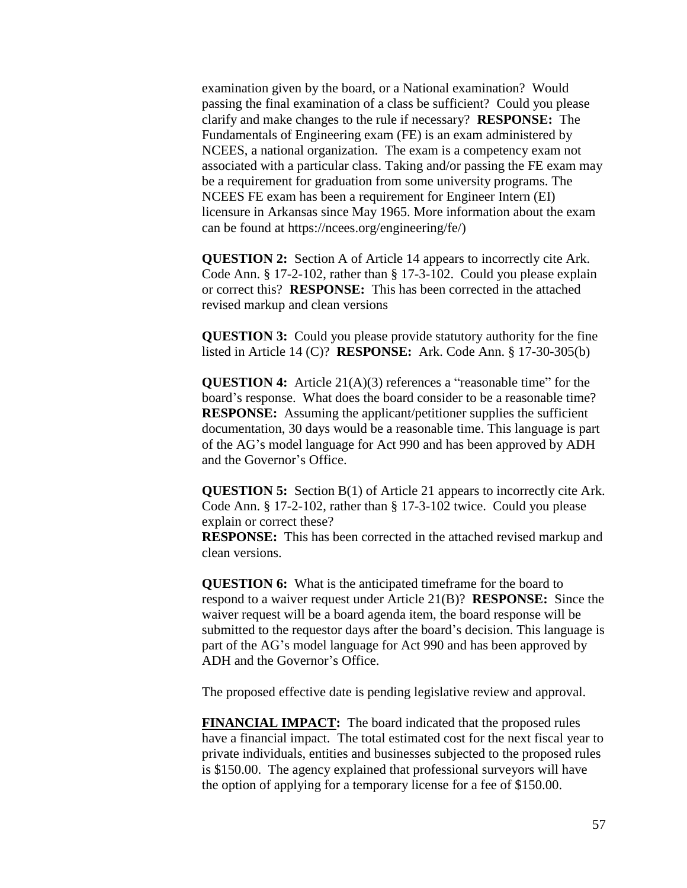examination given by the board, or a National examination? Would passing the final examination of a class be sufficient? Could you please clarify and make changes to the rule if necessary? **RESPONSE:** The Fundamentals of Engineering exam (FE) is an exam administered by NCEES, a national organization. The exam is a competency exam not associated with a particular class. Taking and/or passing the FE exam may be a requirement for graduation from some university programs. The NCEES FE exam has been a requirement for Engineer Intern (EI) licensure in Arkansas since May 1965. More information about the exam can be found at https://ncees.org/engineering/fe/)

**QUESTION 2:** Section A of Article 14 appears to incorrectly cite Ark. Code Ann. § 17-2-102, rather than § 17-3-102. Could you please explain or correct this? **RESPONSE:** This has been corrected in the attached revised markup and clean versions

**QUESTION 3:** Could you please provide statutory authority for the fine listed in Article 14 (C)? **RESPONSE:** Ark. Code Ann. § 17-30-305(b)

**QUESTION 4:** Article 21(A)(3) references a "reasonable time" for the board's response. What does the board consider to be a reasonable time? **RESPONSE:** Assuming the applicant/petitioner supplies the sufficient documentation, 30 days would be a reasonable time. This language is part of the AG's model language for Act 990 and has been approved by ADH and the Governor's Office.

**QUESTION 5:** Section B(1) of Article 21 appears to incorrectly cite Ark. Code Ann. § 17-2-102, rather than § 17-3-102 twice. Could you please explain or correct these?
**RESPONSE:** This has been corrected in the attached revised markup and clean versions.

**QUESTION 6:** What is the anticipated timeframe for the board to respond to a waiver request under Article 21(B)? **RESPONSE:** Since the waiver request will be a board agenda item, the board response will be submitted to the requestor days after the board's decision. This language is part of the AG's model language for Act 990 and has been approved by ADH and the Governor's Office.

The proposed effective date is pending legislative review and approval.

**FINANCIAL IMPACT:** The board indicated that the proposed rules have a financial impact. The total estimated cost for the next fiscal year to private individuals, entities and businesses subjected to the proposed rules is $150.00. The agency explained that professional surveyors will have the option of applying for a temporary license for a fee of $150.00.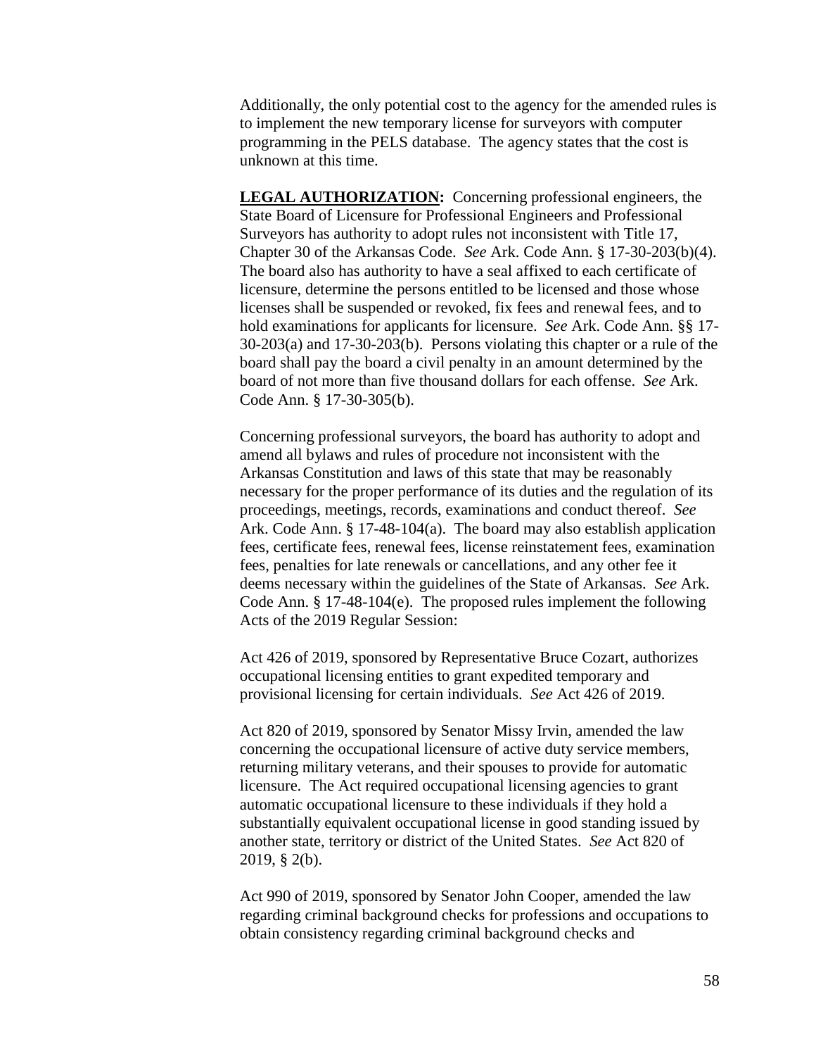Additionally, the only potential cost to the agency for the amended rules is to implement the new temporary license for surveyors with computer programming in the PELS database. The agency states that the cost is unknown at this time.

**LEGAL AUTHORIZATION:** Concerning professional engineers, the State Board of Licensure for Professional Engineers and Professional Surveyors has authority to adopt rules not inconsistent with Title 17, Chapter 30 of the Arkansas Code. *See* Ark. Code Ann. § 17-30-203(b)(4). The board also has authority to have a seal affixed to each certificate of licensure, determine the persons entitled to be licensed and those whose licenses shall be suspended or revoked, fix fees and renewal fees, and to hold examinations for applicants for licensure. *See* Ark. Code Ann. §§ 17-30-203(a) and 17-30-203(b). Persons violating this chapter or a rule of the board shall pay the board a civil penalty in an amount determined by the board of not more than five thousand dollars for each offense. *See* Ark. Code Ann. § 17-30-305(b).

Concerning professional surveyors, the board has authority to adopt and amend all bylaws and rules of procedure not inconsistent with the Arkansas Constitution and laws of this state that may be reasonably necessary for the proper performance of its duties and the regulation of its proceedings, meetings, records, examinations and conduct thereof. *See* Ark. Code Ann. § 17-48-104(a). The board may also establish application fees, certificate fees, renewal fees, license reinstatement fees, examination fees, penalties for late renewals or cancellations, and any other fee it deems necessary within the guidelines of the State of Arkansas. *See* Ark. Code Ann. § 17-48-104(e). The proposed rules implement the following Acts of the 2019 Regular Session:

Act 426 of 2019, sponsored by Representative Bruce Cozart, authorizes occupational licensing entities to grant expedited temporary and provisional licensing for certain individuals. *See* Act 426 of 2019.

Act 820 of 2019, sponsored by Senator Missy Irvin, amended the law concerning the occupational licensure of active duty service members, returning military veterans, and their spouses to provide for automatic licensure. The Act required occupational licensing agencies to grant automatic occupational licensure to these individuals if they hold a substantially equivalent occupational license in good standing issued by another state, territory or district of the United States. *See* Act 820 of 2019, § 2(b).

Act 990 of 2019, sponsored by Senator John Cooper, amended the law regarding criminal background checks for professions and occupations to obtain consistency regarding criminal background checks and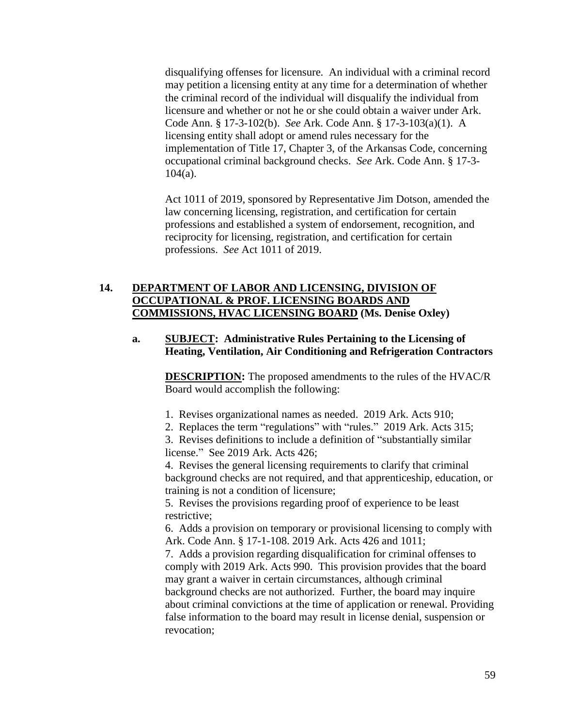disqualifying offenses for licensure. An individual with a criminal record may petition a licensing entity at any time for a determination of whether the criminal record of the individual will disqualify the individual from licensure and whether or not he or she could obtain a waiver under Ark. Code Ann. § 17-3-102(b). *See* Ark. Code Ann. § 17-3-103(a)(1). A licensing entity shall adopt or amend rules necessary for the implementation of Title 17, Chapter 3, of the Arkansas Code, concerning occupational criminal background checks. *See* Ark. Code Ann. § 17-3-104(a).

Act 1011 of 2019, sponsored by Representative Jim Dotson, amended the law concerning licensing, registration, and certification for certain professions and established a system of endorsement, recognition, and reciprocity for licensing, registration, and certification for certain professions. *See* Act 1011 of 2019.

**14. <u>DEPARTMENT OF LABOR AND LICENSING, DIVISION OF OCCUPATIONAL & PROF. LICENSING BOARDS AND COMMISSIONS, HVAC LICENSING BOARD</u> (Ms. Denise Oxley)**

**a. <u>SUBJECT</u>: Administrative Rules Pertaining to the Licensing of Heating, Ventilation, Air Conditioning and Refrigeration Contractors**

**<u>DESCRIPTION</u>:** The proposed amendments to the rules of the HVAC/R Board would accomplish the following:

1. Revises organizational names as needed. 2019 Ark. Acts 910;
2. Replaces the term "regulations" with "rules." 2019 Ark. Acts 315;
3. Revises definitions to include a definition of "substantially similar license." See 2019 Ark. Acts 426;
4. Revises the general licensing requirements to clarify that criminal background checks are not required, and that apprenticeship, education, or training is not a condition of licensure;
5. Revises the provisions regarding proof of experience to be least restrictive;
6. Adds a provision on temporary or provisional licensing to comply with Ark. Code Ann. § 17-1-108. 2019 Ark. Acts 426 and 1011;
7. Adds a provision regarding disqualification for criminal offenses to comply with 2019 Ark. Acts 990. This provision provides that the board may grant a waiver in certain circumstances, although criminal background checks are not authorized. Further, the board may inquire about criminal convictions at the time of application or renewal. Providing false information to the board may result in license denial, suspension or revocation;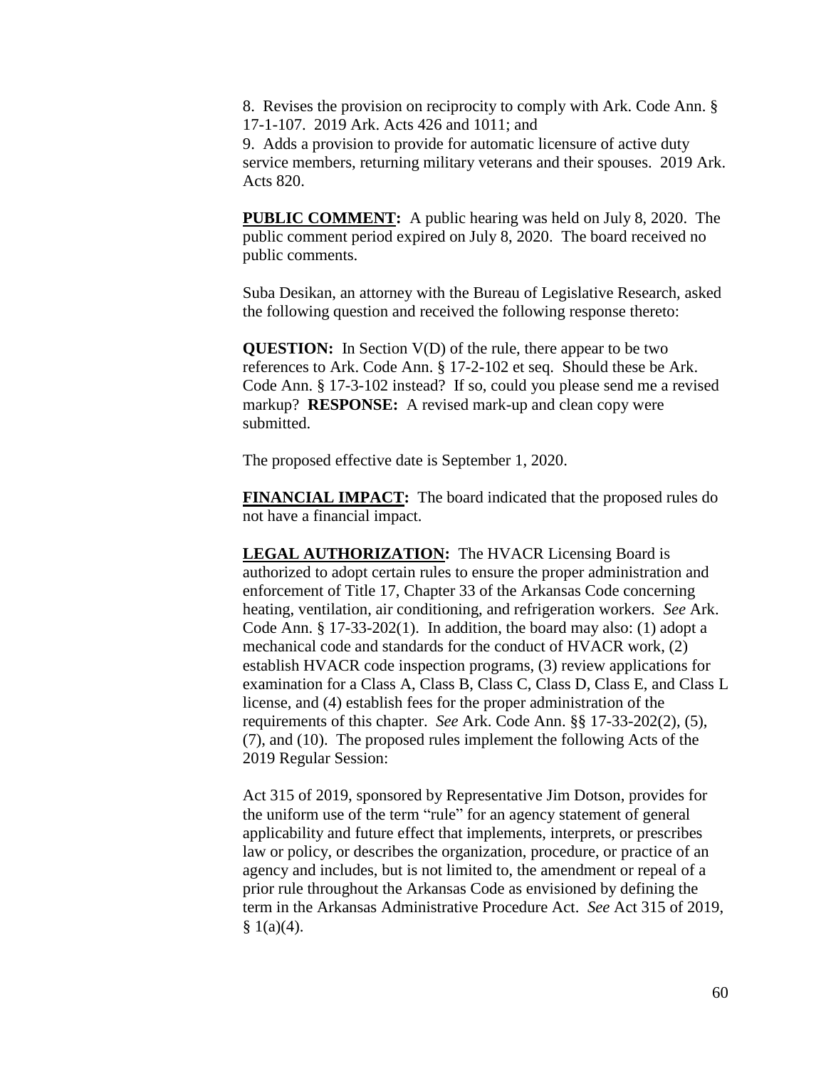8. Revises the provision on reciprocity to comply with Ark. Code Ann. § 17-1-107. 2019 Ark. Acts 426 and 1011; and
9. Adds a provision to provide for automatic licensure of active duty service members, returning military veterans and their spouses. 2019 Ark. Acts 820.

**PUBLIC COMMENT:** A public hearing was held on July 8, 2020. The public comment period expired on July 8, 2020. The board received no public comments.

Suba Desikan, an attorney with the Bureau of Legislative Research, asked the following question and received the following response thereto:

**QUESTION:** In Section V(D) of the rule, there appear to be two references to Ark. Code Ann. § 17-2-102 et seq. Should these be Ark. Code Ann. § 17-3-102 instead? If so, could you please send me a revised markup? **RESPONSE:** A revised mark-up and clean copy were submitted.

The proposed effective date is September 1, 2020.

**FINANCIAL IMPACT:** The board indicated that the proposed rules do not have a financial impact.

**LEGAL AUTHORIZATION:** The HVACR Licensing Board is authorized to adopt certain rules to ensure the proper administration and enforcement of Title 17, Chapter 33 of the Arkansas Code concerning heating, ventilation, air conditioning, and refrigeration workers. *See* Ark. Code Ann. § 17-33-202(1). In addition, the board may also: (1) adopt a mechanical code and standards for the conduct of HVACR work, (2) establish HVACR code inspection programs, (3) review applications for examination for a Class A, Class B, Class C, Class D, Class E, and Class L license, and (4) establish fees for the proper administration of the requirements of this chapter. *See* Ark. Code Ann. §§ 17-33-202(2), (5), (7), and (10). The proposed rules implement the following Acts of the 2019 Regular Session:

Act 315 of 2019, sponsored by Representative Jim Dotson, provides for the uniform use of the term "rule" for an agency statement of general applicability and future effect that implements, interprets, or prescribes law or policy, or describes the organization, procedure, or practice of an agency and includes, but is not limited to, the amendment or repeal of a prior rule throughout the Arkansas Code as envisioned by defining the term in the Arkansas Administrative Procedure Act. *See* Act 315 of 2019, § 1(a)(4).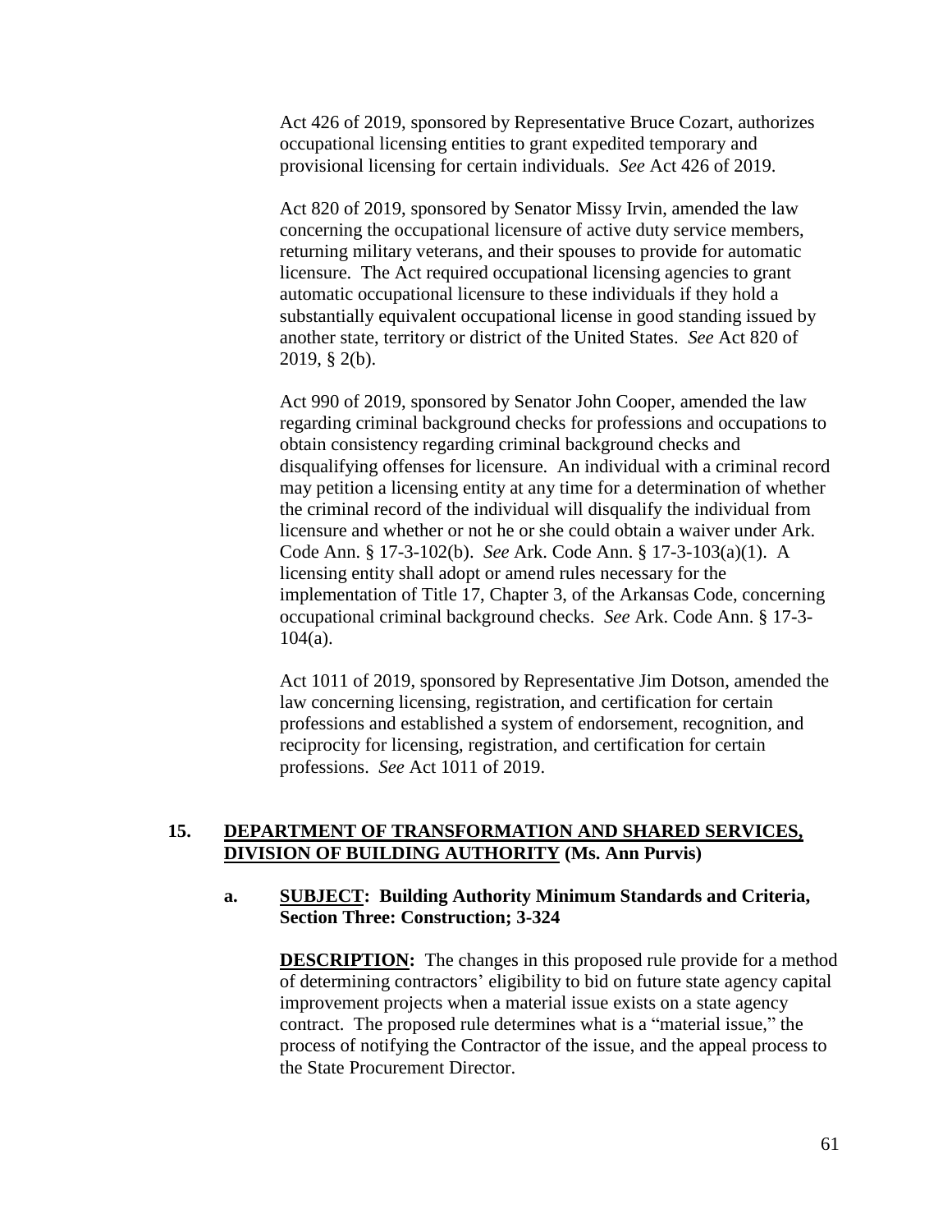Act 426 of 2019, sponsored by Representative Bruce Cozart, authorizes occupational licensing entities to grant expedited temporary and provisional licensing for certain individuals. *See* Act 426 of 2019.

Act 820 of 2019, sponsored by Senator Missy Irvin, amended the law concerning the occupational licensure of active duty service members, returning military veterans, and their spouses to provide for automatic licensure. The Act required occupational licensing agencies to grant automatic occupational licensure to these individuals if they hold a substantially equivalent occupational license in good standing issued by another state, territory or district of the United States. *See* Act 820 of 2019, § 2(b).

Act 990 of 2019, sponsored by Senator John Cooper, amended the law regarding criminal background checks for professions and occupations to obtain consistency regarding criminal background checks and disqualifying offenses for licensure. An individual with a criminal record may petition a licensing entity at any time for a determination of whether the criminal record of the individual will disqualify the individual from licensure and whether or not he or she could obtain a waiver under Ark. Code Ann. § 17-3-102(b). *See* Ark. Code Ann. § 17-3-103(a)(1). A licensing entity shall adopt or amend rules necessary for the implementation of Title 17, Chapter 3, of the Arkansas Code, concerning occupational criminal background checks. *See* Ark. Code Ann. § 17-3-104(a).

Act 1011 of 2019, sponsored by Representative Jim Dotson, amended the law concerning licensing, registration, and certification for certain professions and established a system of endorsement, recognition, and reciprocity for licensing, registration, and certification for certain professions. *See* Act 1011 of 2019.

**15. <u>DEPARTMENT OF TRANSFORMATION AND SHARED SERVICES, DIVISION OF BUILDING AUTHORITY</u> (Ms. Ann Purvis)**

**a. <u>SUBJECT</u>: Building Authority Minimum Standards and Criteria, Section Three: Construction; 3-324**

**<u>DESCRIPTION</u>:** The changes in this proposed rule provide for a method of determining contractors' eligibility to bid on future state agency capital improvement projects when a material issue exists on a state agency contract. The proposed rule determines what is a "material issue," the process of notifying the Contractor of the issue, and the appeal process to the State Procurement Director.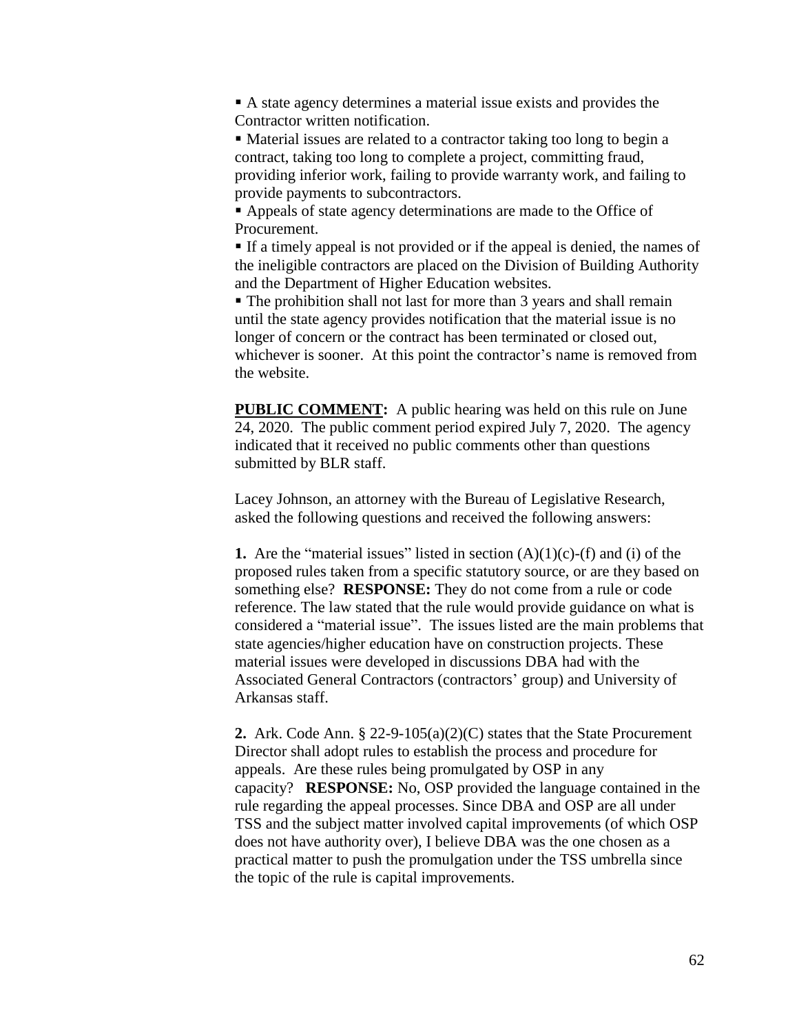- A state agency determines a material issue exists and provides the Contractor written notification.
- Material issues are related to a contractor taking too long to begin a contract, taking too long to complete a project, committing fraud, providing inferior work, failing to provide warranty work, and failing to provide payments to subcontractors.
- Appeals of state agency determinations are made to the Office of Procurement.
- If a timely appeal is not provided or if the appeal is denied, the names of the ineligible contractors are placed on the Division of Building Authority and the Department of Higher Education websites.
- The prohibition shall not last for more than 3 years and shall remain until the state agency provides notification that the material issue is no longer of concern or the contract has been terminated or closed out, whichever is sooner. At this point the contractor's name is removed from the website.

**PUBLIC COMMENT:** A public hearing was held on this rule on June 24, 2020. The public comment period expired July 7, 2020. The agency indicated that it received no public comments other than questions submitted by BLR staff.

Lacey Johnson, an attorney with the Bureau of Legislative Research, asked the following questions and received the following answers:

**1.** Are the "material issues" listed in section (A)(1)(c)-(f) and (i) of the proposed rules taken from a specific statutory source, or are they based on something else? **RESPONSE:** They do not come from a rule or code reference. The law stated that the rule would provide guidance on what is considered a "material issue". The issues listed are the main problems that state agencies/higher education have on construction projects. These material issues were developed in discussions DBA had with the Associated General Contractors (contractors' group) and University of Arkansas staff.

**2.** Ark. Code Ann. § 22-9-105(a)(2)(C) states that the State Procurement Director shall adopt rules to establish the process and procedure for appeals. Are these rules being promulgated by OSP in any capacity? **RESPONSE:** No, OSP provided the language contained in the rule regarding the appeal processes. Since DBA and OSP are all under TSS and the subject matter involved capital improvements (of which OSP does not have authority over), I believe DBA was the one chosen as a practical matter to push the promulgation under the TSS umbrella since the topic of the rule is capital improvements.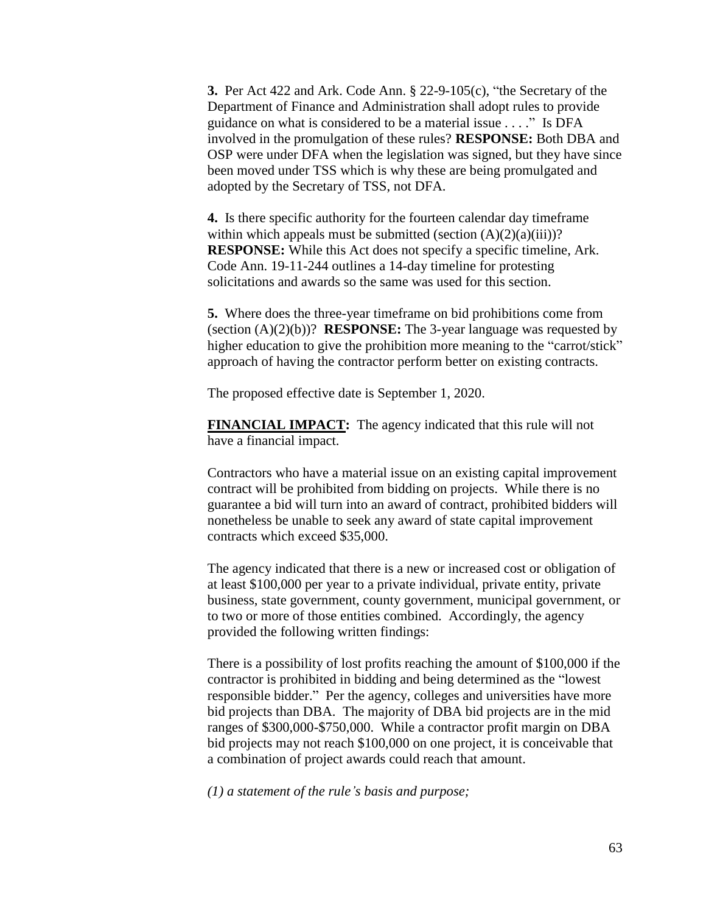**3.** Per Act 422 and Ark. Code Ann. § 22-9-105(c), "the Secretary of the Department of Finance and Administration shall adopt rules to provide guidance on what is considered to be a material issue . . . ." Is DFA involved in the promulgation of these rules? **RESPONSE:** Both DBA and OSP were under DFA when the legislation was signed, but they have since been moved under TSS which is why these are being promulgated and adopted by the Secretary of TSS, not DFA.

**4.** Is there specific authority for the fourteen calendar day timeframe within which appeals must be submitted (section (A)(2)(a)(iii))? **RESPONSE:** While this Act does not specify a specific timeline, Ark. Code Ann. 19-11-244 outlines a 14-day timeline for protesting solicitations and awards so the same was used for this section.

**5.** Where does the three-year timeframe on bid prohibitions come from (section (A)(2)(b))? **RESPONSE:** The 3-year language was requested by higher education to give the prohibition more meaning to the "carrot/stick" approach of having the contractor perform better on existing contracts.

The proposed effective date is September 1, 2020.

**FINANCIAL IMPACT:** The agency indicated that this rule will not have a financial impact.

Contractors who have a material issue on an existing capital improvement contract will be prohibited from bidding on projects. While there is no guarantee a bid will turn into an award of contract, prohibited bidders will nonetheless be unable to seek any award of state capital improvement contracts which exceed $35,000.

The agency indicated that there is a new or increased cost or obligation of at least $100,000 per year to a private individual, private entity, private business, state government, county government, municipal government, or to two or more of those entities combined. Accordingly, the agency provided the following written findings:

There is a possibility of lost profits reaching the amount of $100,000 if the contractor is prohibited in bidding and being determined as the "lowest responsible bidder." Per the agency, colleges and universities have more bid projects than DBA. The majority of DBA bid projects are in the mid ranges of $300,000-$750,000. While a contractor profit margin on DBA bid projects may not reach $100,000 on one project, it is conceivable that a combination of project awards could reach that amount.

*(1) a statement of the rule's basis and purpose;*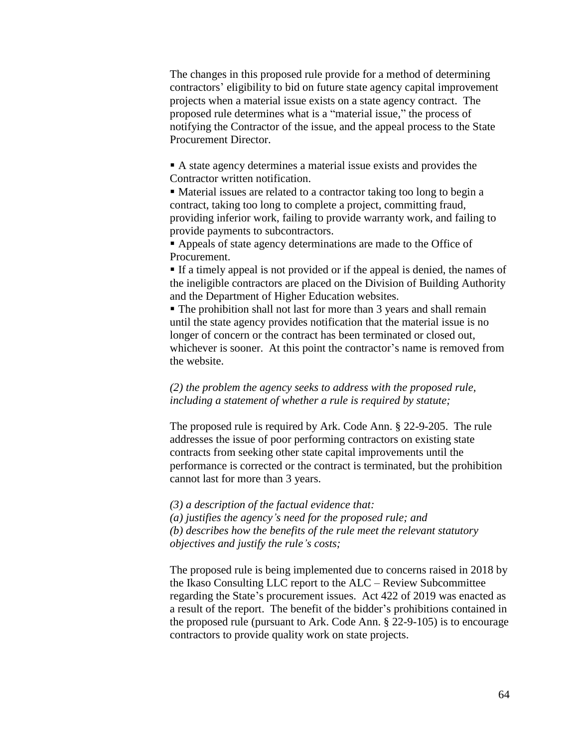The changes in this proposed rule provide for a method of determining contractors' eligibility to bid on future state agency capital improvement projects when a material issue exists on a state agency contract. The proposed rule determines what is a "material issue," the process of notifying the Contractor of the issue, and the appeal process to the State Procurement Director.

- A state agency determines a material issue exists and provides the Contractor written notification.
- Material issues are related to a contractor taking too long to begin a contract, taking too long to complete a project, committing fraud, providing inferior work, failing to provide warranty work, and failing to provide payments to subcontractors.
- Appeals of state agency determinations are made to the Office of Procurement.
- If a timely appeal is not provided or if the appeal is denied, the names of the ineligible contractors are placed on the Division of Building Authority and the Department of Higher Education websites.
- The prohibition shall not last for more than 3 years and shall remain until the state agency provides notification that the material issue is no longer of concern or the contract has been terminated or closed out, whichever is sooner. At this point the contractor's name is removed from the website.

*(2) the problem the agency seeks to address with the proposed rule, including a statement of whether a rule is required by statute;*

The proposed rule is required by Ark. Code Ann. § 22-9-205. The rule addresses the issue of poor performing contractors on existing state contracts from seeking other state capital improvements until the performance is corrected or the contract is terminated, but the prohibition cannot last for more than 3 years.

*(3) a description of the factual evidence that:*
*(a) justifies the agency's need for the proposed rule; and*
*(b) describes how the benefits of the rule meet the relevant statutory objectives and justify the rule's costs;*

The proposed rule is being implemented due to concerns raised in 2018 by the Ikaso Consulting LLC report to the ALC – Review Subcommittee regarding the State's procurement issues. Act 422 of 2019 was enacted as a result of the report. The benefit of the bidder's prohibitions contained in the proposed rule (pursuant to Ark. Code Ann. § 22-9-105) is to encourage contractors to provide quality work on state projects.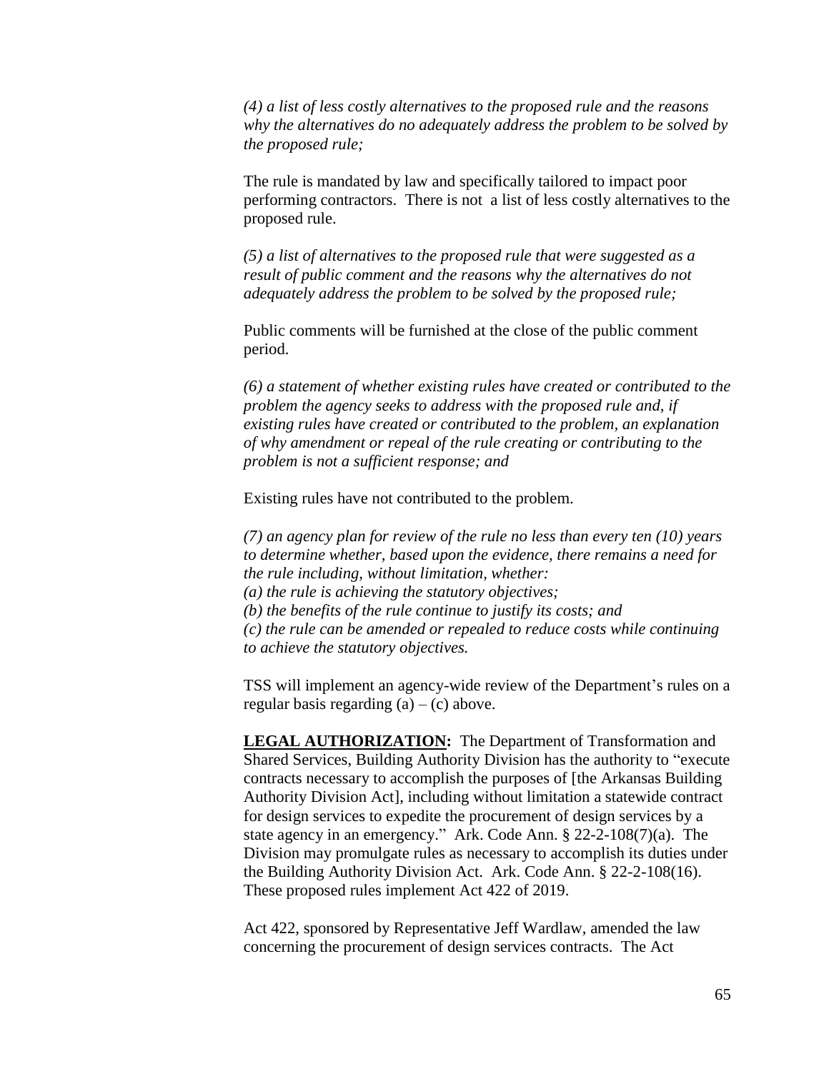*(4) a list of less costly alternatives to the proposed rule and the reasons why the alternatives do no adequately address the problem to be solved by the proposed rule;*

The rule is mandated by law and specifically tailored to impact poor performing contractors. There is not a list of less costly alternatives to the proposed rule.

*(5) a list of alternatives to the proposed rule that were suggested as a result of public comment and the reasons why the alternatives do not adequately address the problem to be solved by the proposed rule;*

Public comments will be furnished at the close of the public comment period.

*(6) a statement of whether existing rules have created or contributed to the problem the agency seeks to address with the proposed rule and, if existing rules have created or contributed to the problem, an explanation of why amendment or repeal of the rule creating or contributing to the problem is not a sufficient response; and*

Existing rules have not contributed to the problem.

*(7) an agency plan for review of the rule no less than every ten (10) years to determine whether, based upon the evidence, there remains a need for the rule including, without limitation, whether:*
*(a) the rule is achieving the statutory objectives;*
*(b) the benefits of the rule continue to justify its costs; and*
*(c) the rule can be amended or repealed to reduce costs while continuing to achieve the statutory objectives.*

TSS will implement an agency-wide review of the Department's rules on a regular basis regarding (a) – (c) above.

**LEGAL AUTHORIZATION:** The Department of Transformation and Shared Services, Building Authority Division has the authority to "execute contracts necessary to accomplish the purposes of [the Arkansas Building Authority Division Act], including without limitation a statewide contract for design services to expedite the procurement of design services by a state agency in an emergency." Ark. Code Ann. § 22-2-108(7)(a). The Division may promulgate rules as necessary to accomplish its duties under the Building Authority Division Act. Ark. Code Ann. § 22-2-108(16). These proposed rules implement Act 422 of 2019.

Act 422, sponsored by Representative Jeff Wardlaw, amended the law concerning the procurement of design services contracts. The Act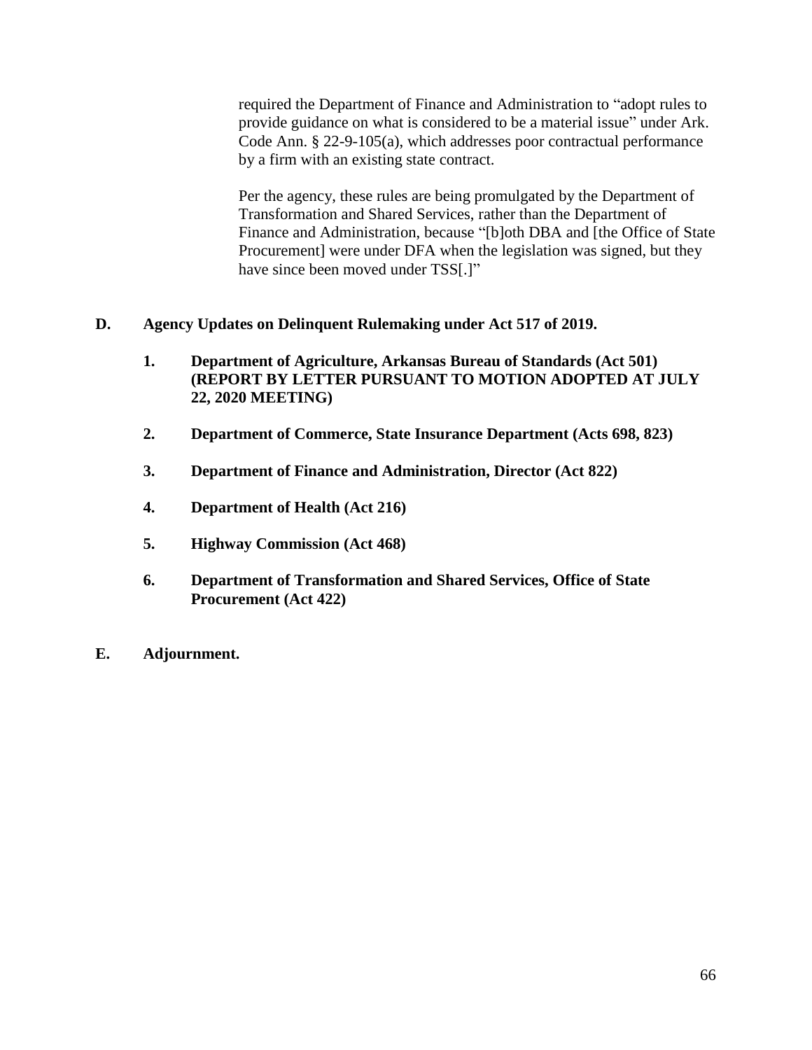required the Department of Finance and Administration to "adopt rules to provide guidance on what is considered to be a material issue" under Ark. Code Ann. § 22-9-105(a), which addresses poor contractual performance by a firm with an existing state contract.

Per the agency, these rules are being promulgated by the Department of Transformation and Shared Services, rather than the Department of Finance and Administration, because "[b]oth DBA and [the Office of State Procurement] were under DFA when the legislation was signed, but they have since been moved under TSS[.]"

**D. Agency Updates on Delinquent Rulemaking under Act 517 of 2019.**

1. **Department of Agriculture, Arkansas Bureau of Standards (Act 501) (REPORT BY LETTER PURSUANT TO MOTION ADOPTED AT JULY 22, 2020 MEETING)**

2. **Department of Commerce, State Insurance Department (Acts 698, 823)**

3. **Department of Finance and Administration, Director (Act 822)**

4. **Department of Health (Act 216)**

5. **Highway Commission (Act 468)**

6. **Department of Transformation and Shared Services, Office of State Procurement (Act 422)**

**E. Adjournment.**